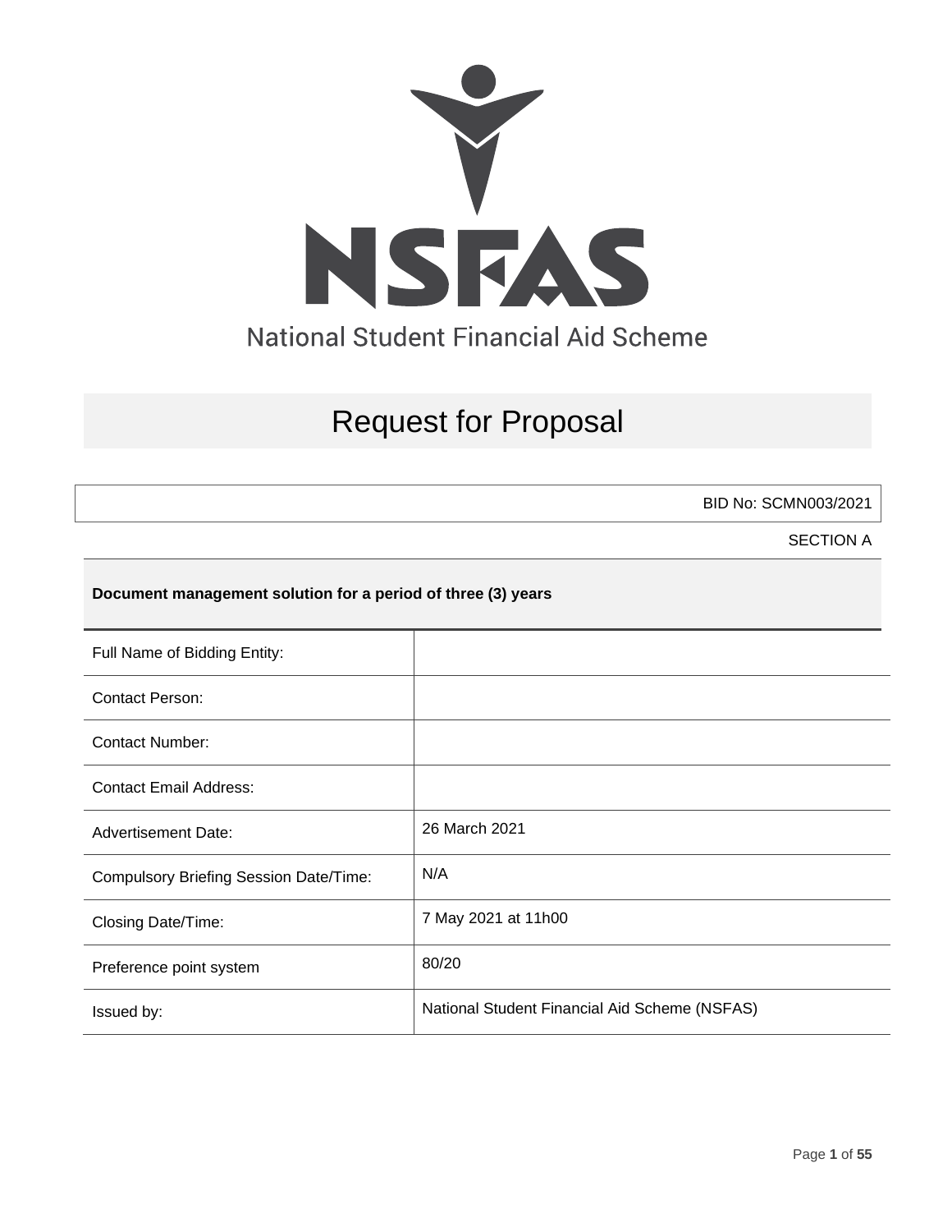NSFAS

National Student Financial Aid Scheme

# Request for Proposal

BID No: SCMN003/2021

SECTION A

**Document management solution for a period of three (3) years**

| | |
|---|---|
| Full Name of Bidding Entity: | |
| Contact Person: | |
| Contact Number: | |
| Contact Email Address: | |
| Advertisement Date: | 26 March 2021 |
| Compulsory Briefing Session Date/Time: | N/A |
| Closing Date/Time: | 7 May 2021 at 11h00 |
| Preference point system | 80/20 |
| Issued by: | National Student Financial Aid Scheme (NSFAS) |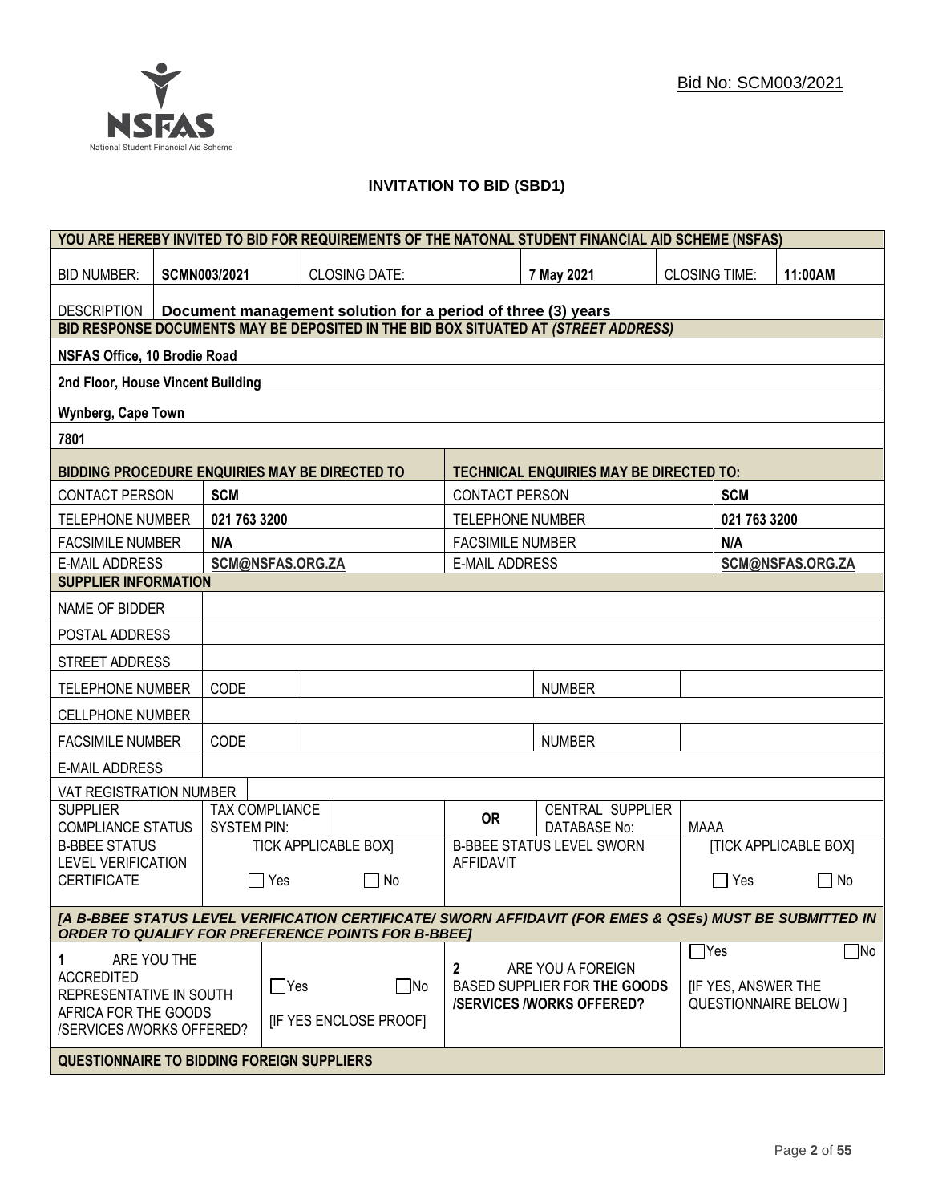Bid No: SCM003/2021

# INVITATION TO BID (SBD1)

| YOU ARE HEREBY INVITED TO BID FOR REQUIREMENTS OF THE NATONAL STUDENT FINANCIAL AID SCHEME (NSFAS) | | | | | |
|---|---|---|---|---|---|
| BID NUMBER: | **SCMN003/2021** | CLOSING DATE: | **7 May 2021** | CLOSING TIME: | **11:00AM** |
| DESCRIPTION | **Document management solution for a period of three (3) years** | | | | |

| BID RESPONSE DOCUMENTS MAY BE DEPOSITED IN THE BID BOX SITUATED AT *(STREET ADDRESS)* |
|---|
| **NSFAS Office, 10 Brodie Road** |
| **2nd Floor, House Vincent Building** |
| **Wynberg, Cape Town** |
| **7801** |

| BIDDING PROCEDURE ENQUIRIES MAY BE DIRECTED TO | | TECHNICAL ENQUIRIES MAY BE DIRECTED TO: | |
|---|---|---|---|
| CONTACT PERSON | **SCM** | CONTACT PERSON | **SCM** |
| TELEPHONE NUMBER | **021 763 3200** | TELEPHONE NUMBER | **021 763 3200** |
| FACSIMILE NUMBER | **N/A** | FACSIMILE NUMBER | **N/A** |
| E-MAIL ADDRESS | **SCM@NSFAS.ORG.ZA** | E-MAIL ADDRESS | **SCM@NSFAS.ORG.ZA** |

| SUPPLIER INFORMATION | | | | |
|---|---|---|---|---|
| NAME OF BIDDER | | | | |
| POSTAL ADDRESS | | | | |
| STREET ADDRESS | | | | |
| TELEPHONE NUMBER | CODE | | NUMBER | |
| CELLPHONE NUMBER | | | | |
| FACSIMILE NUMBER | CODE | | NUMBER | |
| E-MAIL ADDRESS | | | | |
| VAT REGISTRATION NUMBER | | | | |
| SUPPLIER COMPLIANCE STATUS | TAX COMPLIANCE SYSTEM PIN: | | OR CENTRAL SUPPLIER DATABASE No: | MAAA |
| B-BBEE STATUS LEVEL VERIFICATION CERTIFICATE | TICK APPLICABLE BOX] ☐ Yes ☐ No | | B-BBEE STATUS LEVEL SWORN AFFIDAVIT | [TICK APPLICABLE BOX] ☐ Yes ☐ No |

***[A B-BBEE STATUS LEVEL VERIFICATION CERTIFICATE/ SWORN AFFIDAVIT (FOR EMES & QSEs) MUST BE SUBMITTED IN ORDER TO QUALIFY FOR PREFERENCE POINTS FOR B-BBEE]***

| 1 ARE YOU THE ACCREDITED REPRESENTATIVE IN SOUTH AFRICA FOR THE GOODS /SERVICES /WORKS OFFERED? | ☐Yes ☐No [IF YES ENCLOSE PROOF] | 2 ARE YOU A FOREIGN BASED SUPPLIER FOR **THE GOODS /SERVICES /WORKS OFFERED?** | ☐Yes ☐No [IF YES, ANSWER THE QUESTIONNAIRE BELOW ] |
|---|---|---|---|

**QUESTIONNAIRE TO BIDDING FOREIGN SUPPLIERS**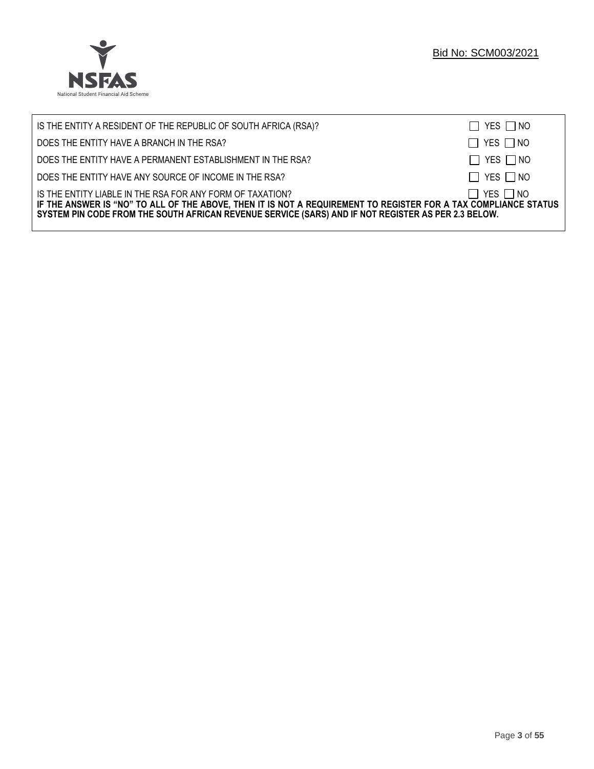| | |
|---|---|
| IS THE ENTITY A RESIDENT OF THE REPUBLIC OF SOUTH AFRICA (RSA)? | ☐ YES ☐ NO |
| DOES THE ENTITY HAVE A BRANCH IN THE RSA? | ☐ YES ☐ NO |
| DOES THE ENTITY HAVE A PERMANENT ESTABLISHMENT IN THE RSA? | ☐ YES ☐ NO |
| DOES THE ENTITY HAVE ANY SOURCE OF INCOME IN THE RSA? | ☐ YES ☐ NO |
| IS THE ENTITY LIABLE IN THE RSA FOR ANY FORM OF TAXATION? | ☐ YES ☐ NO |

**IF THE ANSWER IS "NO" TO ALL OF THE ABOVE, THEN IT IS NOT A REQUIREMENT TO REGISTER FOR A TAX COMPLIANCE STATUS SYSTEM PIN CODE FROM THE SOUTH AFRICAN REVENUE SERVICE (SARS) AND IF NOT REGISTER AS PER 2.3 BELOW.**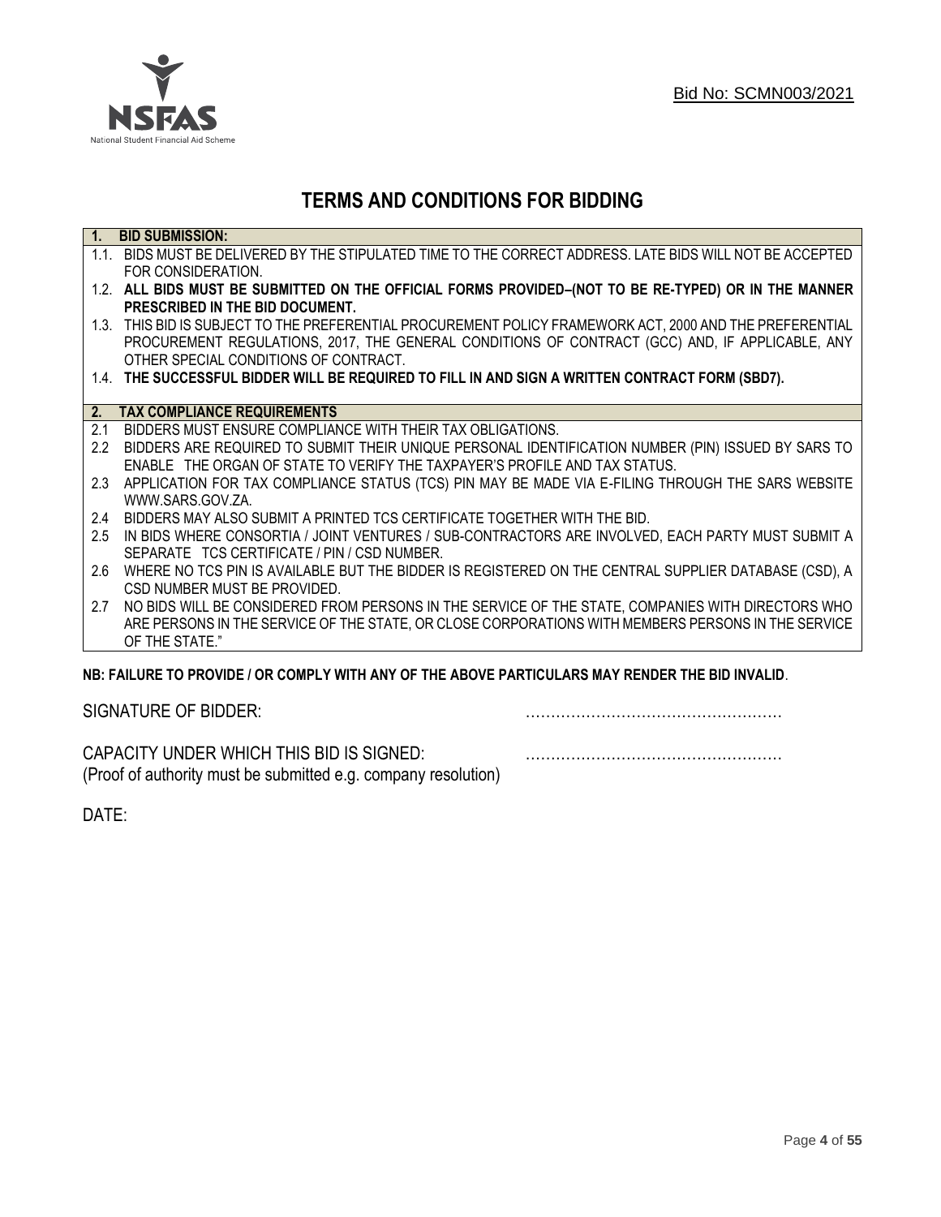Bid No: SCMN003/2021

# TERMS AND CONDITIONS FOR BIDDING

## 1. BID SUBMISSION:

1.1. BIDS MUST BE DELIVERED BY THE STIPULATED TIME TO THE CORRECT ADDRESS. LATE BIDS WILL NOT BE ACCEPTED FOR CONSIDERATION.

1.2. **ALL BIDS MUST BE SUBMITTED ON THE OFFICIAL FORMS PROVIDED–(NOT TO BE RE-TYPED) OR IN THE MANNER PRESCRIBED IN THE BID DOCUMENT.**

1.3. THIS BID IS SUBJECT TO THE PREFERENTIAL PROCUREMENT POLICY FRAMEWORK ACT, 2000 AND THE PREFERENTIAL PROCUREMENT REGULATIONS, 2017, THE GENERAL CONDITIONS OF CONTRACT (GCC) AND, IF APPLICABLE, ANY OTHER SPECIAL CONDITIONS OF CONTRACT.

1.4. **THE SUCCESSFUL BIDDER WILL BE REQUIRED TO FILL IN AND SIGN A WRITTEN CONTRACT FORM (SBD7).**

## 2. TAX COMPLIANCE REQUIREMENTS

2.1 BIDDERS MUST ENSURE COMPLIANCE WITH THEIR TAX OBLIGATIONS.

2.2 BIDDERS ARE REQUIRED TO SUBMIT THEIR UNIQUE PERSONAL IDENTIFICATION NUMBER (PIN) ISSUED BY SARS TO ENABLE THE ORGAN OF STATE TO VERIFY THE TAXPAYER'S PROFILE AND TAX STATUS.

2.3 APPLICATION FOR TAX COMPLIANCE STATUS (TCS) PIN MAY BE MADE VIA E-FILING THROUGH THE SARS WEBSITE WWW.SARS.GOV.ZA.

2.4 BIDDERS MAY ALSO SUBMIT A PRINTED TCS CERTIFICATE TOGETHER WITH THE BID.

2.5 IN BIDS WHERE CONSORTIA / JOINT VENTURES / SUB-CONTRACTORS ARE INVOLVED, EACH PARTY MUST SUBMIT A SEPARATE TCS CERTIFICATE / PIN / CSD NUMBER.

2.6 WHERE NO TCS PIN IS AVAILABLE BUT THE BIDDER IS REGISTERED ON THE CENTRAL SUPPLIER DATABASE (CSD), A CSD NUMBER MUST BE PROVIDED.

2.7 NO BIDS WILL BE CONSIDERED FROM PERSONS IN THE SERVICE OF THE STATE, COMPANIES WITH DIRECTORS WHO ARE PERSONS IN THE SERVICE OF THE STATE, OR CLOSE CORPORATIONS WITH MEMBERS PERSONS IN THE SERVICE OF THE STATE."

**NB: FAILURE TO PROVIDE / OR COMPLY WITH ANY OF THE ABOVE PARTICULARS MAY RENDER THE BID INVALID**.

SIGNATURE OF BIDDER: ……………………………………………

CAPACITY UNDER WHICH THIS BID IS SIGNED: ……………………………………………
(Proof of authority must be submitted e.g. company resolution)

DATE: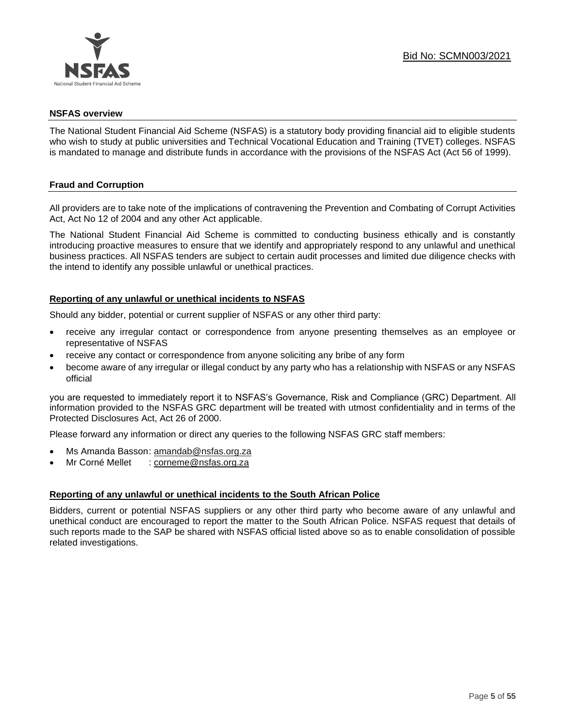## NSFAS overview

The National Student Financial Aid Scheme (NSFAS) is a statutory body providing financial aid to eligible students who wish to study at public universities and Technical Vocational Education and Training (TVET) colleges. NSFAS is mandated to manage and distribute funds in accordance with the provisions of the NSFAS Act (Act 56 of 1999).

## Fraud and Corruption

All providers are to take note of the implications of contravening the Prevention and Combating of Corrupt Activities Act, Act No 12 of 2004 and any other Act applicable.

The National Student Financial Aid Scheme is committed to conducting business ethically and is constantly introducing proactive measures to ensure that we identify and appropriately respond to any unlawful and unethical business practices. All NSFAS tenders are subject to certain audit processes and limited due diligence checks with the intend to identify any possible unlawful or unethical practices.

### Reporting of any unlawful or unethical incidents to NSFAS

Should any bidder, potential or current supplier of NSFAS or any other third party:

- receive any irregular contact or correspondence from anyone presenting themselves as an employee or representative of NSFAS
- receive any contact or correspondence from anyone soliciting any bribe of any form
- become aware of any irregular or illegal conduct by any party who has a relationship with NSFAS or any NSFAS official

you are requested to immediately report it to NSFAS's Governance, Risk and Compliance (GRC) Department. All information provided to the NSFAS GRC department will be treated with utmost confidentiality and in terms of the Protected Disclosures Act, Act 26 of 2000.

Please forward any information or direct any queries to the following NSFAS GRC staff members:

- Ms Amanda Basson: amandab@nsfas.org.za
- Mr Corné Mellet : corneme@nsfas.org.za

### Reporting of any unlawful or unethical incidents to the South African Police

Bidders, current or potential NSFAS suppliers or any other third party who become aware of any unlawful and unethical conduct are encouraged to report the matter to the South African Police. NSFAS request that details of such reports made to the SAP be shared with NSFAS official listed above so as to enable consolidation of possible related investigations.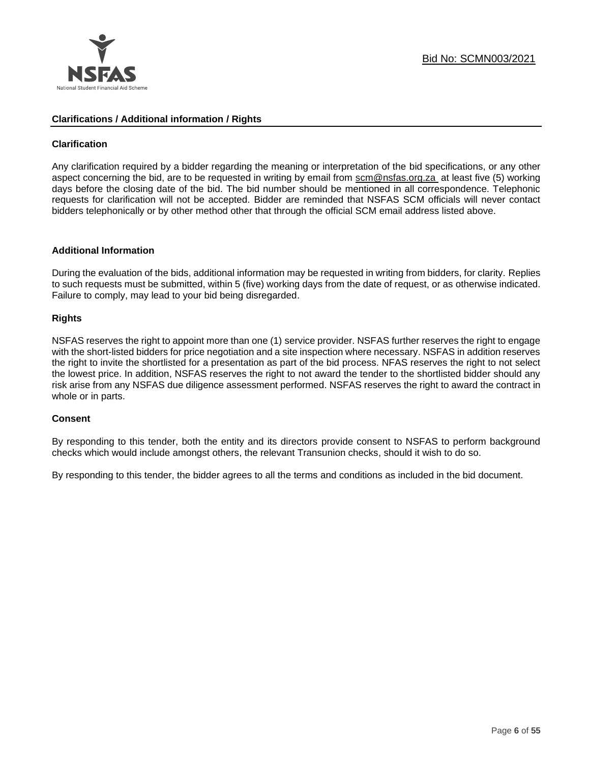## Clarifications / Additional information / Rights

### Clarification

Any clarification required by a bidder regarding the meaning or interpretation of the bid specifications, or any other aspect concerning the bid, are to be requested in writing by email from scm@nsfas.org.za at least five (5) working days before the closing date of the bid. The bid number should be mentioned in all correspondence. Telephonic requests for clarification will not be accepted. Bidder are reminded that NSFAS SCM officials will never contact bidders telephonically or by other method other that through the official SCM email address listed above.

### Additional Information

During the evaluation of the bids, additional information may be requested in writing from bidders, for clarity. Replies to such requests must be submitted, within 5 (five) working days from the date of request, or as otherwise indicated. Failure to comply, may lead to your bid being disregarded.

### Rights

NSFAS reserves the right to appoint more than one (1) service provider. NSFAS further reserves the right to engage with the short-listed bidders for price negotiation and a site inspection where necessary. NSFAS in addition reserves the right to invite the shortlisted for a presentation as part of the bid process. NFAS reserves the right to not select the lowest price. In addition, NSFAS reserves the right to not award the tender to the shortlisted bidder should any risk arise from any NSFAS due diligence assessment performed. NSFAS reserves the right to award the contract in whole or in parts.

### Consent

By responding to this tender, both the entity and its directors provide consent to NSFAS to perform background checks which would include amongst others, the relevant Transunion checks, should it wish to do so.

By responding to this tender, the bidder agrees to all the terms and conditions as included in the bid document.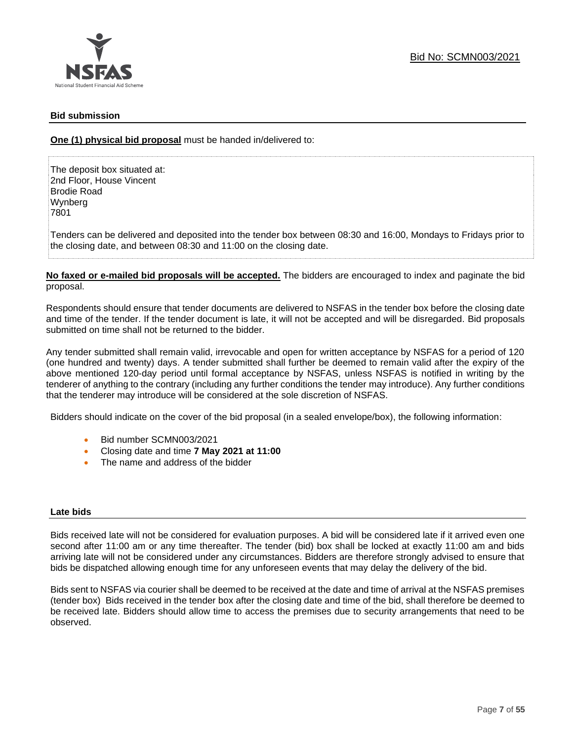## Bid submission

**One (1) physical bid proposal** must be handed in/delivered to:

The deposit box situated at:
2nd Floor, House Vincent
Brodie Road
Wynberg
7801

Tenders can be delivered and deposited into the tender box between 08:30 and 16:00, Mondays to Fridays prior to the closing date, and between 08:30 and 11:00 on the closing date.

**No faxed or e-mailed bid proposals will be accepted.** The bidders are encouraged to index and paginate the bid proposal.

Respondents should ensure that tender documents are delivered to NSFAS in the tender box before the closing date and time of the tender. If the tender document is late, it will not be accepted and will be disregarded. Bid proposals submitted on time shall not be returned to the bidder.

Any tender submitted shall remain valid, irrevocable and open for written acceptance by NSFAS for a period of 120 (one hundred and twenty) days. A tender submitted shall further be deemed to remain valid after the expiry of the above mentioned 120-day period until formal acceptance by NSFAS, unless NSFAS is notified in writing by the tenderer of anything to the contrary (including any further conditions the tender may introduce). Any further conditions that the tenderer may introduce will be considered at the sole discretion of NSFAS.

Bidders should indicate on the cover of the bid proposal (in a sealed envelope/box), the following information:

- Bid number SCMN003/2021
- Closing date and time **7 May 2021 at 11:00**
- The name and address of the bidder

## Late bids

Bids received late will not be considered for evaluation purposes. A bid will be considered late if it arrived even one second after 11:00 am or any time thereafter. The tender (bid) box shall be locked at exactly 11:00 am and bids arriving late will not be considered under any circumstances. Bidders are therefore strongly advised to ensure that bids be dispatched allowing enough time for any unforeseen events that may delay the delivery of the bid.

Bids sent to NSFAS via courier shall be deemed to be received at the date and time of arrival at the NSFAS premises (tender box) Bids received in the tender box after the closing date and time of the bid, shall therefore be deemed to be received late. Bidders should allow time to access the premises due to security arrangements that need to be observed.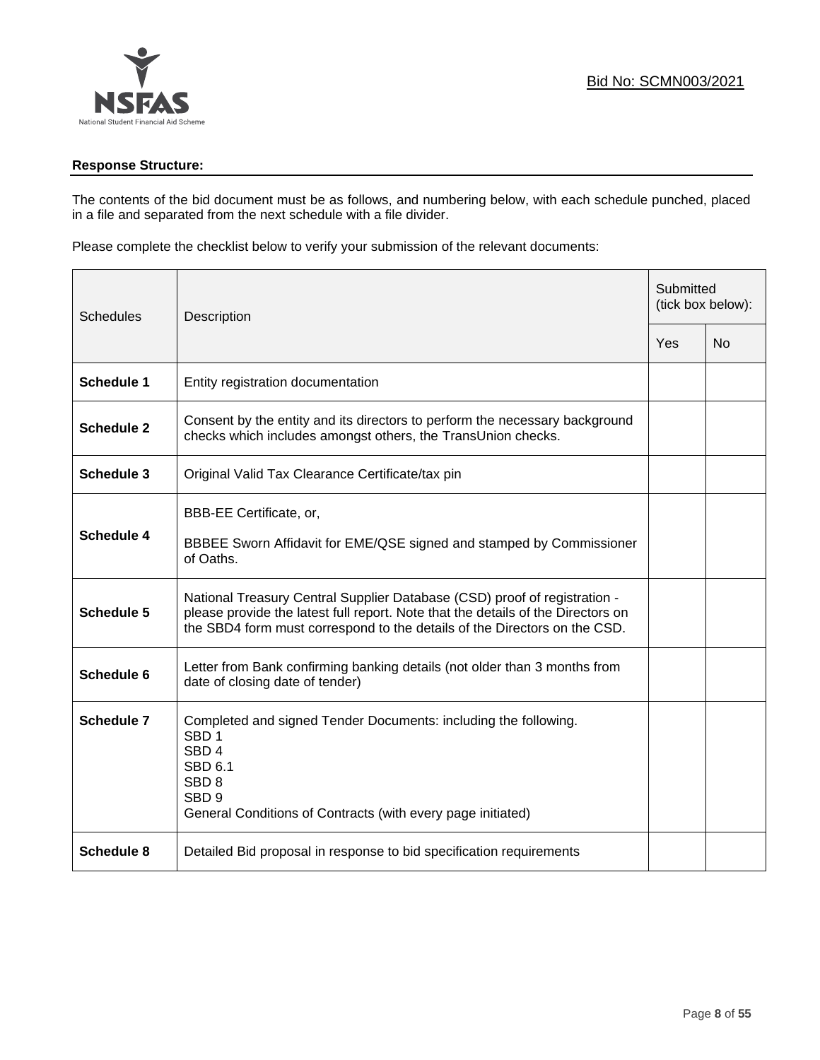Bid No: SCMN003/2021

**Response Structure:**

The contents of the bid document must be as follows, and numbering below, with each schedule punched, placed in a file and separated from the next schedule with a file divider.

Please complete the checklist below to verify your submission of the relevant documents:

| Schedules | Description | Submitted (tick box below): | |
|---|---|---|---|
| | | Yes | No |
| **Schedule 1** | Entity registration documentation | | |
| **Schedule 2** | Consent by the entity and its directors to perform the necessary background checks which includes amongst others, the TransUnion checks. | | |
| **Schedule 3** | Original Valid Tax Clearance Certificate/tax pin | | |
| **Schedule 4** | BBB-EE Certificate, or,<br><br>BBBEE Sworn Affidavit for EME/QSE signed and stamped by Commissioner of Oaths. | | |
| **Schedule 5** | National Treasury Central Supplier Database (CSD) proof of registration - please provide the latest full report. Note that the details of the Directors on the SBD4 form must correspond to the details of the Directors on the CSD. | | |
| **Schedule 6** | Letter from Bank confirming banking details (not older than 3 months from date of closing date of tender) | | |
| **Schedule 7** | Completed and signed Tender Documents: including the following.<br>SBD 1<br>SBD 4<br>SBD 6.1<br>SBD 8<br>SBD 9<br>General Conditions of Contracts (with every page initiated) | | |
| **Schedule 8** | Detailed Bid proposal in response to bid specification requirements | | |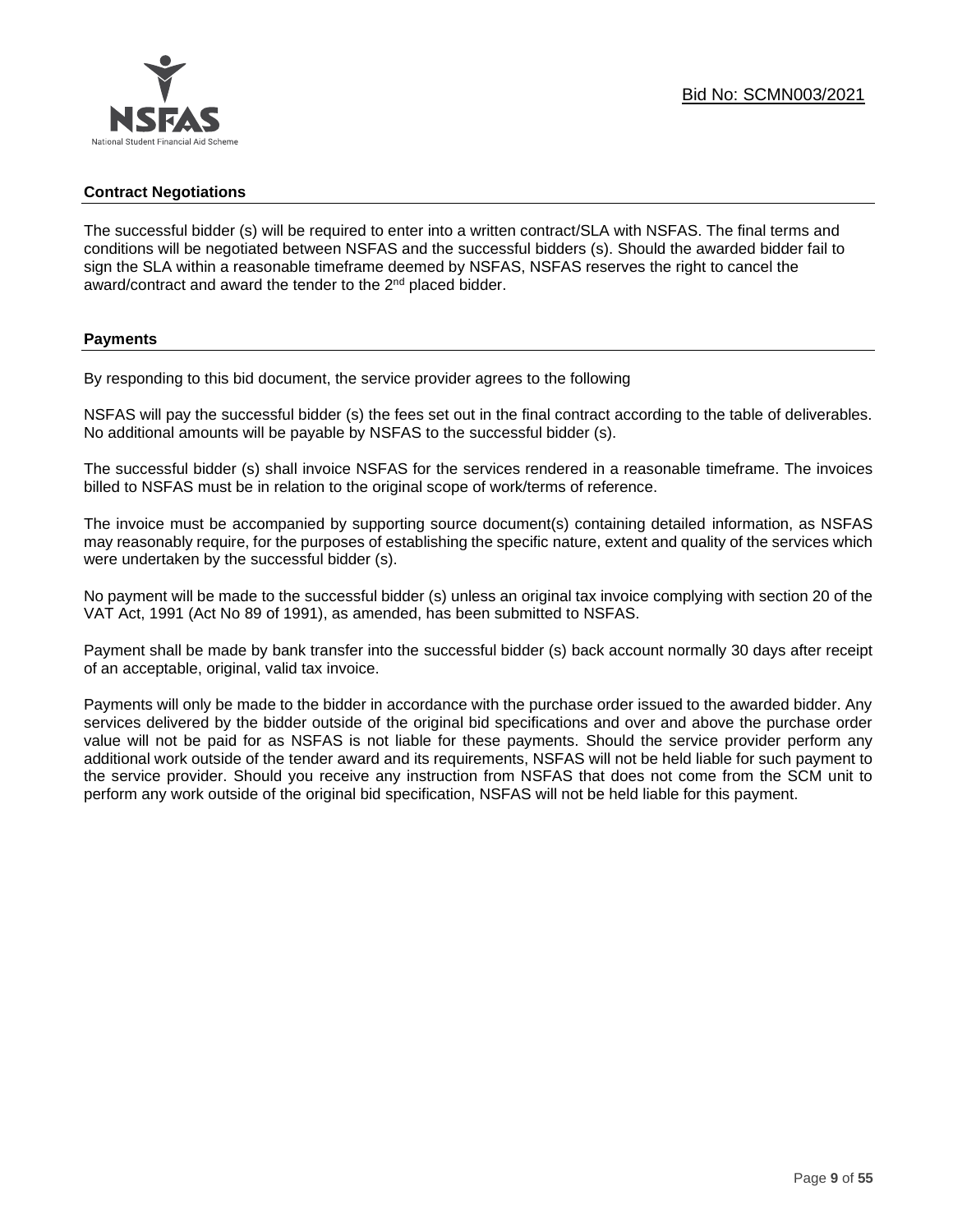## Contract Negotiations

The successful bidder (s) will be required to enter into a written contract/SLA with NSFAS. The final terms and conditions will be negotiated between NSFAS and the successful bidders (s). Should the awarded bidder fail to sign the SLA within a reasonable timeframe deemed by NSFAS, NSFAS reserves the right to cancel the award/contract and award the tender to the 2nd placed bidder.

## Payments

By responding to this bid document, the service provider agrees to the following

NSFAS will pay the successful bidder (s) the fees set out in the final contract according to the table of deliverables. No additional amounts will be payable by NSFAS to the successful bidder (s).

The successful bidder (s) shall invoice NSFAS for the services rendered in a reasonable timeframe. The invoices billed to NSFAS must be in relation to the original scope of work/terms of reference.

The invoice must be accompanied by supporting source document(s) containing detailed information, as NSFAS may reasonably require, for the purposes of establishing the specific nature, extent and quality of the services which were undertaken by the successful bidder (s).

No payment will be made to the successful bidder (s) unless an original tax invoice complying with section 20 of the VAT Act, 1991 (Act No 89 of 1991), as amended, has been submitted to NSFAS.

Payment shall be made by bank transfer into the successful bidder (s) back account normally 30 days after receipt of an acceptable, original, valid tax invoice.

Payments will only be made to the bidder in accordance with the purchase order issued to the awarded bidder. Any services delivered by the bidder outside of the original bid specifications and over and above the purchase order value will not be paid for as NSFAS is not liable for these payments. Should the service provider perform any additional work outside of the tender award and its requirements, NSFAS will not be held liable for such payment to the service provider. Should you receive any instruction from NSFAS that does not come from the SCM unit to perform any work outside of the original bid specification, NSFAS will not be held liable for this payment.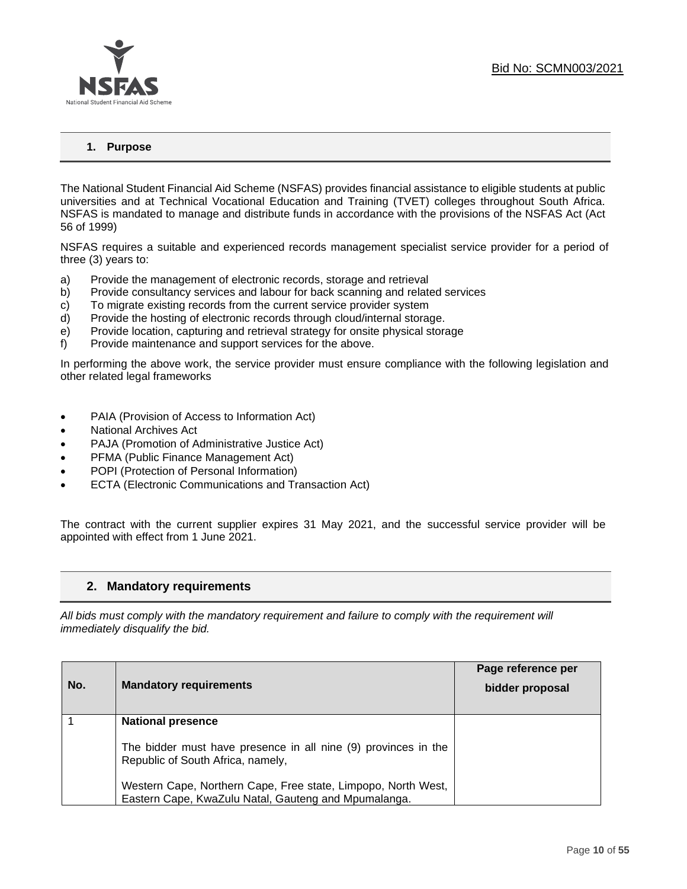## 1. Purpose

The National Student Financial Aid Scheme (NSFAS) provides financial assistance to eligible students at public universities and at Technical Vocational Education and Training (TVET) colleges throughout South Africa. NSFAS is mandated to manage and distribute funds in accordance with the provisions of the NSFAS Act (Act 56 of 1999)

NSFAS requires a suitable and experienced records management specialist service provider for a period of three (3) years to:

a) Provide the management of electronic records, storage and retrieval
b) Provide consultancy services and labour for back scanning and related services
c) To migrate existing records from the current service provider system
d) Provide the hosting of electronic records through cloud/internal storage.
e) Provide location, capturing and retrieval strategy for onsite physical storage
f) Provide maintenance and support services for the above.

In performing the above work, the service provider must ensure compliance with the following legislation and other related legal frameworks

- PAIA (Provision of Access to Information Act)
- National Archives Act
- PAJA (Promotion of Administrative Justice Act)
- PFMA (Public Finance Management Act)
- POPI (Protection of Personal Information)
- ECTA (Electronic Communications and Transaction Act)

The contract with the current supplier expires 31 May 2021, and the successful service provider will be appointed with effect from 1 June 2021.

## 2. Mandatory requirements

*All bids must comply with the mandatory requirement and failure to comply with the requirement will immediately disqualify the bid.*

| No. | Mandatory requirements | Page reference per bidder proposal |
|---|---|---|
| 1 | **National presence**<br><br>The bidder must have presence in all nine (9) provinces in the Republic of South Africa, namely,<br><br>Western Cape, Northern Cape, Free state, Limpopo, North West, Eastern Cape, KwaZulu Natal, Gauteng and Mpumalanga. | |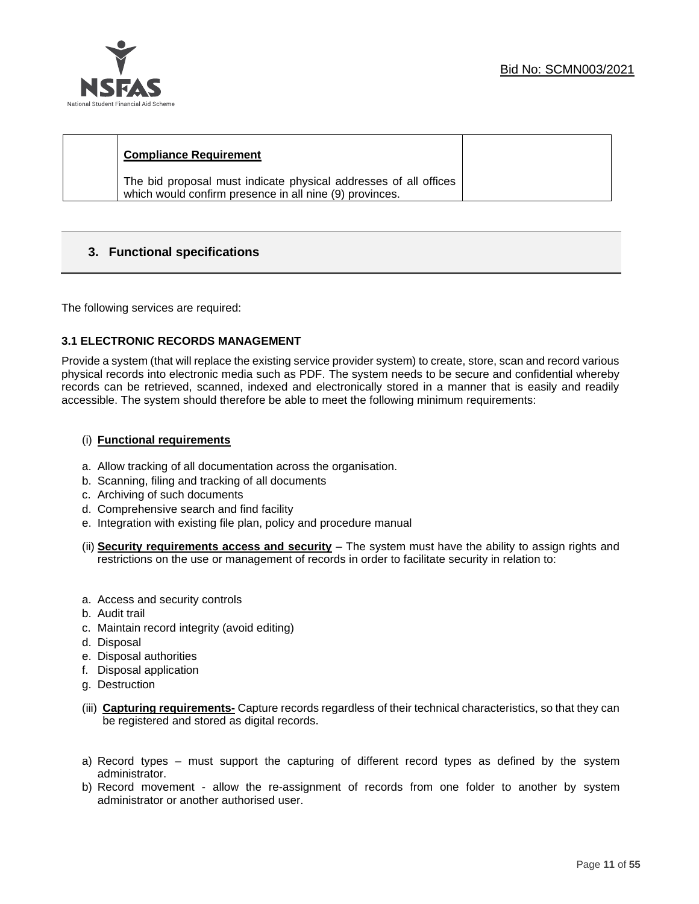| | **Compliance Requirement**<br><br>The bid proposal must indicate physical addresses of all offices which would confirm presence in all nine (9) provinces. | |
|---|---|---|

## 3. Functional specifications

The following services are required:

### 3.1 ELECTRONIC RECORDS MANAGEMENT

Provide a system (that will replace the existing service provider system) to create, store, scan and record various physical records into electronic media such as PDF. The system needs to be secure and confidential whereby records can be retrieved, scanned, indexed and electronically stored in a manner that is easily and readily accessible. The system should therefore be able to meet the following minimum requirements:

(i) **Functional requirements**

a. Allow tracking of all documentation across the organisation.
b. Scanning, filing and tracking of all documents
c. Archiving of such documents
d. Comprehensive search and find facility
e. Integration with existing file plan, policy and procedure manual

(ii) **Security requirements access and security** – The system must have the ability to assign rights and restrictions on the use or management of records in order to facilitate security in relation to:

a. Access and security controls
b. Audit trail
c. Maintain record integrity (avoid editing)
d. Disposal
e. Disposal authorities
f. Disposal application
g. Destruction

(iii) **Capturing requirements-** Capture records regardless of their technical characteristics, so that they can be registered and stored as digital records.

a) Record types – must support the capturing of different record types as defined by the system administrator.
b) Record movement - allow the re-assignment of records from one folder to another by system administrator or another authorised user.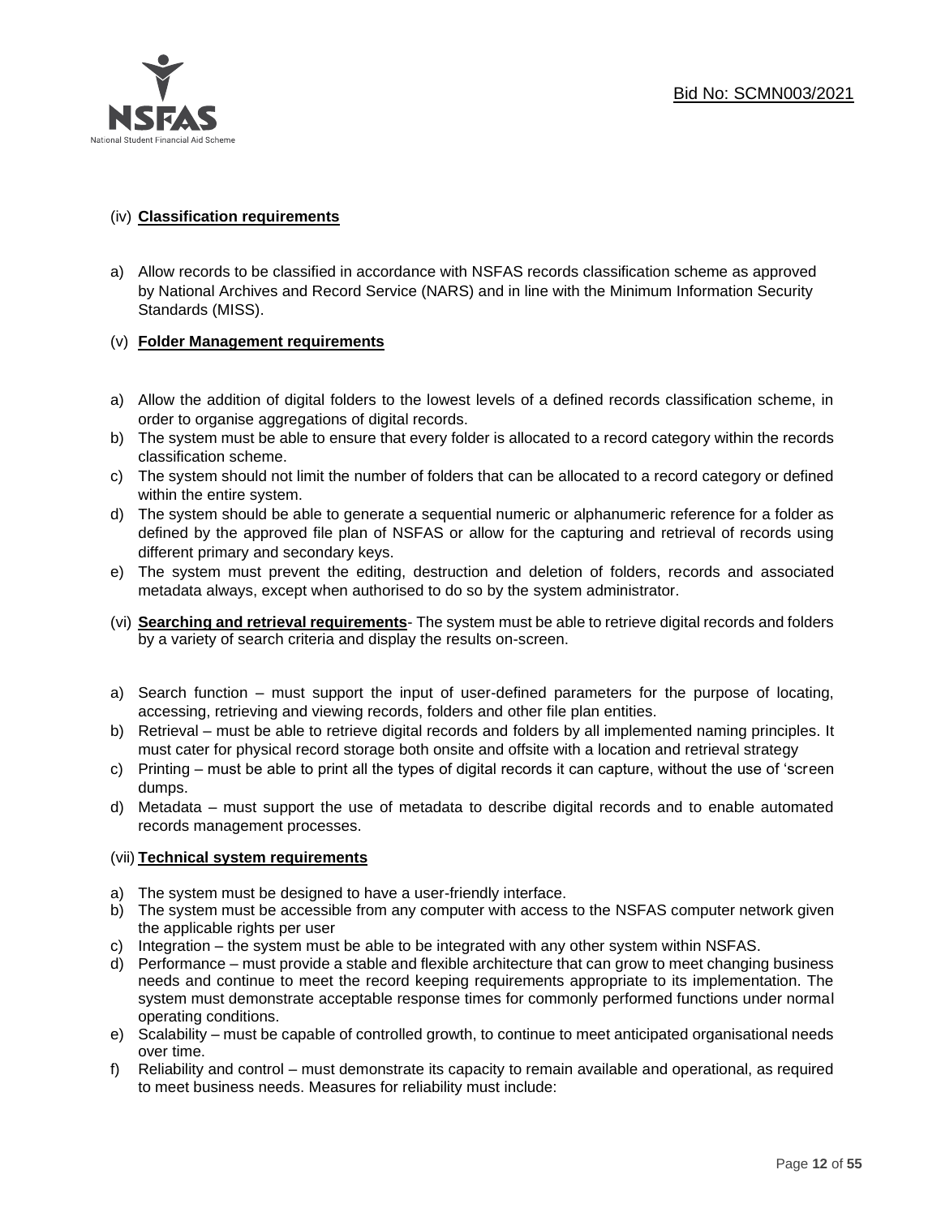(iv) **Classification requirements**

a) Allow records to be classified in accordance with NSFAS records classification scheme as approved by National Archives and Record Service (NARS) and in line with the Minimum Information Security Standards (MISS).

(v) **Folder Management requirements**

a) Allow the addition of digital folders to the lowest levels of a defined records classification scheme, in order to organise aggregations of digital records.
b) The system must be able to ensure that every folder is allocated to a record category within the records classification scheme.
c) The system should not limit the number of folders that can be allocated to a record category or defined within the entire system.
d) The system should be able to generate a sequential numeric or alphanumeric reference for a folder as defined by the approved file plan of NSFAS or allow for the capturing and retrieval of records using different primary and secondary keys.
e) The system must prevent the editing, destruction and deletion of folders, records and associated metadata always, except when authorised to do so by the system administrator.

(vi) **Searching and retrieval requirements**- The system must be able to retrieve digital records and folders by a variety of search criteria and display the results on-screen.

a) Search function – must support the input of user-defined parameters for the purpose of locating, accessing, retrieving and viewing records, folders and other file plan entities.
b) Retrieval – must be able to retrieve digital records and folders by all implemented naming principles. It must cater for physical record storage both onsite and offsite with a location and retrieval strategy
c) Printing – must be able to print all the types of digital records it can capture, without the use of 'screen dumps.
d) Metadata – must support the use of metadata to describe digital records and to enable automated records management processes.

(vii) **Technical system requirements**

a) The system must be designed to have a user-friendly interface.
b) The system must be accessible from any computer with access to the NSFAS computer network given the applicable rights per user
c) Integration – the system must be able to be integrated with any other system within NSFAS.
d) Performance – must provide a stable and flexible architecture that can grow to meet changing business needs and continue to meet the record keeping requirements appropriate to its implementation. The system must demonstrate acceptable response times for commonly performed functions under normal operating conditions.
e) Scalability – must be capable of controlled growth, to continue to meet anticipated organisational needs over time.
f) Reliability and control – must demonstrate its capacity to remain available and operational, as required to meet business needs. Measures for reliability must include: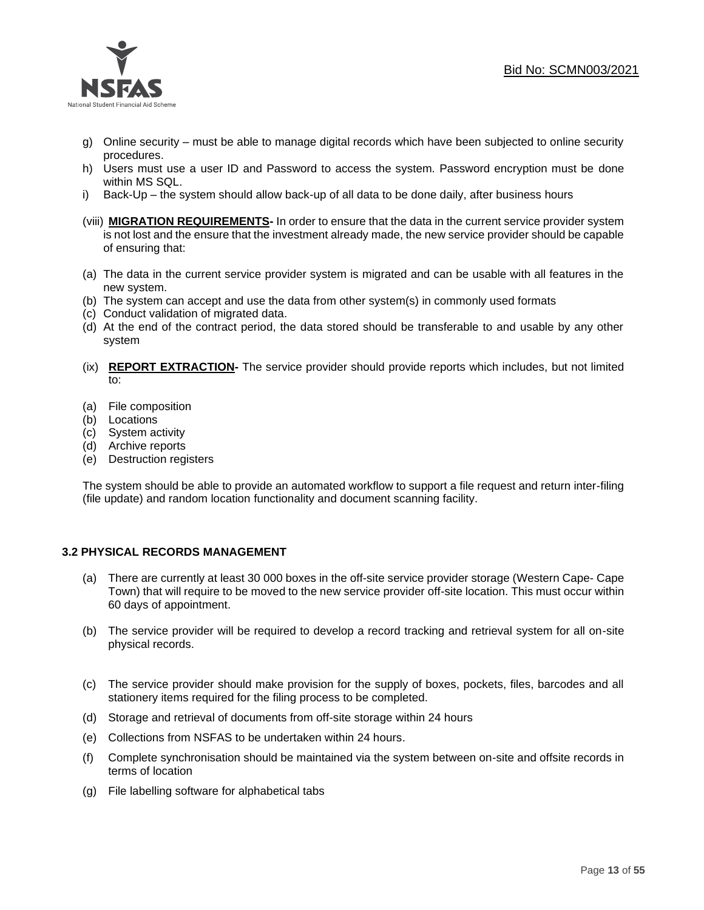g) Online security – must be able to manage digital records which have been subjected to online security procedures.
h) Users must use a user ID and Password to access the system. Password encryption must be done within MS SQL.
i) Back-Up – the system should allow back-up of all data to be done daily, after business hours

(viii) **MIGRATION REQUIREMENTS-** In order to ensure that the data in the current service provider system is not lost and the ensure that the investment already made, the new service provider should be capable of ensuring that:

(a) The data in the current service provider system is migrated and can be usable with all features in the new system.
(b) The system can accept and use the data from other system(s) in commonly used formats
(c) Conduct validation of migrated data.
(d) At the end of the contract period, the data stored should be transferable to and usable by any other system

(ix) **REPORT EXTRACTION-** The service provider should provide reports which includes, but not limited to:

(a) File composition
(b) Locations
(c) System activity
(d) Archive reports
(e) Destruction registers

The system should be able to provide an automated workflow to support a file request and return inter-filing (file update) and random location functionality and document scanning facility.

### 3.2 PHYSICAL RECORDS MANAGEMENT

(a) There are currently at least 30 000 boxes in the off-site service provider storage (Western Cape- Cape Town) that will require to be moved to the new service provider off-site location. This must occur within 60 days of appointment.

(b) The service provider will be required to develop a record tracking and retrieval system for all on-site physical records.

(c) The service provider should make provision for the supply of boxes, pockets, files, barcodes and all stationery items required for the filing process to be completed.

(d) Storage and retrieval of documents from off-site storage within 24 hours

(e) Collections from NSFAS to be undertaken within 24 hours.

(f) Complete synchronisation should be maintained via the system between on-site and offsite records in terms of location

(g) File labelling software for alphabetical tabs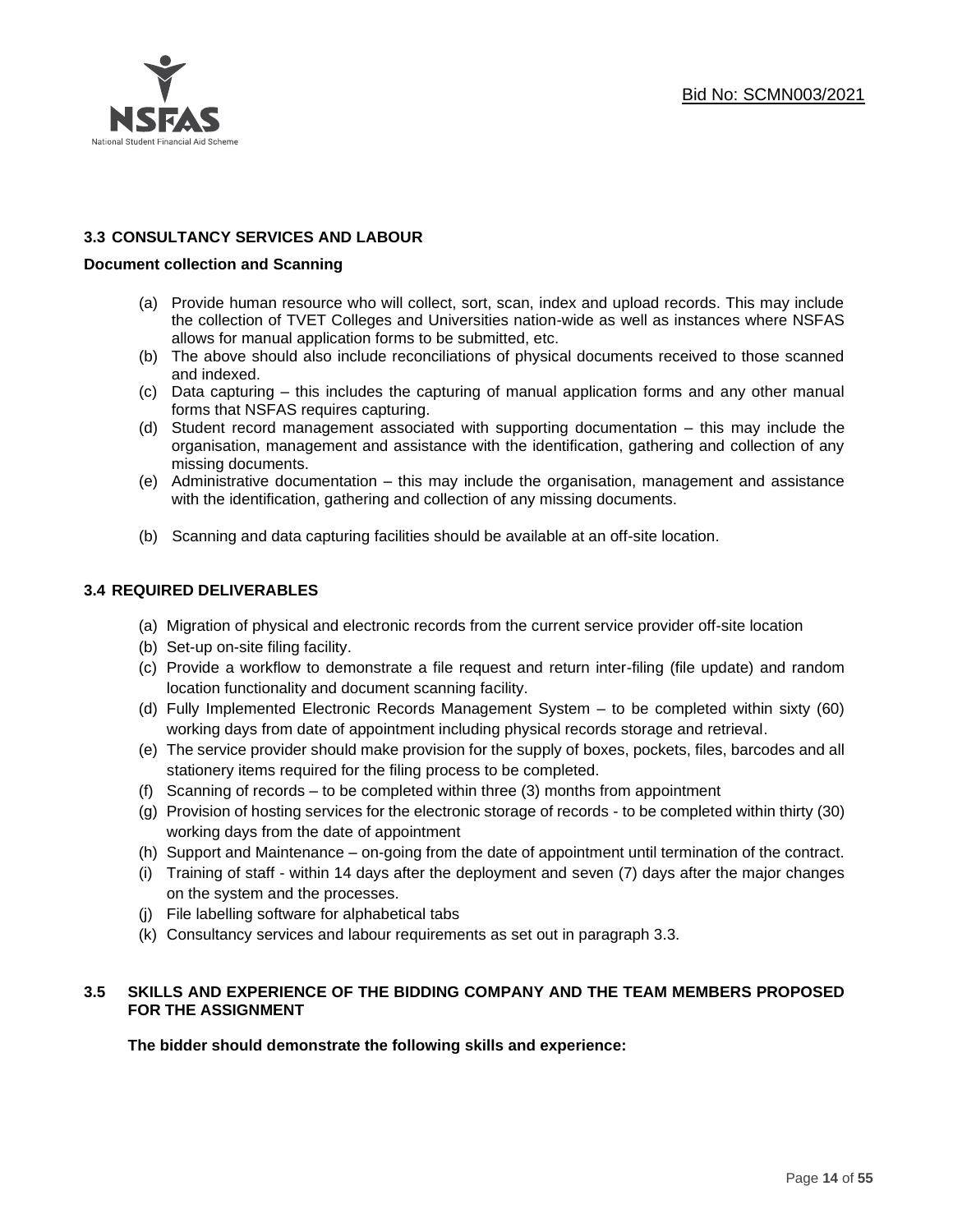### 3.3 CONSULTANCY SERVICES AND LABOUR

**Document collection and Scanning**

(a) Provide human resource who will collect, sort, scan, index and upload records. This may include the collection of TVET Colleges and Universities nation-wide as well as instances where NSFAS allows for manual application forms to be submitted, etc.
(b) The above should also include reconciliations of physical documents received to those scanned and indexed.
(c) Data capturing – this includes the capturing of manual application forms and any other manual forms that NSFAS requires capturing.
(d) Student record management associated with supporting documentation – this may include the organisation, management and assistance with the identification, gathering and collection of any missing documents.
(e) Administrative documentation – this may include the organisation, management and assistance with the identification, gathering and collection of any missing documents.

(b) Scanning and data capturing facilities should be available at an off-site location.

### 3.4 REQUIRED DELIVERABLES

(a) Migration of physical and electronic records from the current service provider off-site location
(b) Set-up on-site filing facility.
(c) Provide a workflow to demonstrate a file request and return inter-filing (file update) and random location functionality and document scanning facility.
(d) Fully Implemented Electronic Records Management System – to be completed within sixty (60) working days from date of appointment including physical records storage and retrieval.
(e) The service provider should make provision for the supply of boxes, pockets, files, barcodes and all stationery items required for the filing process to be completed.
(f) Scanning of records – to be completed within three (3) months from appointment
(g) Provision of hosting services for the electronic storage of records - to be completed within thirty (30) working days from the date of appointment
(h) Support and Maintenance – on-going from the date of appointment until termination of the contract.
(i) Training of staff - within 14 days after the deployment and seven (7) days after the major changes on the system and the processes.
(j) File labelling software for alphabetical tabs
(k) Consultancy services and labour requirements as set out in paragraph 3.3.

### 3.5 SKILLS AND EXPERIENCE OF THE BIDDING COMPANY AND THE TEAM MEMBERS PROPOSED FOR THE ASSIGNMENT

**The bidder should demonstrate the following skills and experience:**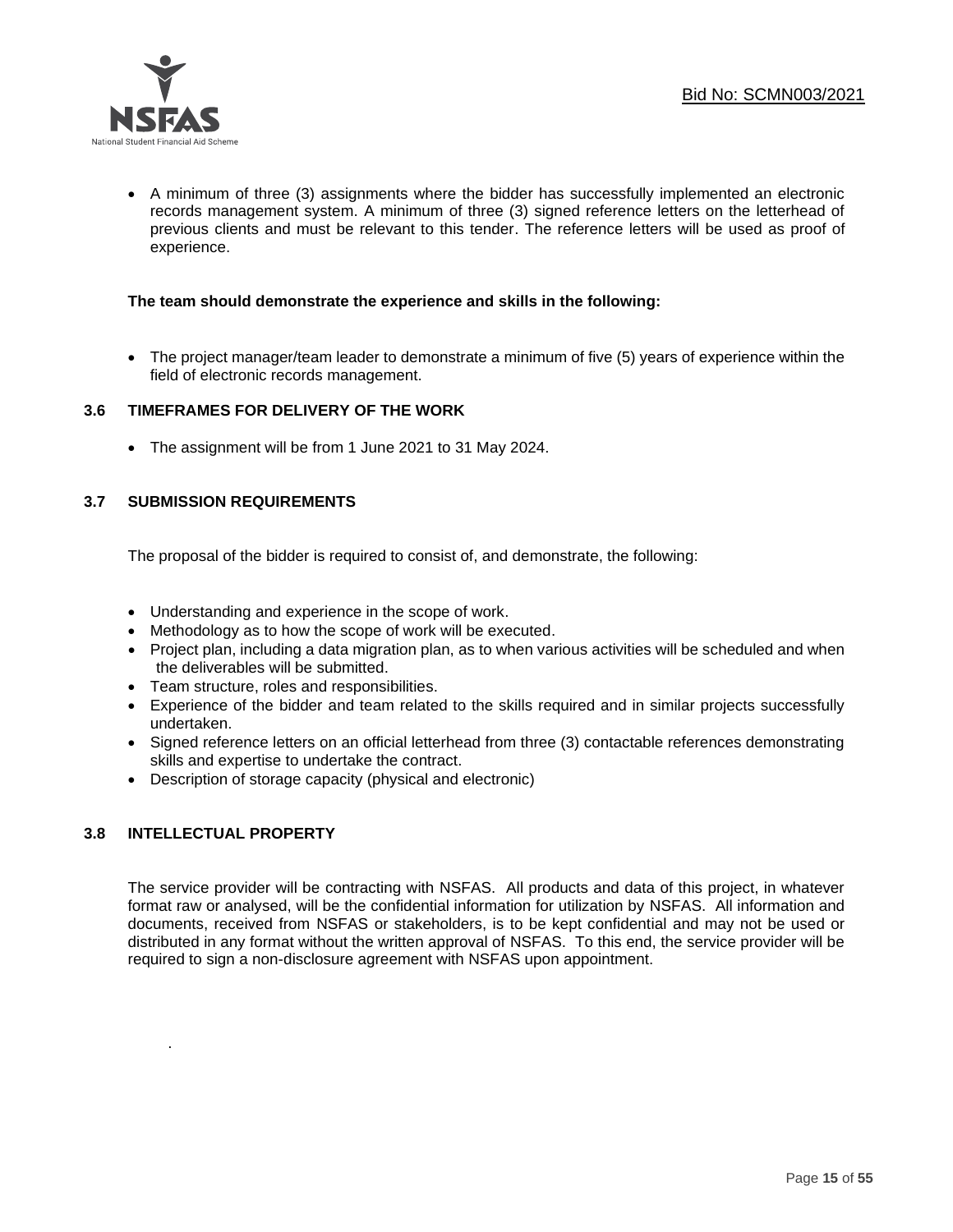- A minimum of three (3) assignments where the bidder has successfully implemented an electronic records management system. A minimum of three (3) signed reference letters on the letterhead of previous clients and must be relevant to this tender. The reference letters will be used as proof of experience.

**The team should demonstrate the experience and skills in the following:**

- The project manager/team leader to demonstrate a minimum of five (5) years of experience within the field of electronic records management.

### 3.6 TIMEFRAMES FOR DELIVERY OF THE WORK

- The assignment will be from 1 June 2021 to 31 May 2024.

### 3.7 SUBMISSION REQUIREMENTS

The proposal of the bidder is required to consist of, and demonstrate, the following:

- Understanding and experience in the scope of work.
- Methodology as to how the scope of work will be executed.
- Project plan, including a data migration plan, as to when various activities will be scheduled and when the deliverables will be submitted.
- Team structure, roles and responsibilities.
- Experience of the bidder and team related to the skills required and in similar projects successfully undertaken.
- Signed reference letters on an official letterhead from three (3) contactable references demonstrating skills and expertise to undertake the contract.
- Description of storage capacity (physical and electronic)

### 3.8 INTELLECTUAL PROPERTY

The service provider will be contracting with NSFAS. All products and data of this project, in whatever format raw or analysed, will be the confidential information for utilization by NSFAS. All information and documents, received from NSFAS or stakeholders, is to be kept confidential and may not be used or distributed in any format without the written approval of NSFAS. To this end, the service provider will be required to sign a non-disclosure agreement with NSFAS upon appointment.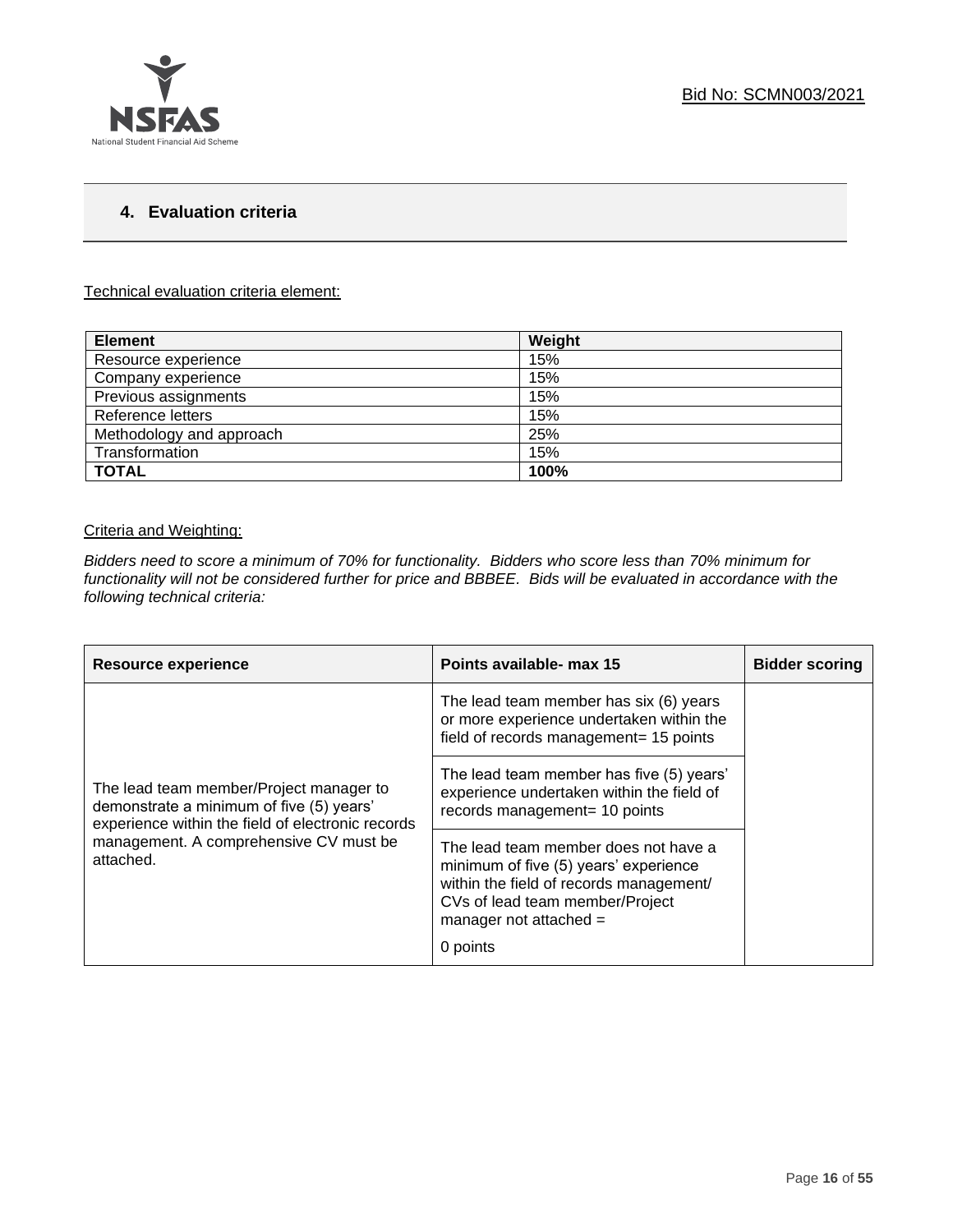## 4. Evaluation criteria

Technical evaluation criteria element:

| Element | Weight |
|---|---|
| Resource experience | 15% |
| Company experience | 15% |
| Previous assignments | 15% |
| Reference letters | 15% |
| Methodology and approach | 25% |
| Transformation | 15% |
| **TOTAL** | **100%** |

Criteria and Weighting:

*Bidders need to score a minimum of 70% for functionality. Bidders who score less than 70% minimum for functionality will not be considered further for price and BBBEE. Bids will be evaluated in accordance with the following technical criteria:*

| Resource experience | Points available- max 15 | Bidder scoring |
|---|---|---|
| The lead team member/Project manager to demonstrate a minimum of five (5) years' experience within the field of electronic records management. A comprehensive CV must be attached. | The lead team member has six (6) years or more experience undertaken within the field of records management= 15 points | |
| | The lead team member has five (5) years' experience undertaken within the field of records management= 10 points | |
| | The lead team member does not have a minimum of five (5) years' experience within the field of records management/ CVs of lead team member/Project manager not attached = 0 points | |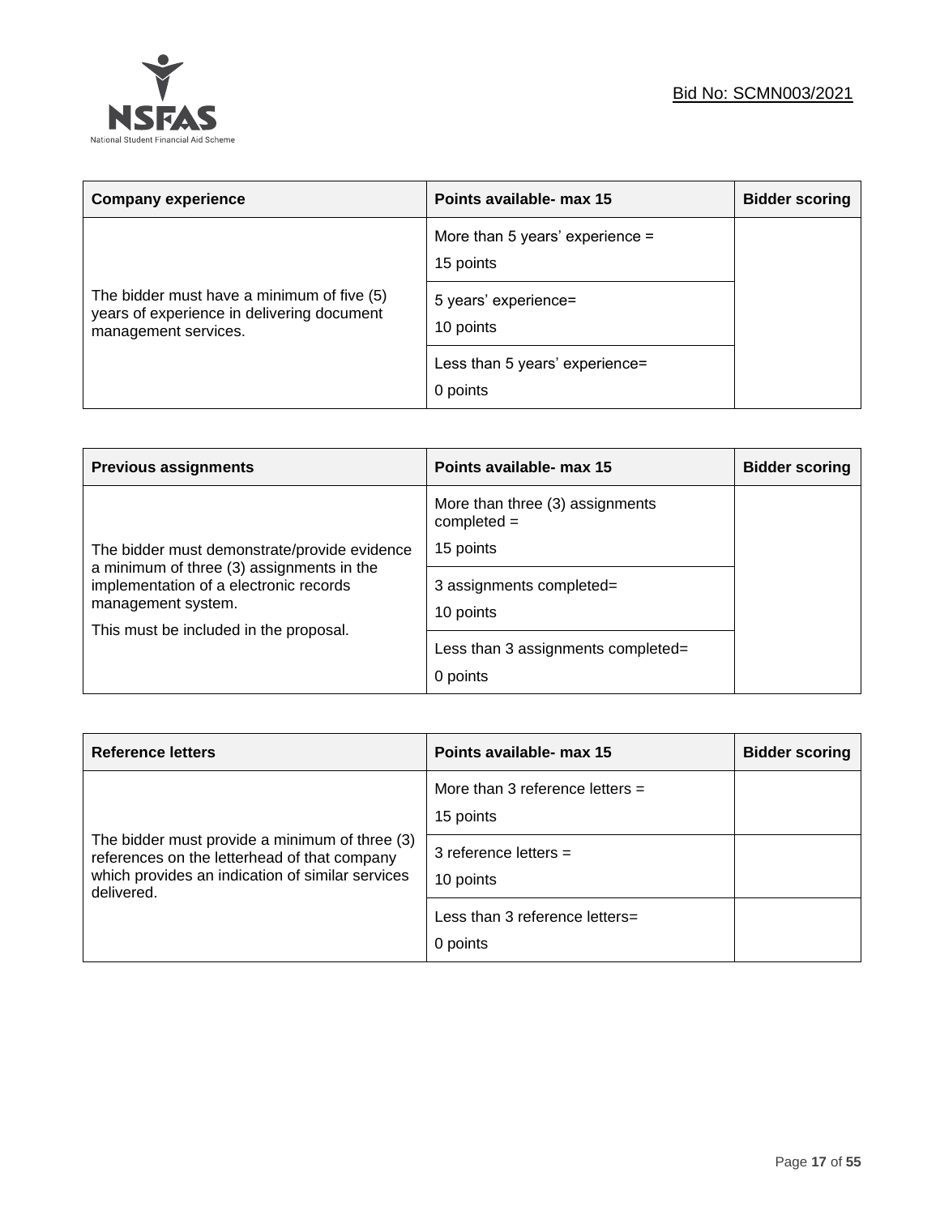| Company experience | Points available- max 15 | Bidder scoring |
|---|---|---|
| The bidder must have a minimum of five (5) years of experience in delivering document management services. | More than 5 years' experience = 15 points | |
| | 5 years' experience= 10 points | |
| | Less than 5 years' experience= 0 points | |

| Previous assignments | Points available- max 15 | Bidder scoring |
|---|---|---|
| The bidder must demonstrate/provide evidence a minimum of three (3) assignments in the implementation of a electronic records management system. This must be included in the proposal. | More than three (3) assignments completed = 15 points | |
| | 3 assignments completed= 10 points | |
| | Less than 3 assignments completed= 0 points | |

| Reference letters | Points available- max 15 | Bidder scoring |
|---|---|---|
| The bidder must provide a minimum of three (3) references on the letterhead of that company which provides an indication of similar services delivered. | More than 3 reference letters = 15 points | |
| | 3 reference letters = 10 points | |
| | Less than 3 reference letters= 0 points | |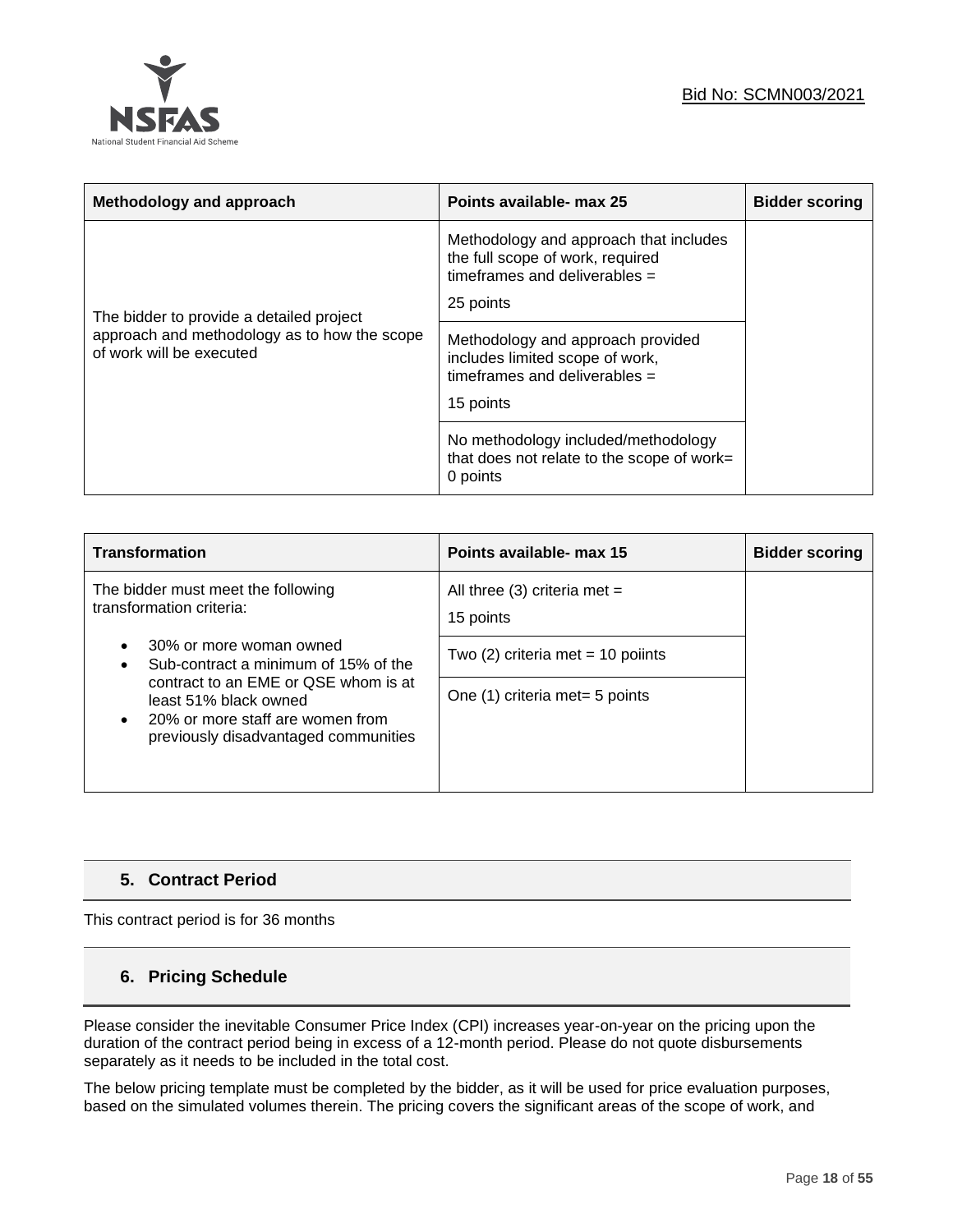| Methodology and approach | Points available- max 25 | Bidder scoring |
|---|---|---|
| The bidder to provide a detailed project approach and methodology as to how the scope of work will be executed | Methodology and approach that includes the full scope of work, required timeframes and deliverables = 25 points | |
| | Methodology and approach provided includes limited scope of work, timeframes and deliverables = 15 points | |
| | No methodology included/methodology that does not relate to the scope of work= 0 points | |

| Transformation | Points available- max 15 | Bidder scoring |
|---|---|---|
| The bidder must meet the following transformation criteria:<br>• 30% or more woman owned<br>• Sub-contract a minimum of 15% of the contract to an EME or QSE whom is at least 51% black owned<br>• 20% or more staff are women from previously disadvantaged communities | All three (3) criteria met = 15 points | |
| | Two (2) criteria met = 10 poiints | |
| | One (1) criteria met= 5 points | |

## 5. Contract Period

This contract period is for 36 months

## 6. Pricing Schedule

Please consider the inevitable Consumer Price Index (CPI) increases year-on-year on the pricing upon the duration of the contract period being in excess of a 12-month period. Please do not quote disbursements separately as it needs to be included in the total cost.

The below pricing template must be completed by the bidder, as it will be used for price evaluation purposes, based on the simulated volumes therein. The pricing covers the significant areas of the scope of work, and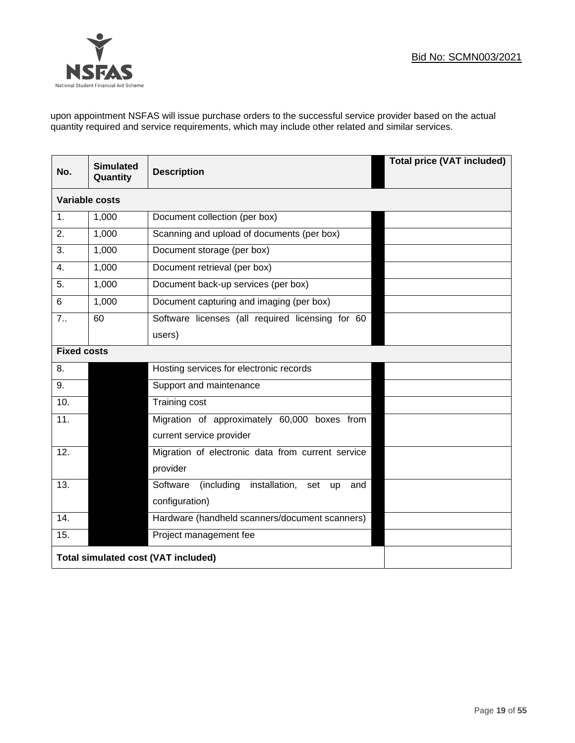upon appointment NSFAS will issue purchase orders to the successful service provider based on the actual quantity required and service requirements, which may include other related and similar services.

| No. | Simulated Quantity | Description | | Total price (VAT included) |
|---|---|---|---|---|
| **Variable costs** | | | | |
| 1. | 1,000 | Document collection (per box) | | |
| 2. | 1,000 | Scanning and upload of documents (per box) | | |
| 3. | 1,000 | Document storage (per box) | | |
| 4. | 1,000 | Document retrieval (per box) | | |
| 5. | 1,000 | Document back-up services (per box) | | |
| 6 | 1,000 | Document capturing and imaging (per box) | | |
| 7.. | 60 | Software licenses (all required licensing for 60 users) | | |
| **Fixed costs** | | | | |
| 8. | | Hosting services for electronic records | | |
| 9. | | Support and maintenance | | |
| 10. | | Training cost | | |
| 11. | | Migration of approximately 60,000 boxes from current service provider | | |
| 12. | | Migration of electronic data from current service provider | | |
| 13. | | Software (including installation, set up and configuration) | | |
| 14. | | Hardware (handheld scanners/document scanners) | | |
| 15. | | Project management fee | | |
| **Total simulated cost (VAT included)** | | | | |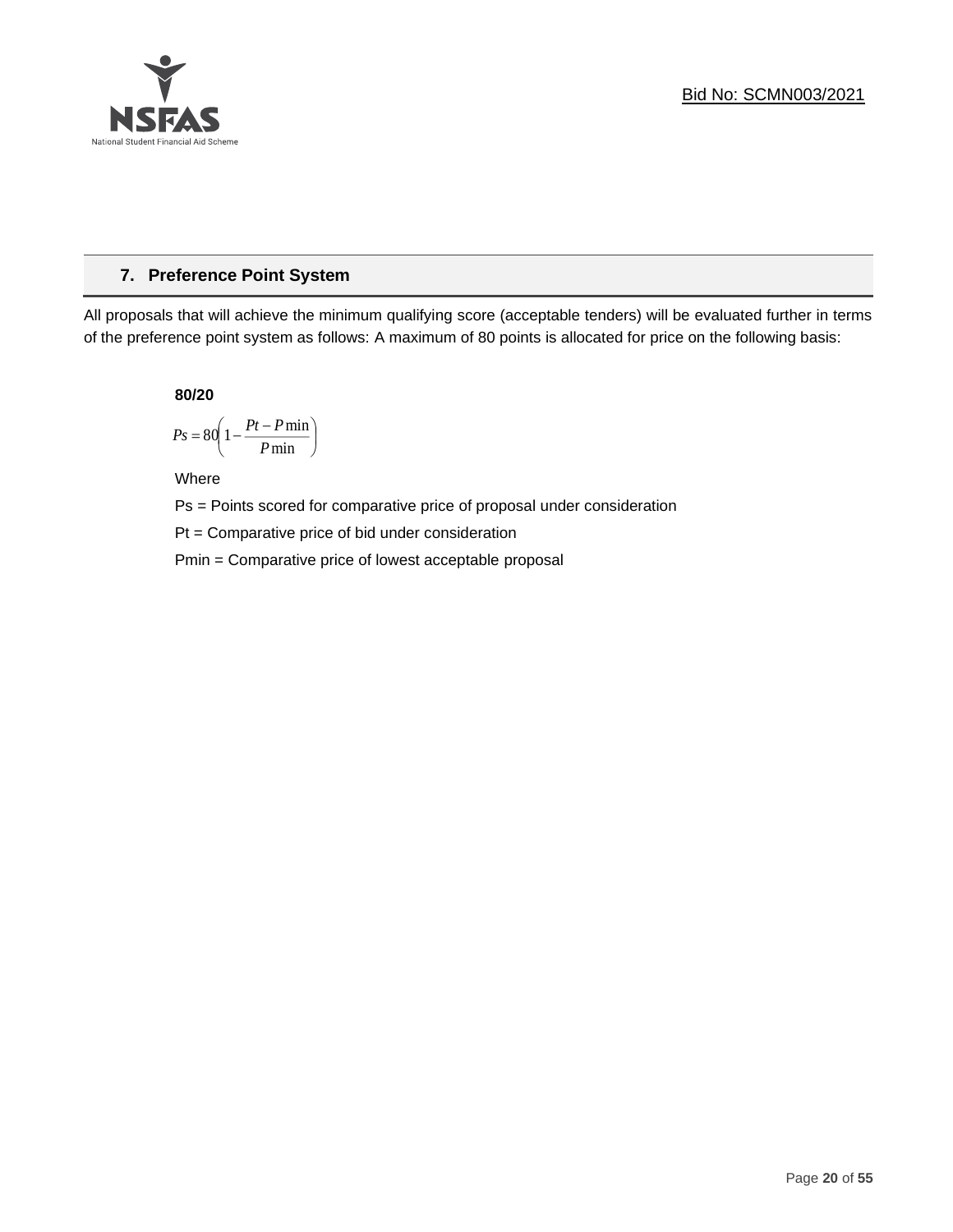## 7. Preference Point System

All proposals that will achieve the minimum qualifying score (acceptable tenders) will be evaluated further in terms of the preference point system as follows: A maximum of 80 points is allocated for price on the following basis:

**80/20**

$$Ps = 80\left(1 - \frac{Pt - P\min}{P\min}\right)$$

Where

Ps = Points scored for comparative price of proposal under consideration

Pt = Comparative price of bid under consideration

Pmin = Comparative price of lowest acceptable proposal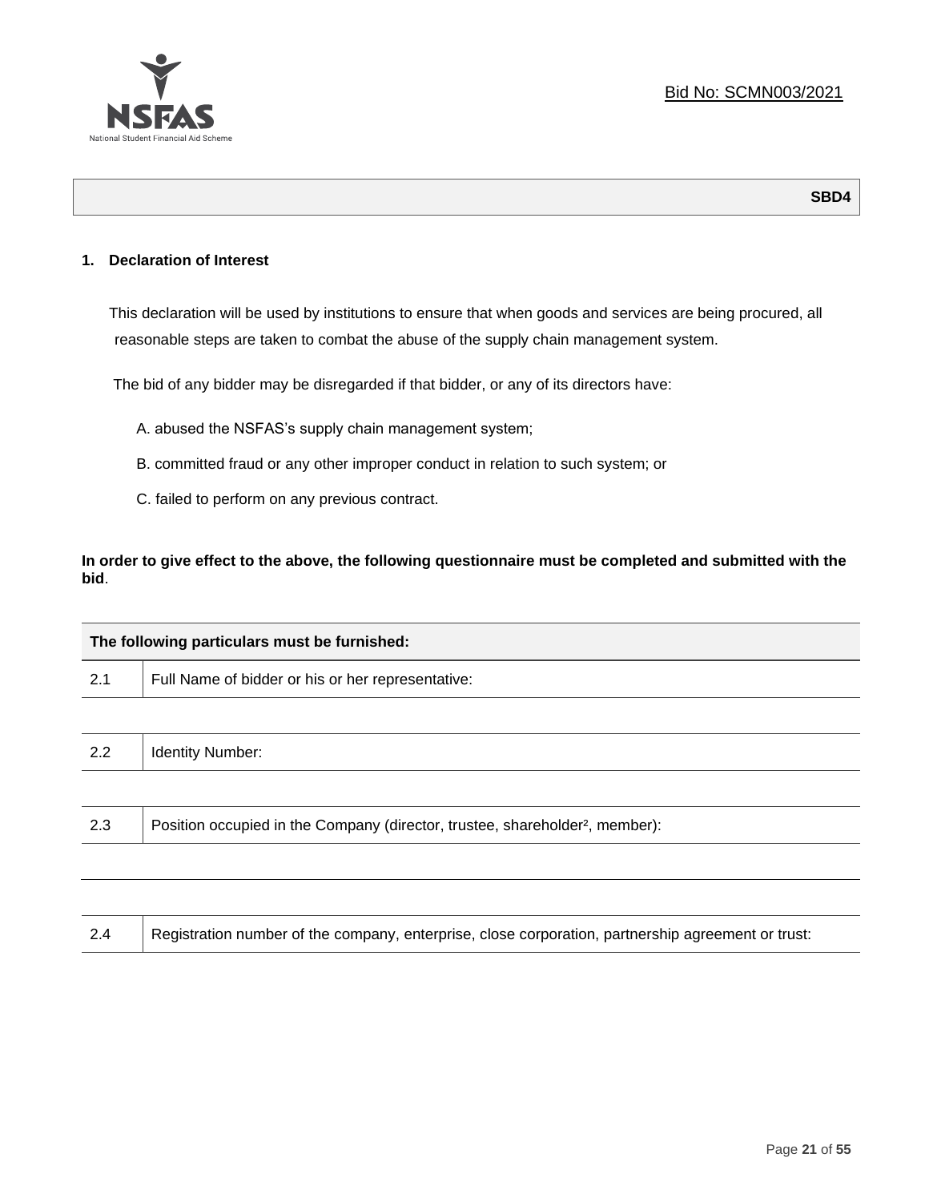Bid No: SCMN003/2021

**SBD4**

**1. Declaration of Interest**

This declaration will be used by institutions to ensure that when goods and services are being procured, all reasonable steps are taken to combat the abuse of the supply chain management system.

The bid of any bidder may be disregarded if that bidder, or any of its directors have:

A. abused the NSFAS's supply chain management system;

B. committed fraud or any other improper conduct in relation to such system; or

C. failed to perform on any previous contract.

**In order to give effect to the above, the following questionnaire must be completed and submitted with the bid**.

| **The following particulars must be furnished:** | |
|---|---|
| 2.1 | Full Name of bidder or his or her representative: |
| | |
| 2.2 | Identity Number: |
| | |
| 2.3 | Position occupied in the Company (director, trustee, shareholder[2], member): |
| | |
| | |
| 2.4 | Registration number of the company, enterprise, close corporation, partnership agreement or trust: |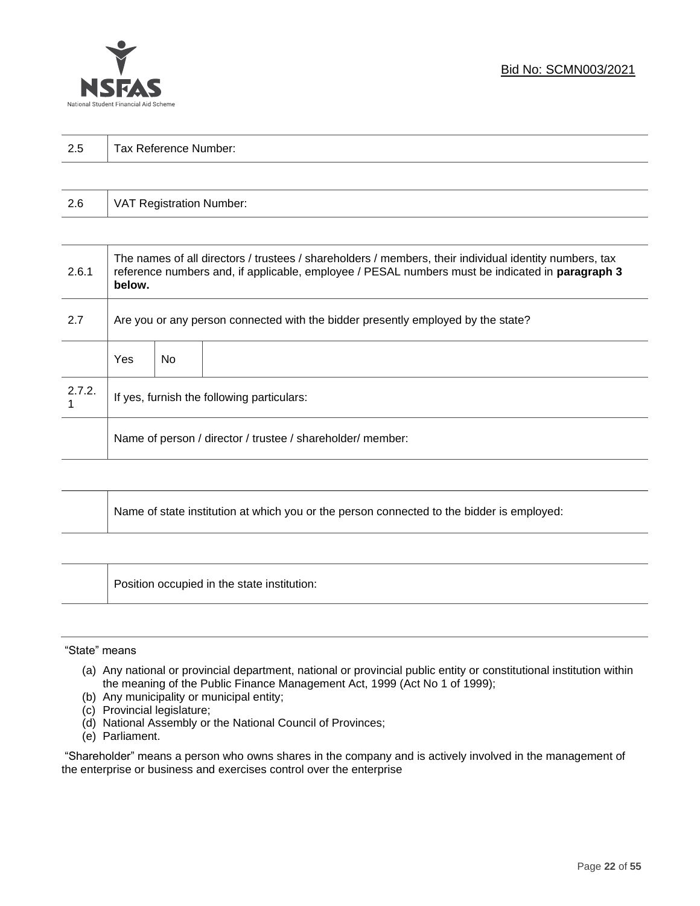| 2.5 | Tax Reference Number: |
|---|---|

| 2.6 | VAT Registration Number: |
|---|---|

| | | | |
|---|---|---|---|
| 2.6.1 | The names of all directors / trustees / shareholders / members, their individual identity numbers, tax reference numbers and, if applicable, employee / PESAL numbers must be indicated in **paragraph 3 below.** | | |
| 2.7 | Are you or any person connected with the bidder presently employed by the state? | | |
| | Yes | No | |
| 2.7.2.1 | If yes, furnish the following particulars: | | |
| | Name of person / director / trustee / shareholder/ member: | | |

| | Name of state institution at which you or the person connected to the bidder is employed: |
|---|---|

| | Position occupied in the state institution: |
|---|---|

"State" means

(a) Any national or provincial department, national or provincial public entity or constitutional institution within the meaning of the Public Finance Management Act, 1999 (Act No 1 of 1999);
(b) Any municipality or municipal entity;
(c) Provincial legislature;
(d) National Assembly or the National Council of Provinces;
(e) Parliament.

"Shareholder" means a person who owns shares in the company and is actively involved in the management of the enterprise or business and exercises control over the enterprise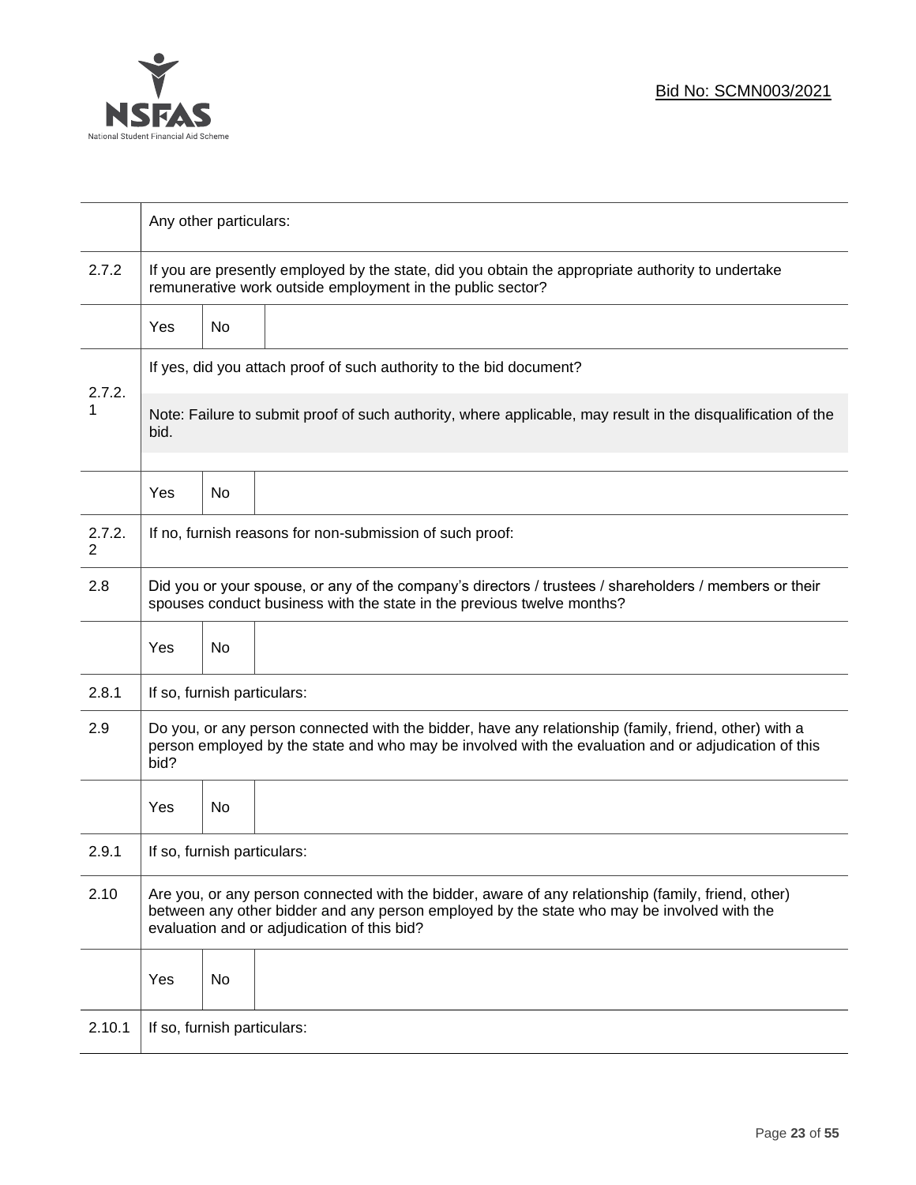| | | | |
|---|---|---|---|
| | Any other particulars: | | |
| 2.7.2 | If you are presently employed by the state, did you obtain the appropriate authority to undertake remunerative work outside employment in the public sector? | | |
| | Yes | No | |
| 2.7.2.1 | If yes, did you attach proof of such authority to the bid document?<br><br>Note: Failure to submit proof of such authority, where applicable, may result in the disqualification of the bid. | | |
| | Yes | No | |
| 2.7.2.2 | If no, furnish reasons for non-submission of such proof: | | |
| 2.8 | Did you or your spouse, or any of the company's directors / trustees / shareholders / members or their spouses conduct business with the state in the previous twelve months? | | |
| | Yes | No | |
| 2.8.1 | If so, furnish particulars: | | |
| 2.9 | Do you, or any person connected with the bidder, have any relationship (family, friend, other) with a person employed by the state and who may be involved with the evaluation and or adjudication of this bid? | | |
| | Yes | No | |
| 2.9.1 | If so, furnish particulars: | | |
| 2.10 | Are you, or any person connected with the bidder, aware of any relationship (family, friend, other) between any other bidder and any person employed by the state who may be involved with the evaluation and or adjudication of this bid? | | |
| | Yes | No | |
| 2.10.1 | If so, furnish particulars: | | |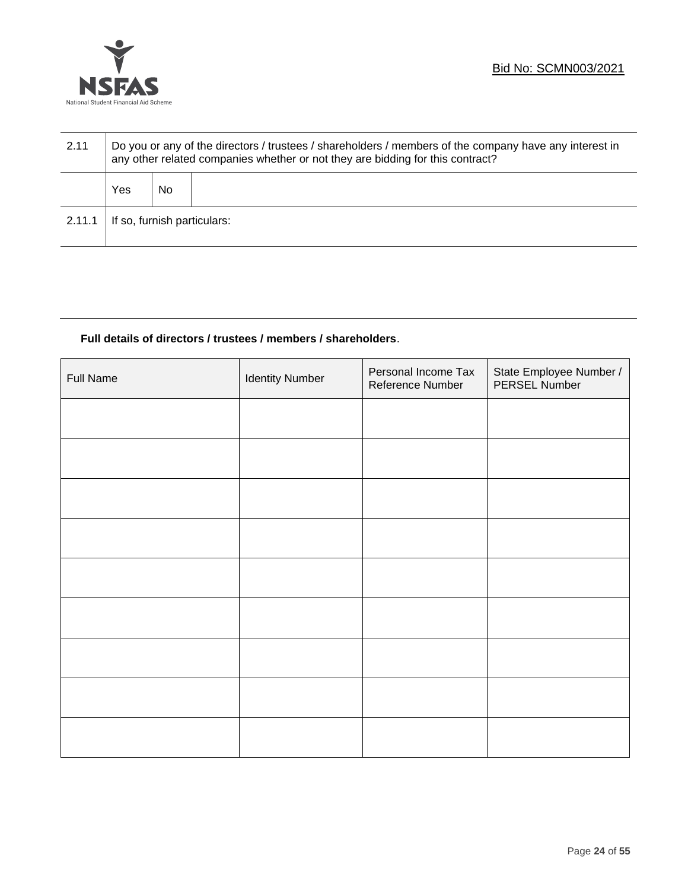| 2.11 | Do you or any of the directors / trustees / shareholders / members of the company have any interest in any other related companies whether or not they are bidding for this contract? | | |
|---|---|---|---|
| | Yes | No | |
| 2.11.1 | If so, furnish particulars: | | |

**Full details of directors / trustees / members / shareholders**.

| Full Name | Identity Number | Personal Income Tax Reference Number | State Employee Number / PERSEL Number |
|---|---|---|---|
| | | | |
| | | | |
| | | | |
| | | | |
| | | | |
| | | | |
| | | | |
| | | | |
| | | | |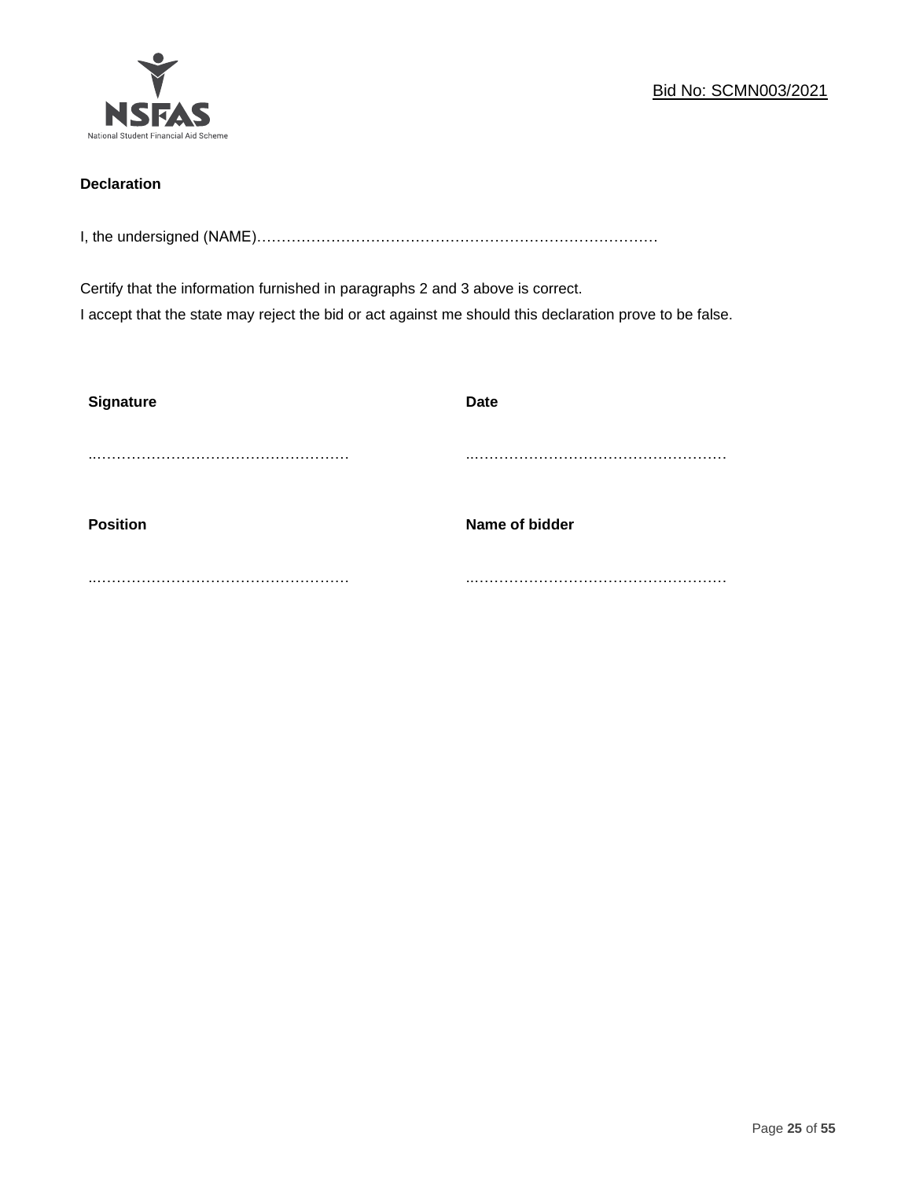**Declaration**

I, the undersigned (NAME)…………………………………………………………………………

Certify that the information furnished in paragraphs 2 and 3 above is correct.
I accept that the state may reject the bid or act against me should this declaration prove to be false.

| **Signature** | **Date** |
|---|---|
| ..…………………………………………… | ..…………………………………………… |
| **Position** | **Name of bidder** |
| ..…………………………………………… | ..…………………………………………… |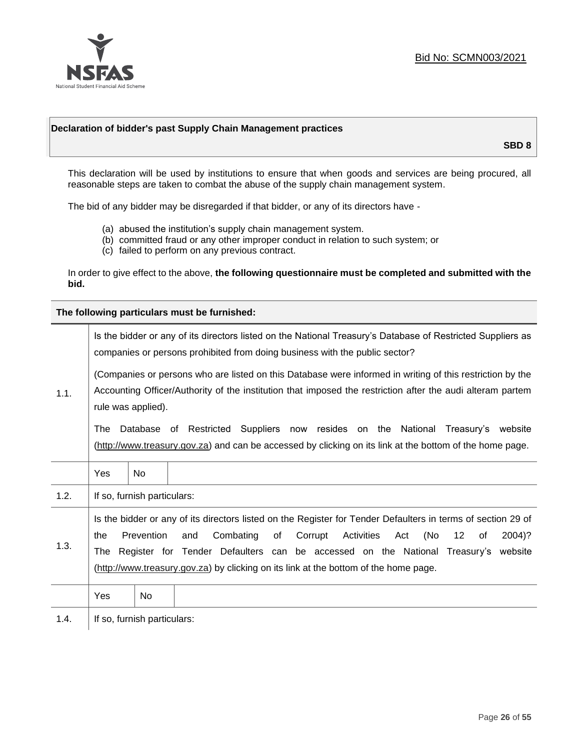Bid No: SCMN003/2021

**Declaration of bidder's past Supply Chain Management practices**

**SBD 8**

This declaration will be used by institutions to ensure that when goods and services are being procured, all reasonable steps are taken to combat the abuse of the supply chain management system.

The bid of any bidder may be disregarded if that bidder, or any of its directors have -

(a) abused the institution's supply chain management system.
(b) committed fraud or any other improper conduct in relation to such system; or
(c) failed to perform on any previous contract.

In order to give effect to the above, **the following questionnaire must be completed and submitted with the bid.**

| **The following particulars must be furnished:** | |
|---|---|
| 1.1. | Is the bidder or any of its directors listed on the National Treasury's Database of Restricted Suppliers as companies or persons prohibited from doing business with the public sector?<br><br>(Companies or persons who are listed on this Database were informed in writing of this restriction by the Accounting Officer/Authority of the institution that imposed the restriction after the audi alteram partem rule was applied).<br><br>The Database of Restricted Suppliers now resides on the National Treasury's website (http://www.treasury.gov.za) and can be accessed by clicking on its link at the bottom of the home page. |
| | Yes / No |
| 1.2. | If so, furnish particulars: |
| 1.3. | Is the bidder or any of its directors listed on the Register for Tender Defaulters in terms of section 29 of the Prevention and Combating of Corrupt Activities Act (No 12 of 2004)? The Register for Tender Defaulters can be accessed on the National Treasury's website (http://www.treasury.gov.za) by clicking on its link at the bottom of the home page. |
| | Yes / No |
| 1.4. | If so, furnish particulars: |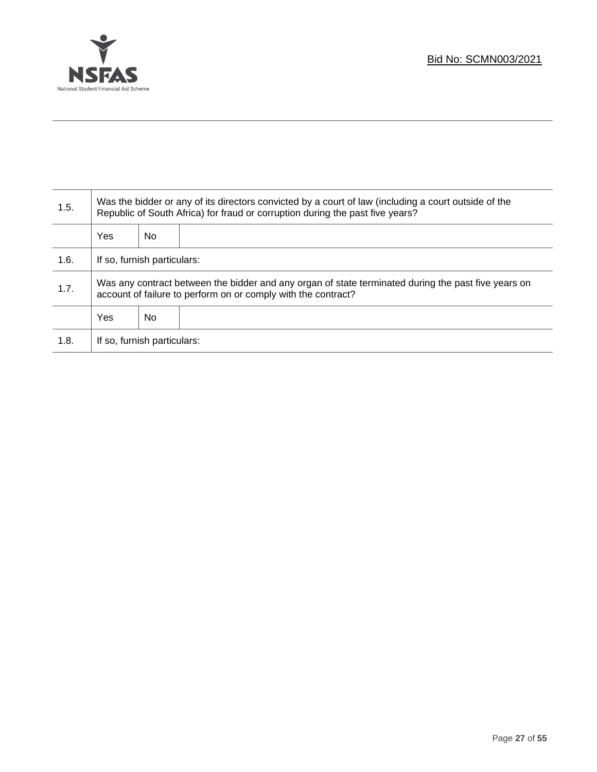| 1.5. | Was the bidder or any of its directors convicted by a court of law (including a court outside of the Republic of South Africa) for fraud or corruption during the past five years? | | |
|---|---|---|---|
| | Yes | No | |
| 1.6. | If so, furnish particulars: | | |
| 1.7. | Was any contract between the bidder and any organ of state terminated during the past five years on account of failure to perform on or comply with the contract? | | |
| | Yes | No | |
| 1.8. | If so, furnish particulars: | | |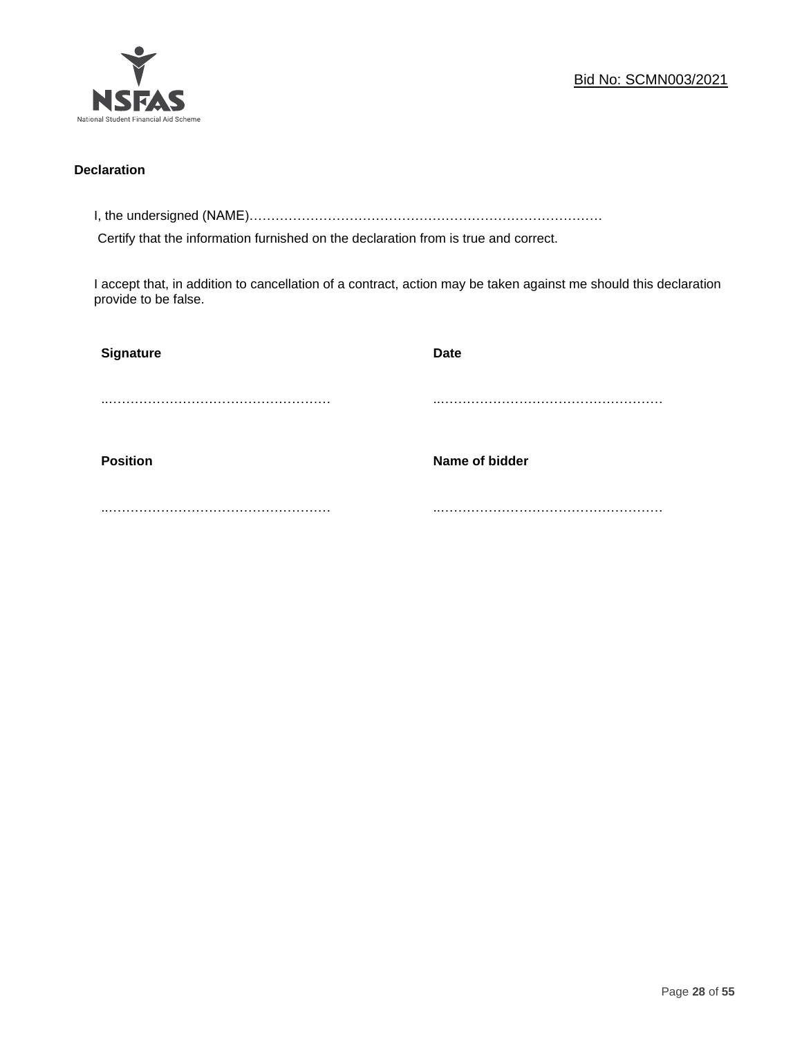Bid No: SCMN003/2021

**Declaration**

I, the undersigned (NAME)…………………………………………………………………………

Certify that the information furnished on the declaration from is true and correct.

I accept that, in addition to cancellation of a contract, action may be taken against me should this declaration provide to be false.

| **Signature** | **Date** |
|---|---|
| ……………………………………………… | ……………………………………………… |
| **Position** | **Name of bidder** |
| ……………………………………………… | ……………………………………………… |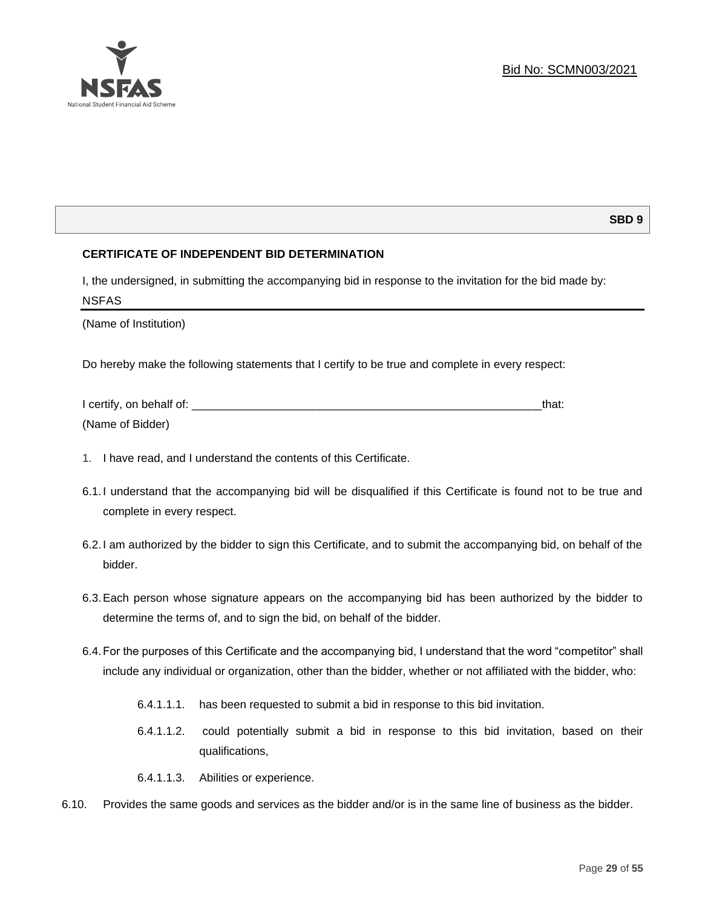**SBD 9**

**CERTIFICATE OF INDEPENDENT BID DETERMINATION**

I, the undersigned, in submitting the accompanying bid in response to the invitation for the bid made by:

NSFAS

(Name of Institution)

Do hereby make the following statements that I certify to be true and complete in every respect:

I certify, on behalf of: ___________________________________________________________that:

(Name of Bidder)

1. I have read, and I understand the contents of this Certificate.

6.1. I understand that the accompanying bid will be disqualified if this Certificate is found not to be true and complete in every respect.

6.2. I am authorized by the bidder to sign this Certificate, and to submit the accompanying bid, on behalf of the bidder.

6.3. Each person whose signature appears on the accompanying bid has been authorized by the bidder to determine the terms of, and to sign the bid, on behalf of the bidder.

6.4. For the purposes of this Certificate and the accompanying bid, I understand that the word "competitor" shall include any individual or organization, other than the bidder, whether or not affiliated with the bidder, who:

6.4.1.1.1. has been requested to submit a bid in response to this bid invitation.

6.4.1.1.2. could potentially submit a bid in response to this bid invitation, based on their qualifications,

6.4.1.1.3. Abilities or experience.

6.10. Provides the same goods and services as the bidder and/or is in the same line of business as the bidder.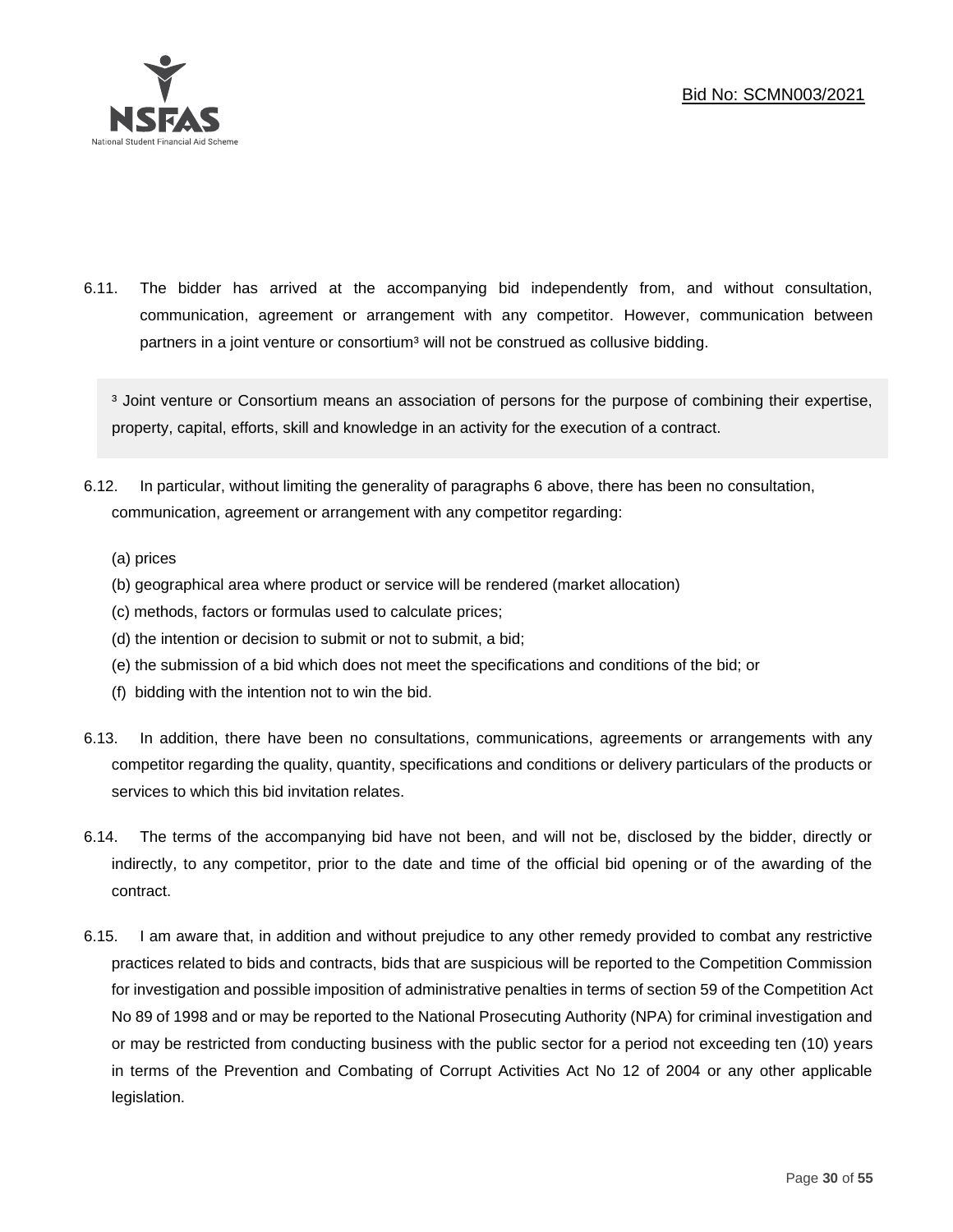6.11. The bidder has arrived at the accompanying bid independently from, and without consultation, communication, agreement or arrangement with any competitor. However, communication between partners in a joint venture or consortium[3] will not be construed as collusive bidding.

[3] Joint venture or Consortium means an association of persons for the purpose of combining their expertise, property, capital, efforts, skill and knowledge in an activity for the execution of a contract.

6.12. In particular, without limiting the generality of paragraphs 6 above, there has been no consultation, communication, agreement or arrangement with any competitor regarding:

(a) prices
(b) geographical area where product or service will be rendered (market allocation)
(c) methods, factors or formulas used to calculate prices;
(d) the intention or decision to submit or not to submit, a bid;
(e) the submission of a bid which does not meet the specifications and conditions of the bid; or
(f) bidding with the intention not to win the bid.

6.13. In addition, there have been no consultations, communications, agreements or arrangements with any competitor regarding the quality, quantity, specifications and conditions or delivery particulars of the products or services to which this bid invitation relates.

6.14. The terms of the accompanying bid have not been, and will not be, disclosed by the bidder, directly or indirectly, to any competitor, prior to the date and time of the official bid opening or of the awarding of the contract.

6.15. I am aware that, in addition and without prejudice to any other remedy provided to combat any restrictive practices related to bids and contracts, bids that are suspicious will be reported to the Competition Commission for investigation and possible imposition of administrative penalties in terms of section 59 of the Competition Act No 89 of 1998 and or may be reported to the National Prosecuting Authority (NPA) for criminal investigation and or may be restricted from conducting business with the public sector for a period not exceeding ten (10) years in terms of the Prevention and Combating of Corrupt Activities Act No 12 of 2004 or any other applicable legislation.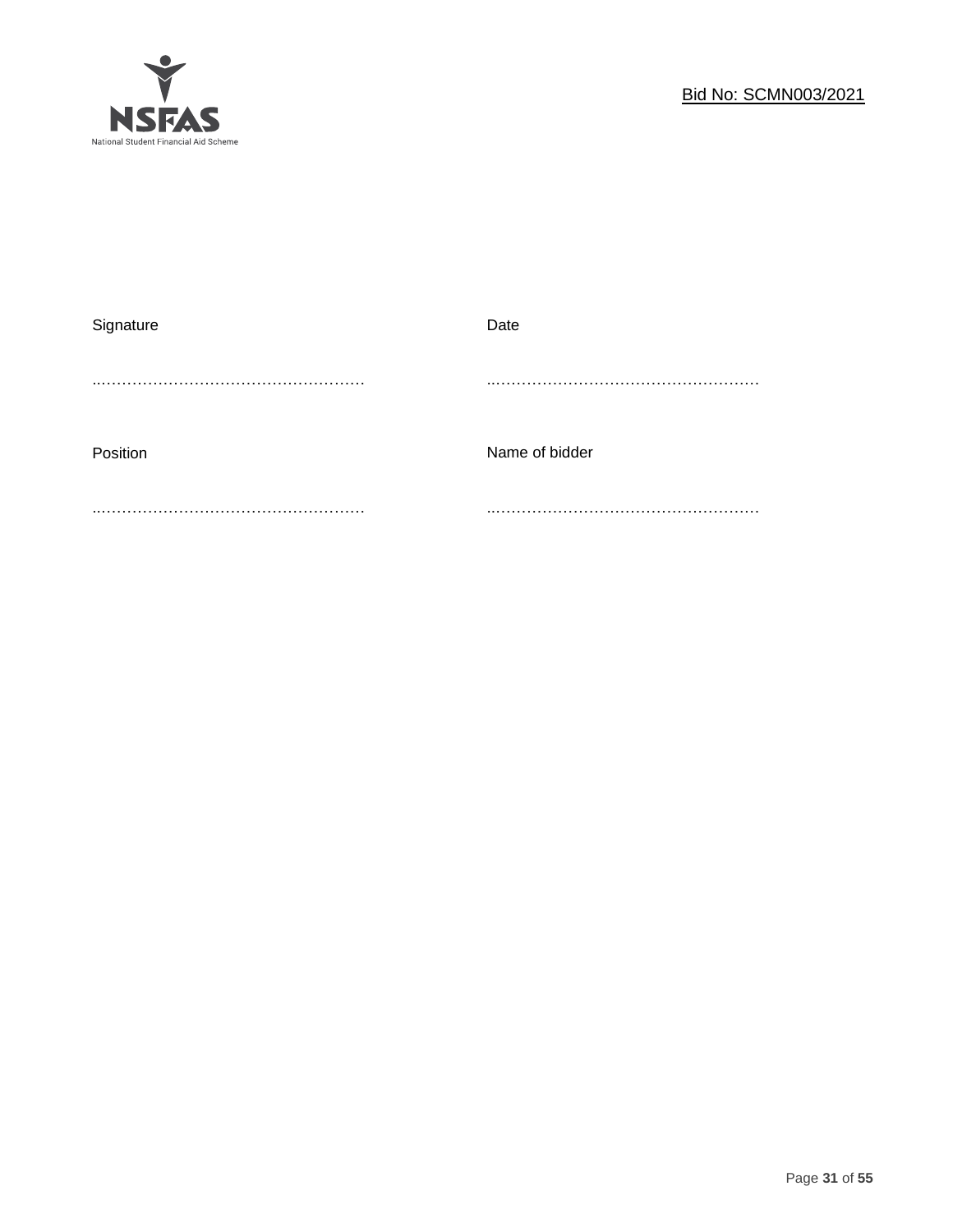Signature ………………………………………………

Date ………………………………………………

Position ………………………………………………

Name of bidder ………………………………………………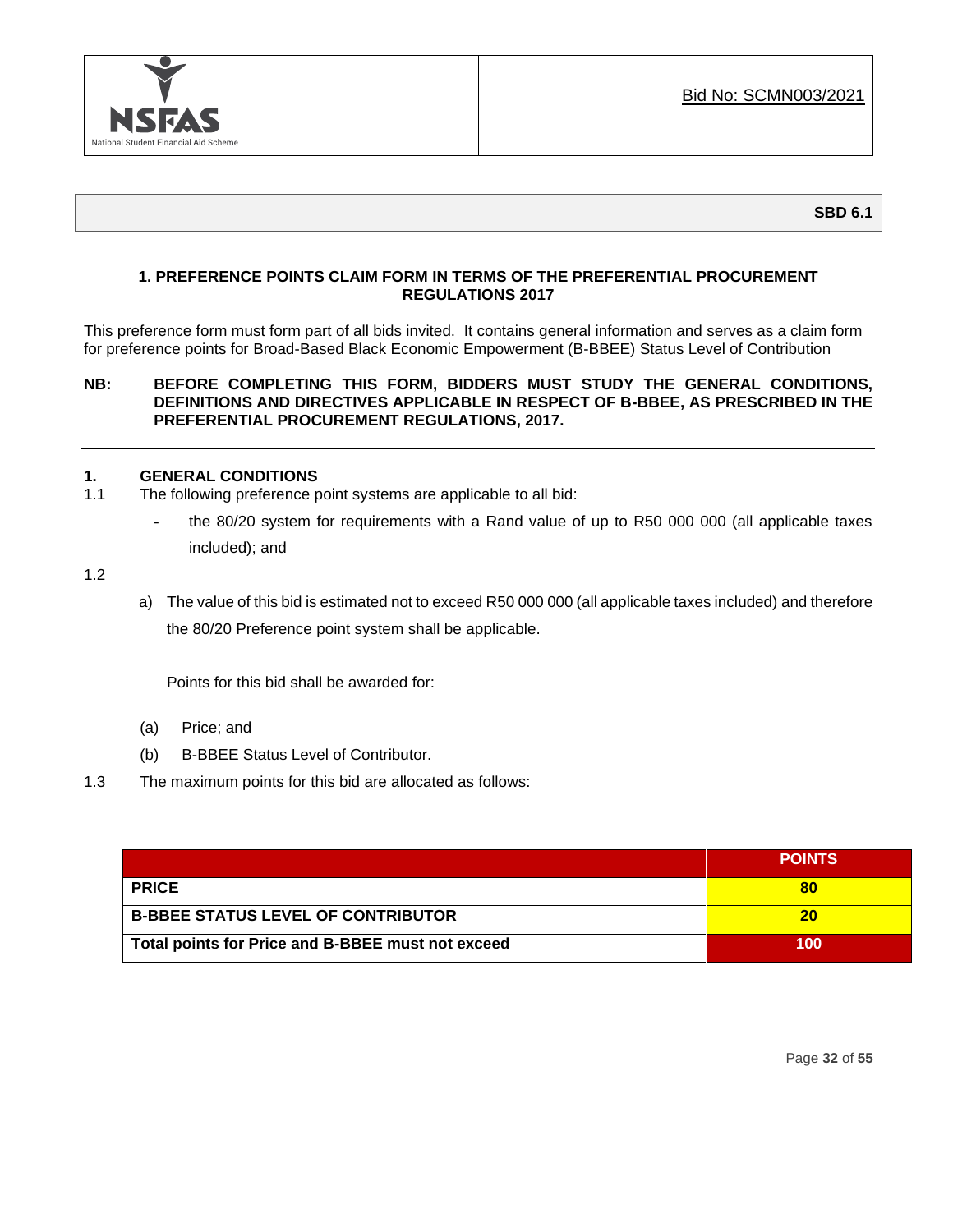Bid No: SCMN003/2021

**SBD 6.1**

## 1. PREFERENCE POINTS CLAIM FORM IN TERMS OF THE PREFERENTIAL PROCUREMENT REGULATIONS 2017

This preference form must form part of all bids invited. It contains general information and serves as a claim form for preference points for Broad-Based Black Economic Empowerment (B-BBEE) Status Level of Contribution

**NB: BEFORE COMPLETING THIS FORM, BIDDERS MUST STUDY THE GENERAL CONDITIONS, DEFINITIONS AND DIRECTIVES APPLICABLE IN RESPECT OF B-BBEE, AS PRESCRIBED IN THE PREFERENTIAL PROCUREMENT REGULATIONS, 2017.**

---

### 1. GENERAL CONDITIONS

1.1 The following preference point systems are applicable to all bid:

- the 80/20 system for requirements with a Rand value of up to R50 000 000 (all applicable taxes included); and

1.2

a) The value of this bid is estimated not to exceed R50 000 000 (all applicable taxes included) and therefore the 80/20 Preference point system shall be applicable.

Points for this bid shall be awarded for:

(a) Price; and

(b) B-BBEE Status Level of Contributor.

1.3 The maximum points for this bid are allocated as follows:

| | POINTS |
|---|---|
| **PRICE** | **80** |
| **B-BBEE STATUS LEVEL OF CONTRIBUTOR** | **20** |
| **Total points for Price and B-BBEE must not exceed** | **100** |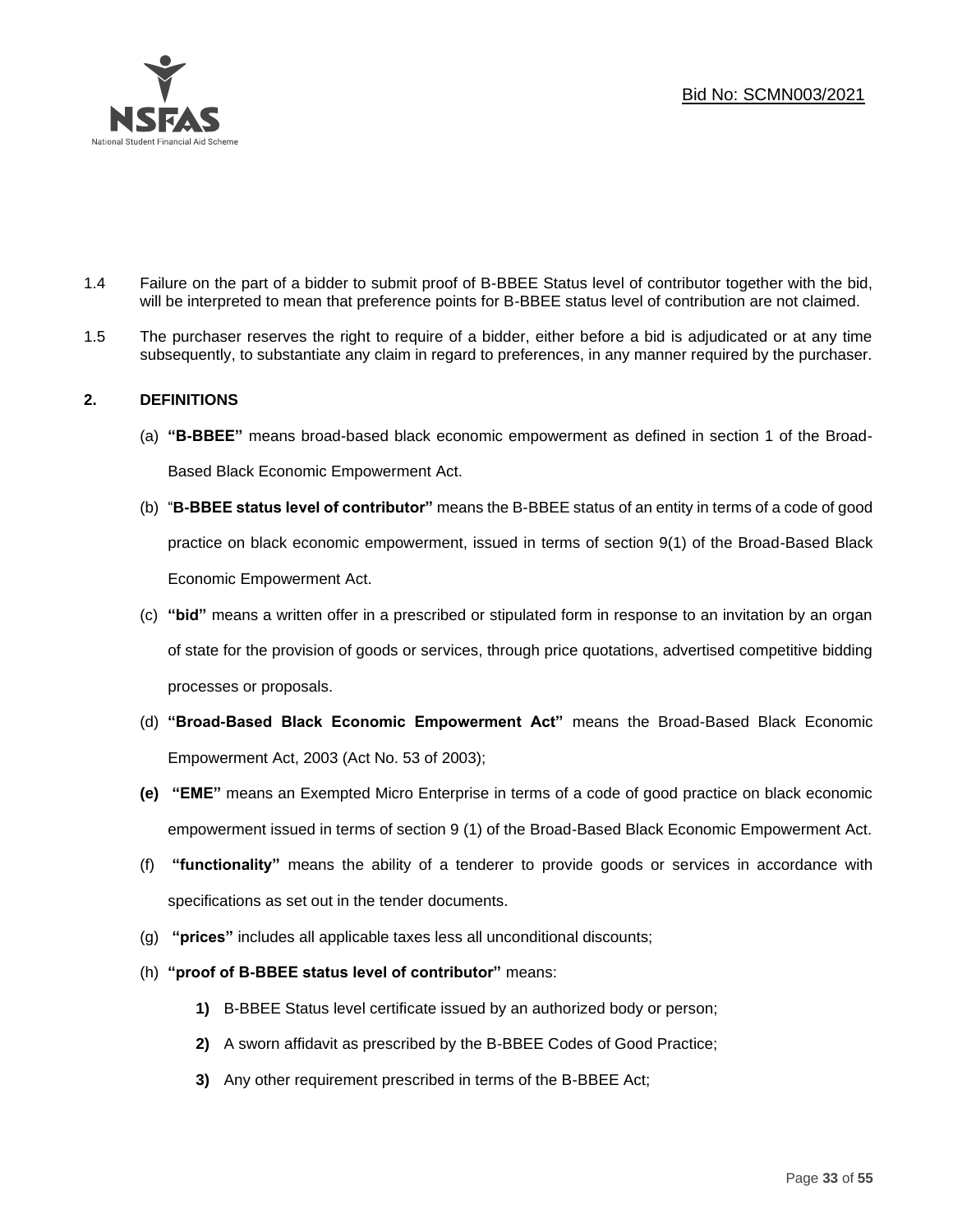1.4 Failure on the part of a bidder to submit proof of B-BBEE Status level of contributor together with the bid, will be interpreted to mean that preference points for B-BBEE status level of contribution are not claimed.

1.5 The purchaser reserves the right to require of a bidder, either before a bid is adjudicated or at any time subsequently, to substantiate any claim in regard to preferences, in any manner required by the purchaser.

## 2. DEFINITIONS

(a) **"B-BBEE"** means broad-based black economic empowerment as defined in section 1 of the Broad-Based Black Economic Empowerment Act.

(b) "**B-BBEE status level of contributor"** means the B-BBEE status of an entity in terms of a code of good practice on black economic empowerment, issued in terms of section 9(1) of the Broad-Based Black Economic Empowerment Act.

(c) **"bid"** means a written offer in a prescribed or stipulated form in response to an invitation by an organ of state for the provision of goods or services, through price quotations, advertised competitive bidding processes or proposals.

(d) **"Broad-Based Black Economic Empowerment Act"** means the Broad-Based Black Economic Empowerment Act, 2003 (Act No. 53 of 2003);

**(e)** **"EME"** means an Exempted Micro Enterprise in terms of a code of good practice on black economic empowerment issued in terms of section 9 (1) of the Broad-Based Black Economic Empowerment Act.

(f) **"functionality"** means the ability of a tenderer to provide goods or services in accordance with specifications as set out in the tender documents.

(g) **"prices"** includes all applicable taxes less all unconditional discounts;

(h) **"proof of B-BBEE status level of contributor"** means:

**1)** B-BBEE Status level certificate issued by an authorized body or person;

**2)** A sworn affidavit as prescribed by the B-BBEE Codes of Good Practice;

**3)** Any other requirement prescribed in terms of the B-BBEE Act;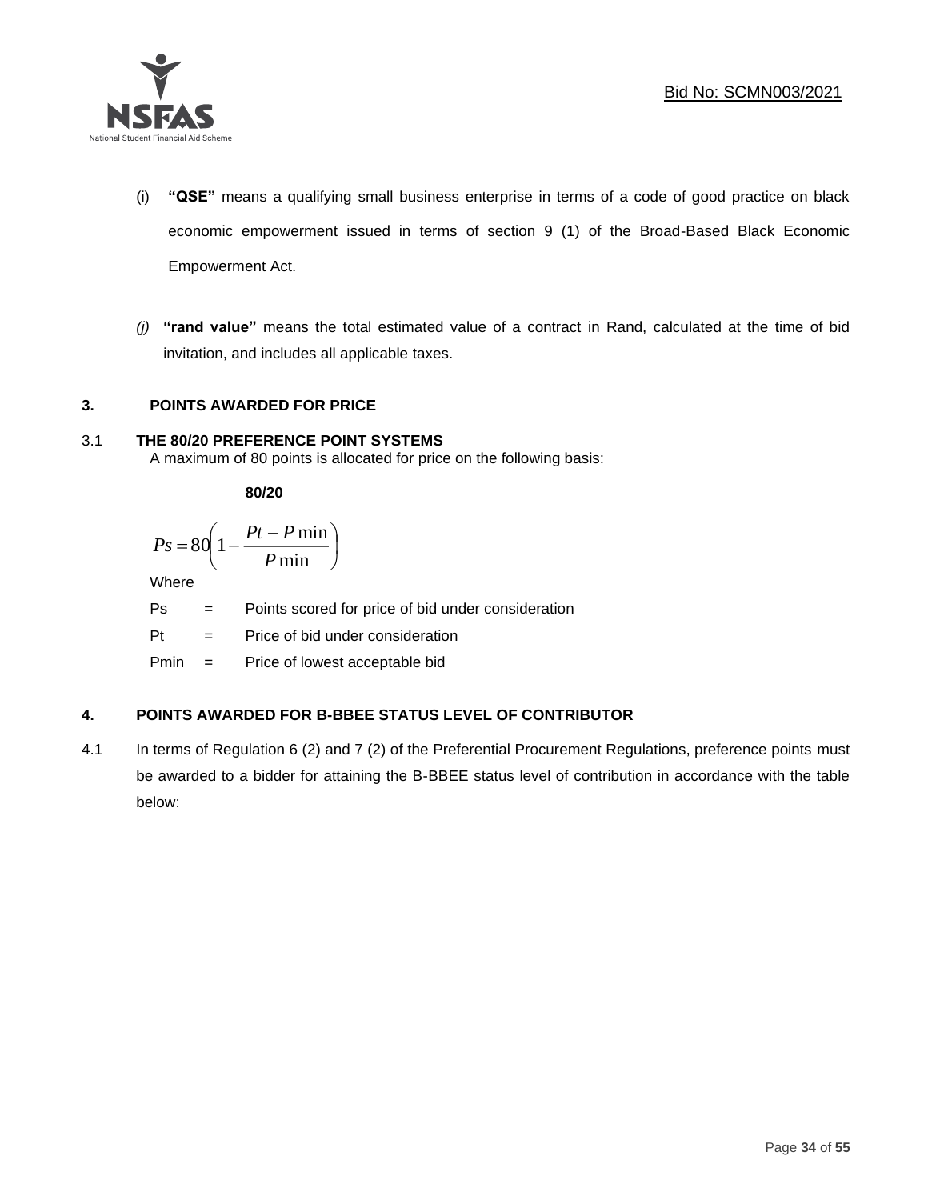(i) **"QSE"** means a qualifying small business enterprise in terms of a code of good practice on black economic empowerment issued in terms of section 9 (1) of the Broad-Based Black Economic Empowerment Act.

*(j)* **"rand value"** means the total estimated value of a contract in Rand, calculated at the time of bid invitation, and includes all applicable taxes.

## 3. POINTS AWARDED FOR PRICE

### 3.1 THE 80/20 PREFERENCE POINT SYSTEMS

A maximum of 80 points is allocated for price on the following basis:

**80/20**

$$Ps = 80\left(1 - \frac{Pt - P\min}{P\min}\right)$$

Where

Ps = Points scored for price of bid under consideration

Pt = Price of bid under consideration

Pmin = Price of lowest acceptable bid

## 4. POINTS AWARDED FOR B-BBEE STATUS LEVEL OF CONTRIBUTOR

4.1 In terms of Regulation 6 (2) and 7 (2) of the Preferential Procurement Regulations, preference points must be awarded to a bidder for attaining the B-BBEE status level of contribution in accordance with the table below: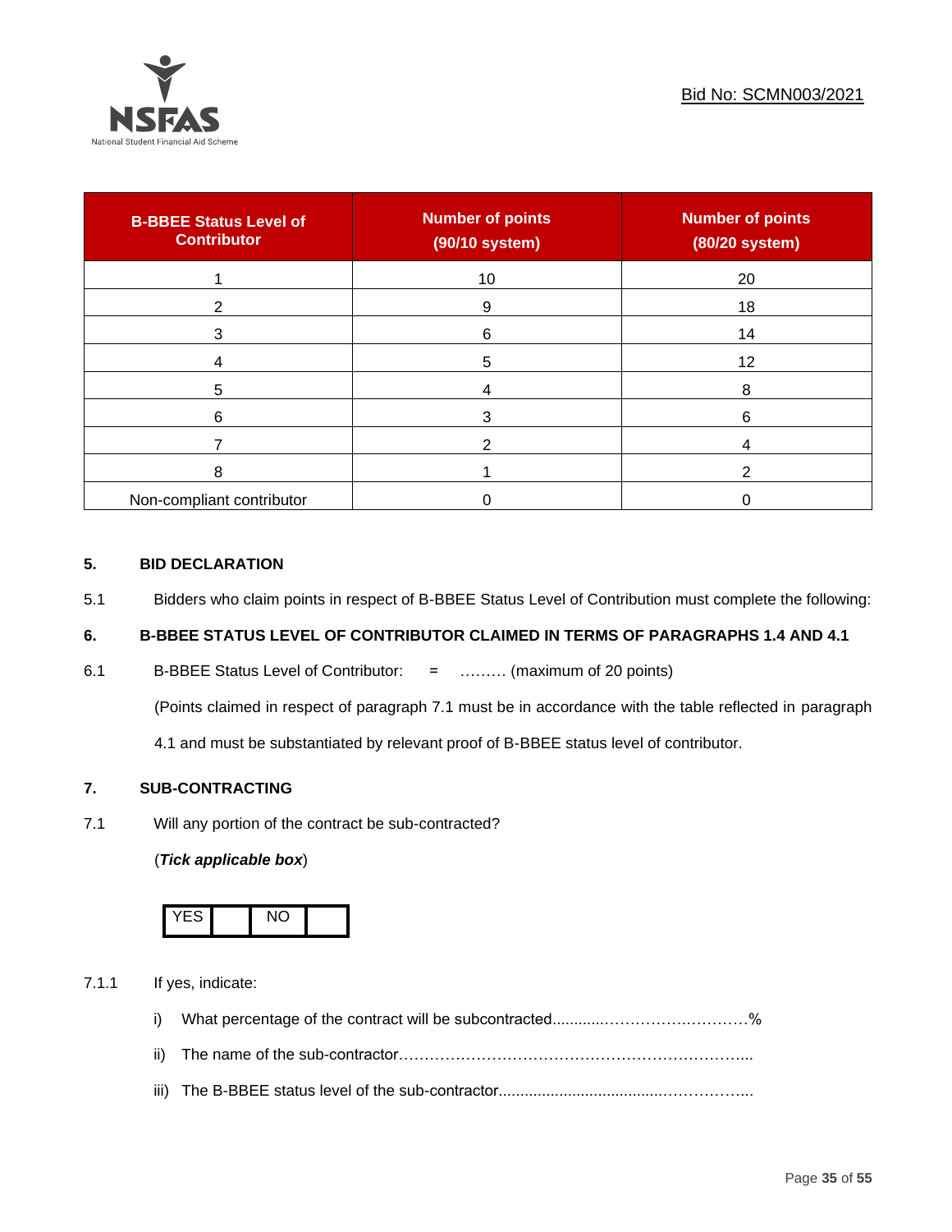| B-BBEE Status Level of Contributor | Number of points (90/10 system) | Number of points (80/20 system) |
|---|---|---|
| 1 | 10 | 20 |
| 2 | 9 | 18 |
| 3 | 6 | 14 |
| 4 | 5 | 12 |
| 5 | 4 | 8 |
| 6 | 3 | 6 |
| 7 | 2 | 4 |
| 8 | 1 | 2 |
| Non-compliant contributor | 0 | 0 |

## 5. BID DECLARATION

5.1 Bidders who claim points in respect of B-BBEE Status Level of Contribution must complete the following:

## 6. B-BBEE STATUS LEVEL OF CONTRIBUTOR CLAIMED IN TERMS OF PARAGRAPHS 1.4 AND 4.1

6.1 B-BBEE Status Level of Contributor: = ……… (maximum of 20 points)

(Points claimed in respect of paragraph 7.1 must be in accordance with the table reflected in paragraph 4.1 and must be substantiated by relevant proof of B-BBEE status level of contributor.

## 7. SUB-CONTRACTING

7.1 Will any portion of the contract be sub-contracted?

(***Tick applicable box***)

| YES | | NO | |
|---|---|---|---|

7.1.1 If yes, indicate:

i) What percentage of the contract will be subcontracted............………….…………%

ii) The name of the sub-contractor…………………………………………………………..

iii) The B-BBEE status level of the sub-contractor......................................……………..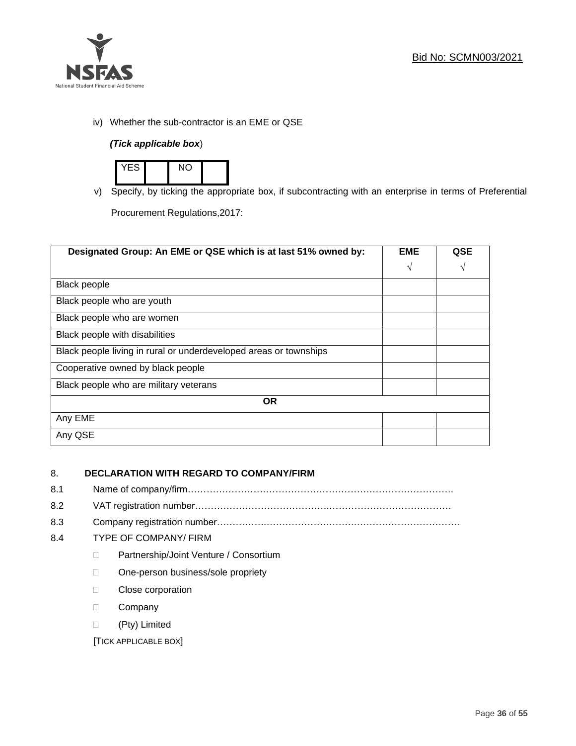iv) Whether the sub-contractor is an EME or QSE

*(Tick applicable box*)

| YES | | NO | |
|---|---|---|---|

v) Specify, by ticking the appropriate box, if subcontracting with an enterprise in terms of Preferential Procurement Regulations,2017:

| Designated Group: An EME or QSE which is at last 51% owned by: | EME √ | QSE √ |
|---|---|---|
| Black people | | |
| Black people who are youth | | |
| Black people who are women | | |
| Black people with disabilities | | |
| Black people living in rural or underdeveloped areas or townships | | |
| Cooperative owned by black people | | |
| Black people who are military veterans | | |
| **OR** | | |
| Any EME | | |
| Any QSE | | |

8. **DECLARATION WITH REGARD TO COMPANY/FIRM**

8.1 Name of company/firm……………………………………………………………………………

8.2 VAT registration number………………………………………………………………………

8.3 Company registration number……………………………………………………………………

8.4 TYPE OF COMPANY/ FIRM

- ☐ Partnership/Joint Venture / Consortium
- ☐ One-person business/sole propriety
- ☐ Close corporation
- ☐ Company
- ☐ (Pty) Limited

[TICK APPLICABLE BOX]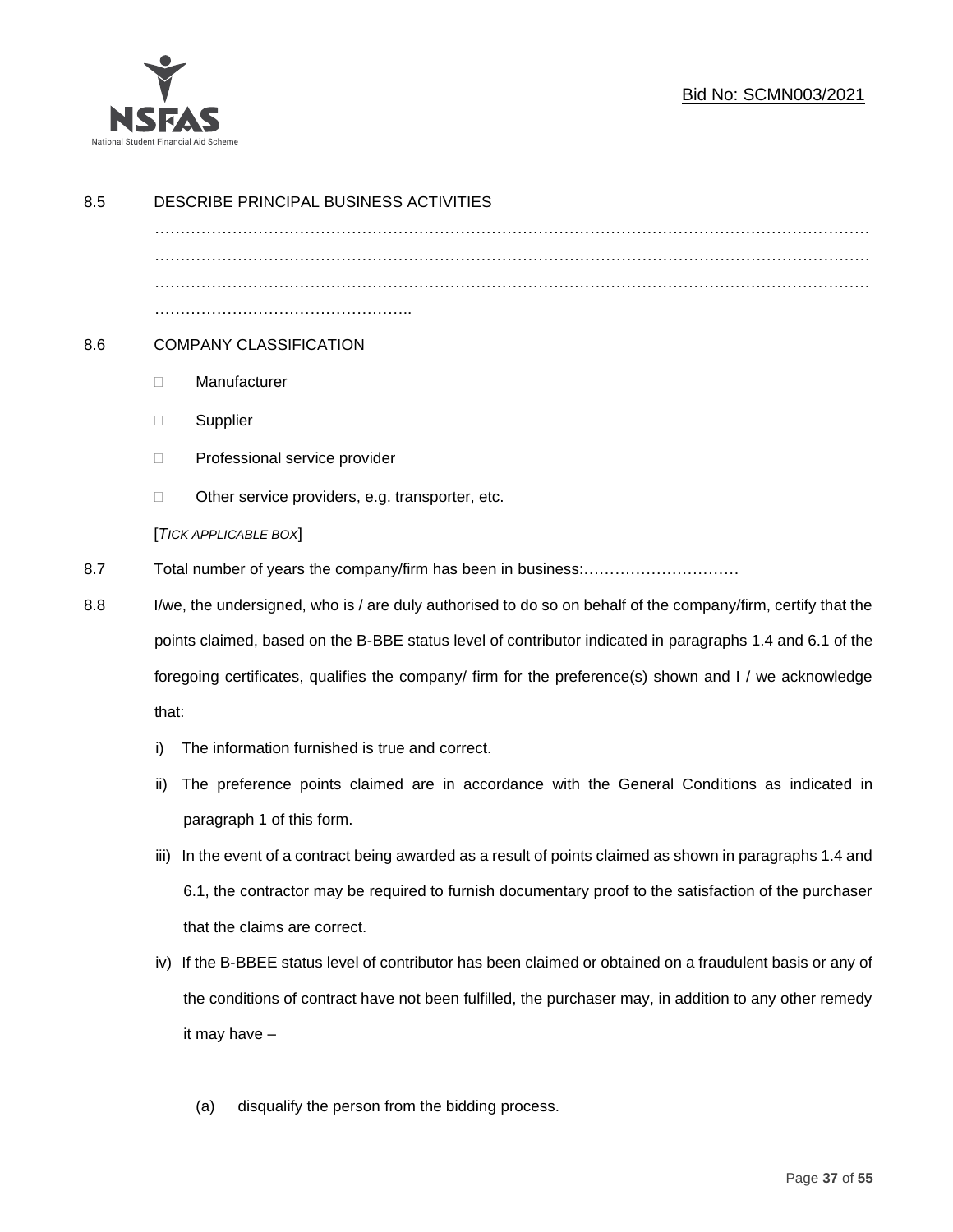8.5 DESCRIBE PRINCIPAL BUSINESS ACTIVITIES

………………………………………………………………………………………………………………………………………………………………………………………………………………………………………………………………………………………………………………………………………………………………………………………………..

8.6 COMPANY CLASSIFICATION

- ☐ Manufacturer
- ☐ Supplier
- ☐ Professional service provider
- ☐ Other service providers, e.g. transporter, etc.

[*TICK APPLICABLE BOX*]

8.7 Total number of years the company/firm has been in business:…………………………

8.8 I/we, the undersigned, who is / are duly authorised to do so on behalf of the company/firm, certify that the points claimed, based on the B-BBE status level of contributor indicated in paragraphs 1.4 and 6.1 of the foregoing certificates, qualifies the company/ firm for the preference(s) shown and I / we acknowledge that:

i) The information furnished is true and correct.

ii) The preference points claimed are in accordance with the General Conditions as indicated in paragraph 1 of this form.

iii) In the event of a contract being awarded as a result of points claimed as shown in paragraphs 1.4 and 6.1, the contractor may be required to furnish documentary proof to the satisfaction of the purchaser that the claims are correct.

iv) If the B-BBEE status level of contributor has been claimed or obtained on a fraudulent basis or any of the conditions of contract have not been fulfilled, the purchaser may, in addition to any other remedy it may have –

(a) disqualify the person from the bidding process.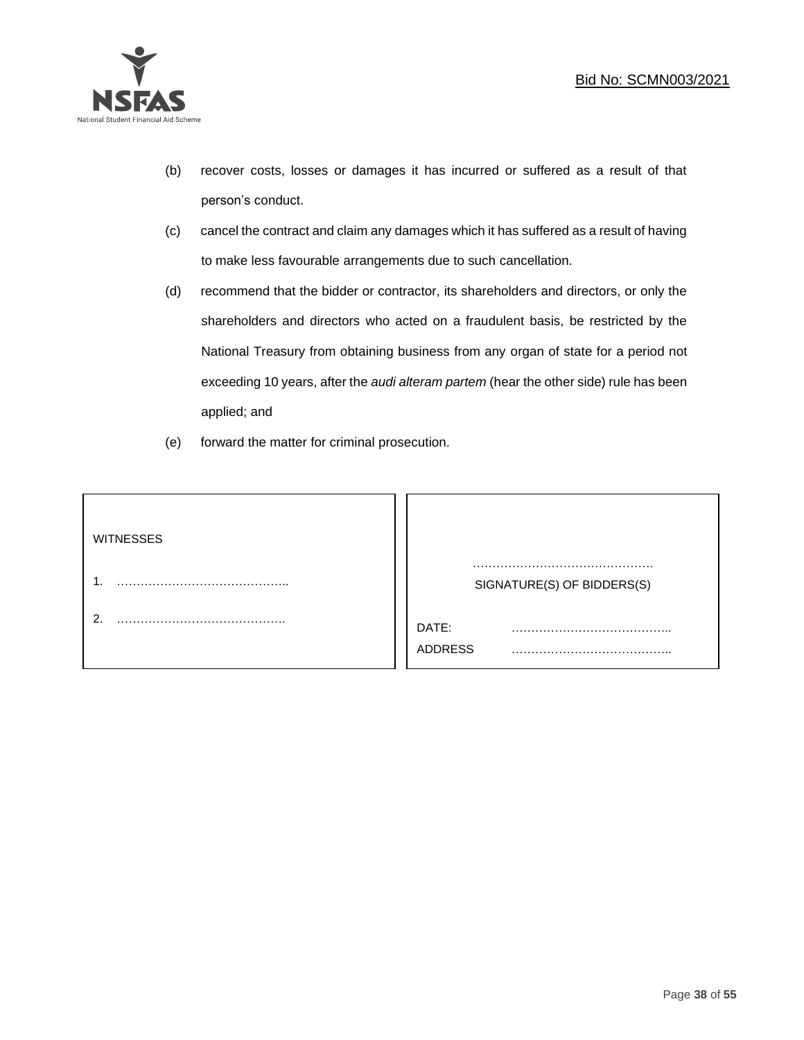(b) recover costs, losses or damages it has incurred or suffered as a result of that person's conduct.

(c) cancel the contract and claim any damages which it has suffered as a result of having to make less favourable arrangements due to such cancellation.

(d) recommend that the bidder or contractor, its shareholders and directors, or only the shareholders and directors who acted on a fraudulent basis, be restricted by the National Treasury from obtaining business from any organ of state for a period not exceeding 10 years, after the *audi alteram partem* (hear the other side) rule has been applied; and

(e) forward the matter for criminal prosecution.

| WITNESSES | |
|---|---|
| 1. …………………………………….. | ………………………………………. |
| 2. ……………………………………. | SIGNATURE(S) OF BIDDERS(S) |
| | DATE: ………………………………….. |
| | ADDRESS ………………………………….. |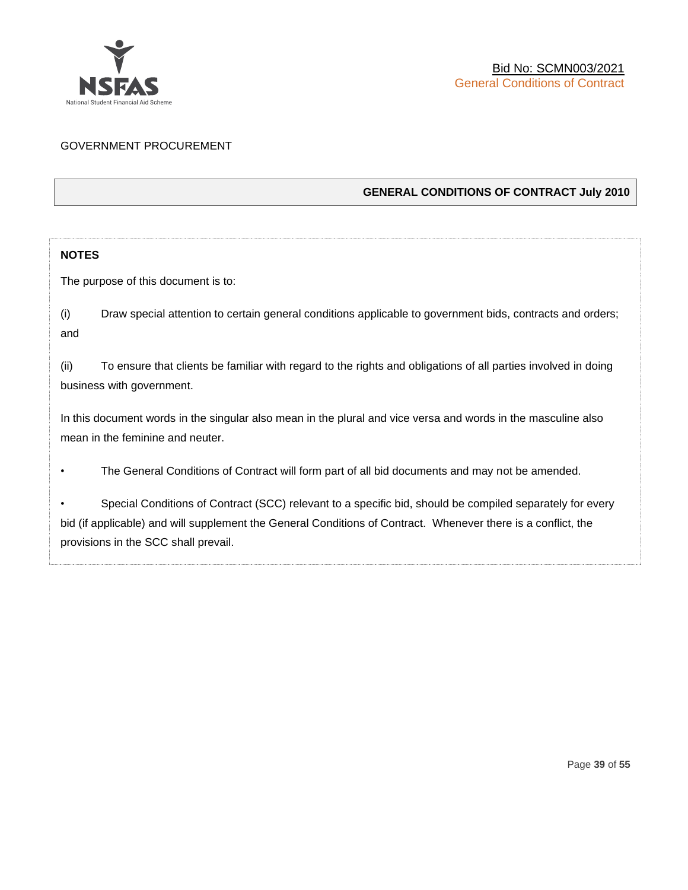GOVERNMENT PROCUREMENT

## GENERAL CONDITIONS OF CONTRACT July 2010

**NOTES**

The purpose of this document is to:

(i) Draw special attention to certain general conditions applicable to government bids, contracts and orders; and

(ii) To ensure that clients be familiar with regard to the rights and obligations of all parties involved in doing business with government.

In this document words in the singular also mean in the plural and vice versa and words in the masculine also mean in the feminine and neuter.

- The General Conditions of Contract will form part of all bid documents and may not be amended.
- Special Conditions of Contract (SCC) relevant to a specific bid, should be compiled separately for every bid (if applicable) and will supplement the General Conditions of Contract. Whenever there is a conflict, the provisions in the SCC shall prevail.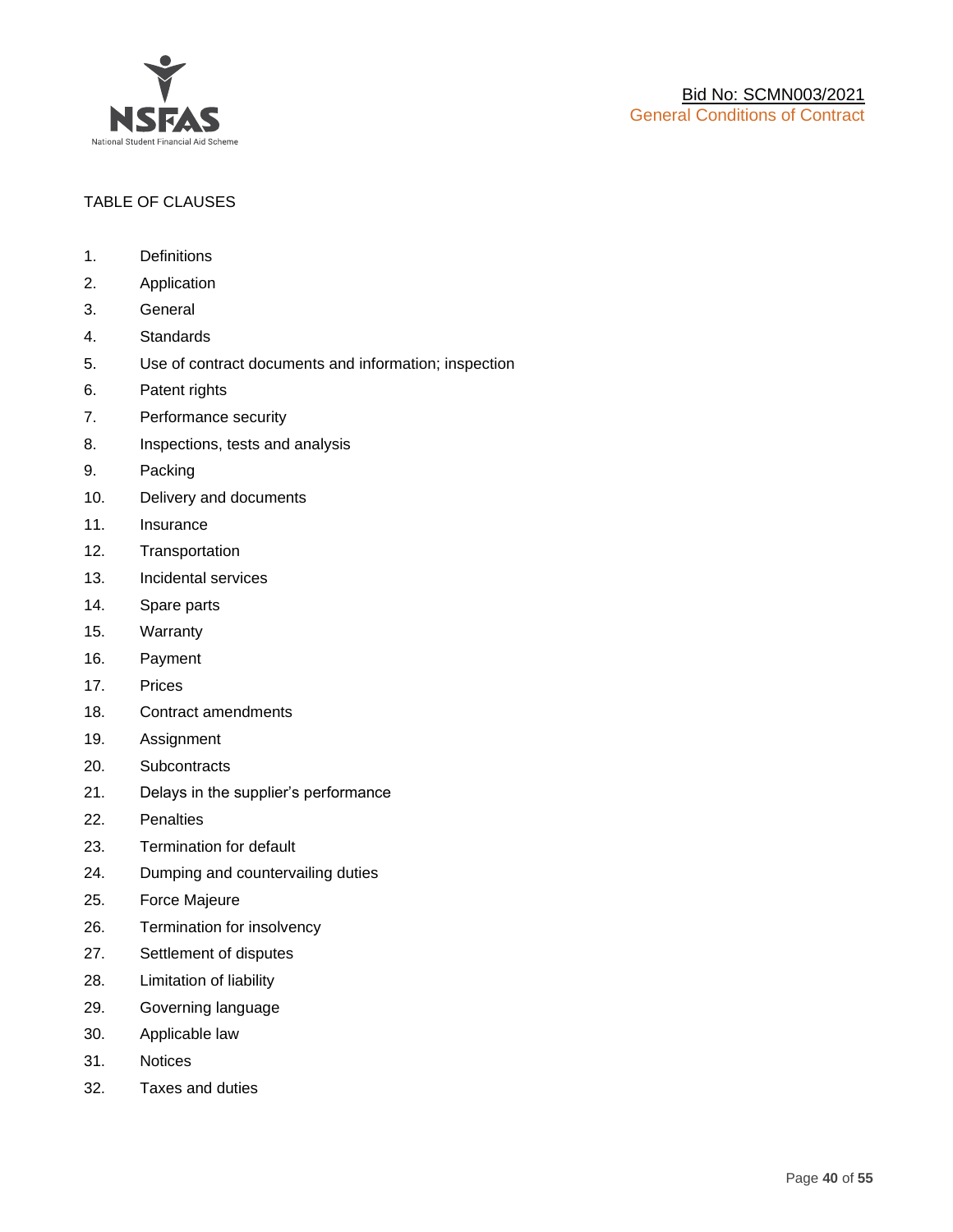TABLE OF CLAUSES

1. Definitions
2. Application
3. General
4. Standards
5. Use of contract documents and information; inspection
6. Patent rights
7. Performance security
8. Inspections, tests and analysis
9. Packing
10. Delivery and documents
11. Insurance
12. Transportation
13. Incidental services
14. Spare parts
15. Warranty
16. Payment
17. Prices
18. Contract amendments
19. Assignment
20. Subcontracts
21. Delays in the supplier's performance
22. Penalties
23. Termination for default
24. Dumping and countervailing duties
25. Force Majeure
26. Termination for insolvency
27. Settlement of disputes
28. Limitation of liability
29. Governing language
30. Applicable law
31. Notices
32. Taxes and duties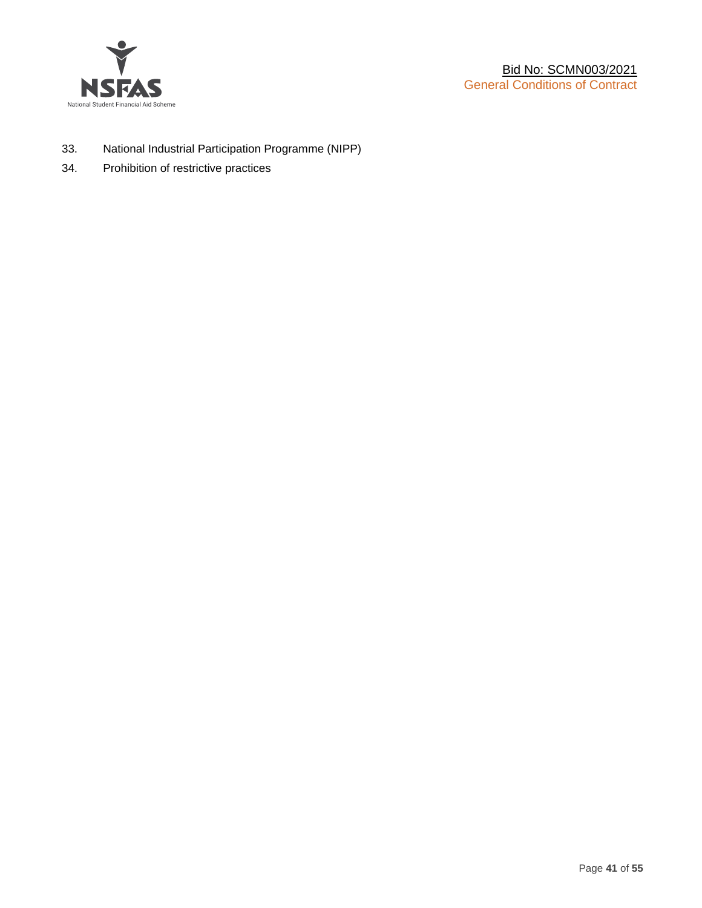33. National Industrial Participation Programme (NIPP)
34. Prohibition of restrictive practices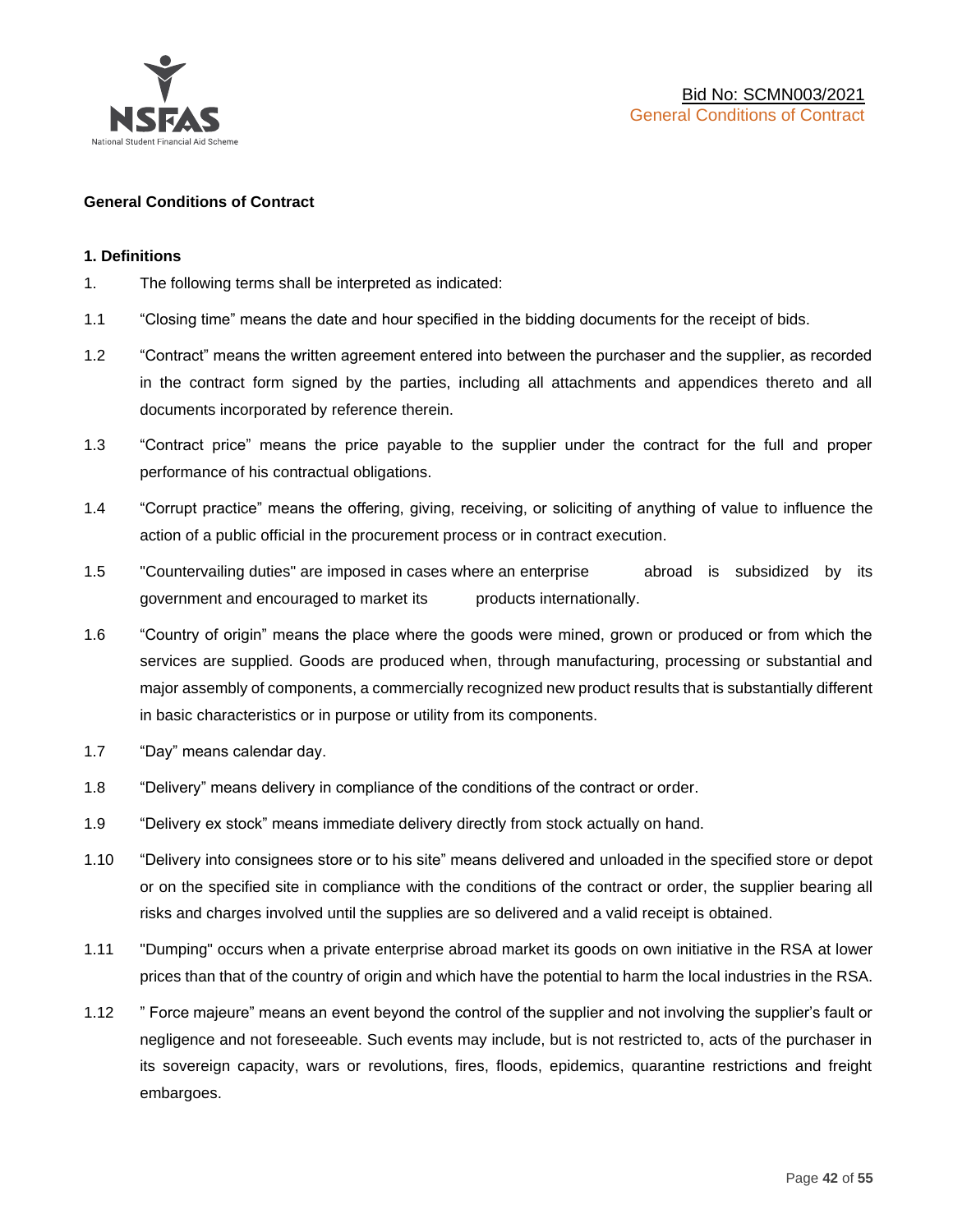**General Conditions of Contract**

**1. Definitions**

1. The following terms shall be interpreted as indicated:

1.1 "Closing time" means the date and hour specified in the bidding documents for the receipt of bids.

1.2 "Contract" means the written agreement entered into between the purchaser and the supplier, as recorded in the contract form signed by the parties, including all attachments and appendices thereto and all documents incorporated by reference therein.

1.3 "Contract price" means the price payable to the supplier under the contract for the full and proper performance of his contractual obligations.

1.4 "Corrupt practice" means the offering, giving, receiving, or soliciting of anything of value to influence the action of a public official in the procurement process or in contract execution.

1.5 "Countervailing duties" are imposed in cases where an enterprise abroad is subsidized by its government and encouraged to market its products internationally.

1.6 "Country of origin" means the place where the goods were mined, grown or produced or from which the services are supplied. Goods are produced when, through manufacturing, processing or substantial and major assembly of components, a commercially recognized new product results that is substantially different in basic characteristics or in purpose or utility from its components.

1.7 "Day" means calendar day.

1.8 "Delivery" means delivery in compliance of the conditions of the contract or order.

1.9 "Delivery ex stock" means immediate delivery directly from stock actually on hand.

1.10 "Delivery into consignees store or to his site" means delivered and unloaded in the specified store or depot or on the specified site in compliance with the conditions of the contract or order, the supplier bearing all risks and charges involved until the supplies are so delivered and a valid receipt is obtained.

1.11 "Dumping" occurs when a private enterprise abroad market its goods on own initiative in the RSA at lower prices than that of the country of origin and which have the potential to harm the local industries in the RSA.

1.12 " Force majeure" means an event beyond the control of the supplier and not involving the supplier's fault or negligence and not foreseeable. Such events may include, but is not restricted to, acts of the purchaser in its sovereign capacity, wars or revolutions, fires, floods, epidemics, quarantine restrictions and freight embargoes.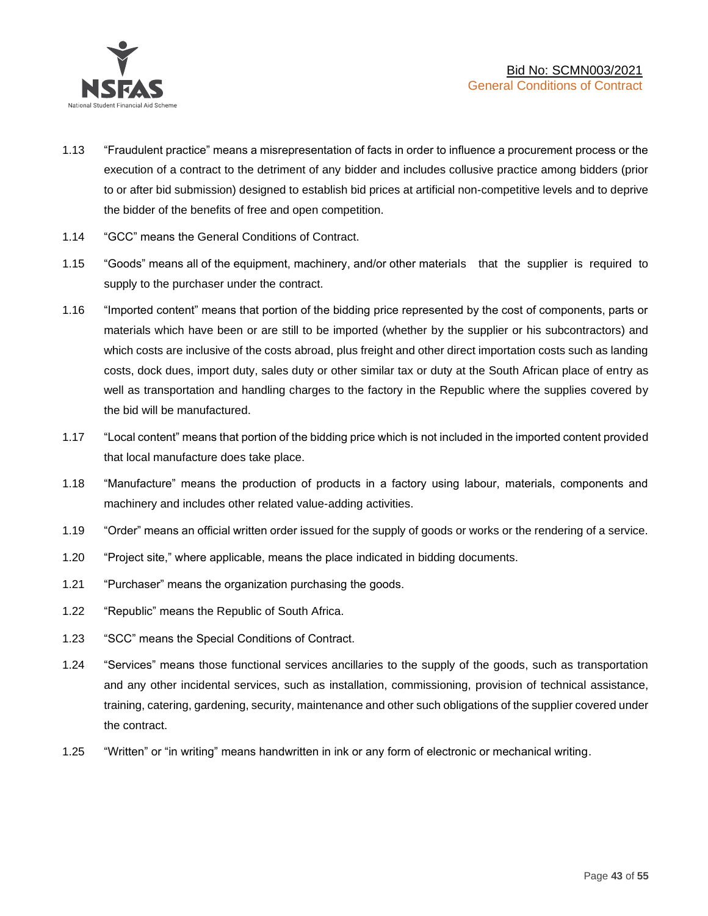1.13 "Fraudulent practice" means a misrepresentation of facts in order to influence a procurement process or the execution of a contract to the detriment of any bidder and includes collusive practice among bidders (prior to or after bid submission) designed to establish bid prices at artificial non-competitive levels and to deprive the bidder of the benefits of free and open competition.

1.14 "GCC" means the General Conditions of Contract.

1.15 "Goods" means all of the equipment, machinery, and/or other materials that the supplier is required to supply to the purchaser under the contract.

1.16 "Imported content" means that portion of the bidding price represented by the cost of components, parts or materials which have been or are still to be imported (whether by the supplier or his subcontractors) and which costs are inclusive of the costs abroad, plus freight and other direct importation costs such as landing costs, dock dues, import duty, sales duty or other similar tax or duty at the South African place of entry as well as transportation and handling charges to the factory in the Republic where the supplies covered by the bid will be manufactured.

1.17 "Local content" means that portion of the bidding price which is not included in the imported content provided that local manufacture does take place.

1.18 "Manufacture" means the production of products in a factory using labour, materials, components and machinery and includes other related value-adding activities.

1.19 "Order" means an official written order issued for the supply of goods or works or the rendering of a service.

1.20 "Project site," where applicable, means the place indicated in bidding documents.

1.21 "Purchaser" means the organization purchasing the goods.

1.22 "Republic" means the Republic of South Africa.

1.23 "SCC" means the Special Conditions of Contract.

1.24 "Services" means those functional services ancillaries to the supply of the goods, such as transportation and any other incidental services, such as installation, commissioning, provision of technical assistance, training, catering, gardening, security, maintenance and other such obligations of the supplier covered under the contract.

1.25 "Written" or "in writing" means handwritten in ink or any form of electronic or mechanical writing.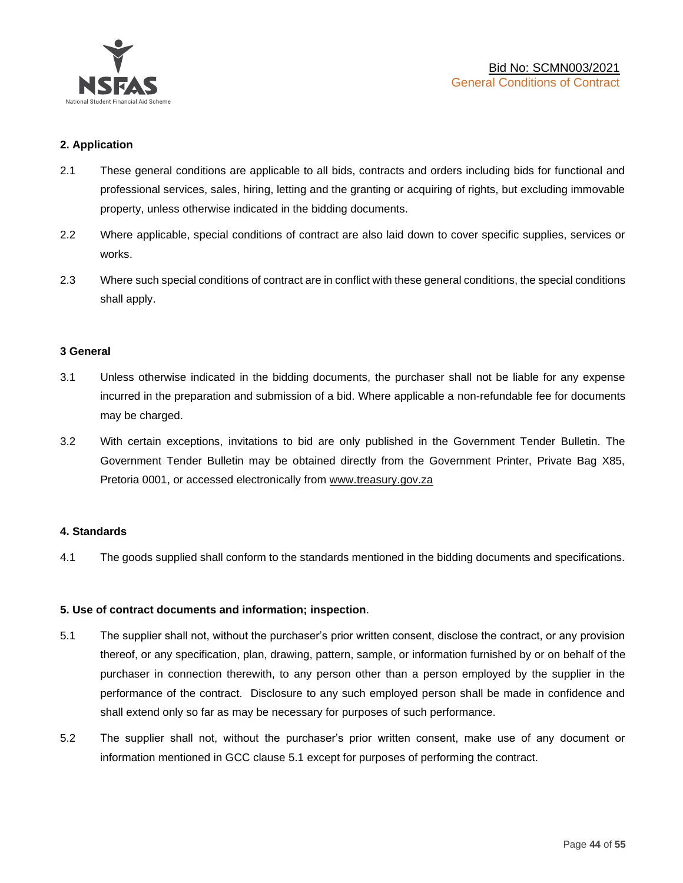## 2. Application

2.1 These general conditions are applicable to all bids, contracts and orders including bids for functional and professional services, sales, hiring, letting and the granting or acquiring of rights, but excluding immovable property, unless otherwise indicated in the bidding documents.

2.2 Where applicable, special conditions of contract are also laid down to cover specific supplies, services or works.

2.3 Where such special conditions of contract are in conflict with these general conditions, the special conditions shall apply.

## 3 General

3.1 Unless otherwise indicated in the bidding documents, the purchaser shall not be liable for any expense incurred in the preparation and submission of a bid. Where applicable a non-refundable fee for documents may be charged.

3.2 With certain exceptions, invitations to bid are only published in the Government Tender Bulletin. The Government Tender Bulletin may be obtained directly from the Government Printer, Private Bag X85, Pretoria 0001, or accessed electronically from www.treasury.gov.za

## 4. Standards

4.1 The goods supplied shall conform to the standards mentioned in the bidding documents and specifications.

## 5. Use of contract documents and information; inspection.

5.1 The supplier shall not, without the purchaser's prior written consent, disclose the contract, or any provision thereof, or any specification, plan, drawing, pattern, sample, or information furnished by or on behalf of the purchaser in connection therewith, to any person other than a person employed by the supplier in the performance of the contract. Disclosure to any such employed person shall be made in confidence and shall extend only so far as may be necessary for purposes of such performance.

5.2 The supplier shall not, without the purchaser's prior written consent, make use of any document or information mentioned in GCC clause 5.1 except for purposes of performing the contract.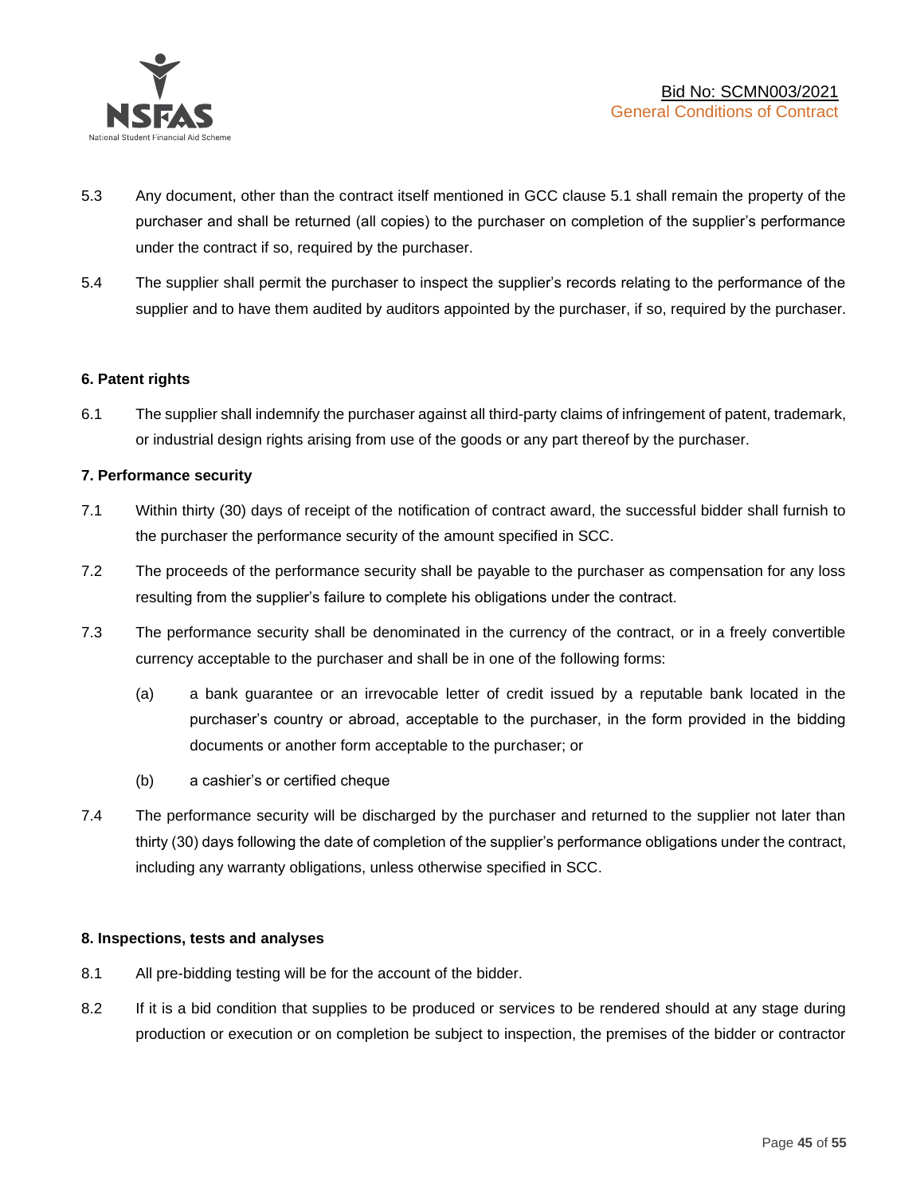5.3 Any document, other than the contract itself mentioned in GCC clause 5.1 shall remain the property of the purchaser and shall be returned (all copies) to the purchaser on completion of the supplier's performance under the contract if so, required by the purchaser.

5.4 The supplier shall permit the purchaser to inspect the supplier's records relating to the performance of the supplier and to have them audited by auditors appointed by the purchaser, if so, required by the purchaser.

**6. Patent rights**

6.1 The supplier shall indemnify the purchaser against all third-party claims of infringement of patent, trademark, or industrial design rights arising from use of the goods or any part thereof by the purchaser.

**7. Performance security**

7.1 Within thirty (30) days of receipt of the notification of contract award, the successful bidder shall furnish to the purchaser the performance security of the amount specified in SCC.

7.2 The proceeds of the performance security shall be payable to the purchaser as compensation for any loss resulting from the supplier's failure to complete his obligations under the contract.

7.3 The performance security shall be denominated in the currency of the contract, or in a freely convertible currency acceptable to the purchaser and shall be in one of the following forms:

(a) a bank guarantee or an irrevocable letter of credit issued by a reputable bank located in the purchaser's country or abroad, acceptable to the purchaser, in the form provided in the bidding documents or another form acceptable to the purchaser; or

(b) a cashier's or certified cheque

7.4 The performance security will be discharged by the purchaser and returned to the supplier not later than thirty (30) days following the date of completion of the supplier's performance obligations under the contract, including any warranty obligations, unless otherwise specified in SCC.

**8. Inspections, tests and analyses**

8.1 All pre-bidding testing will be for the account of the bidder.

8.2 If it is a bid condition that supplies to be produced or services to be rendered should at any stage during production or execution or on completion be subject to inspection, the premises of the bidder or contractor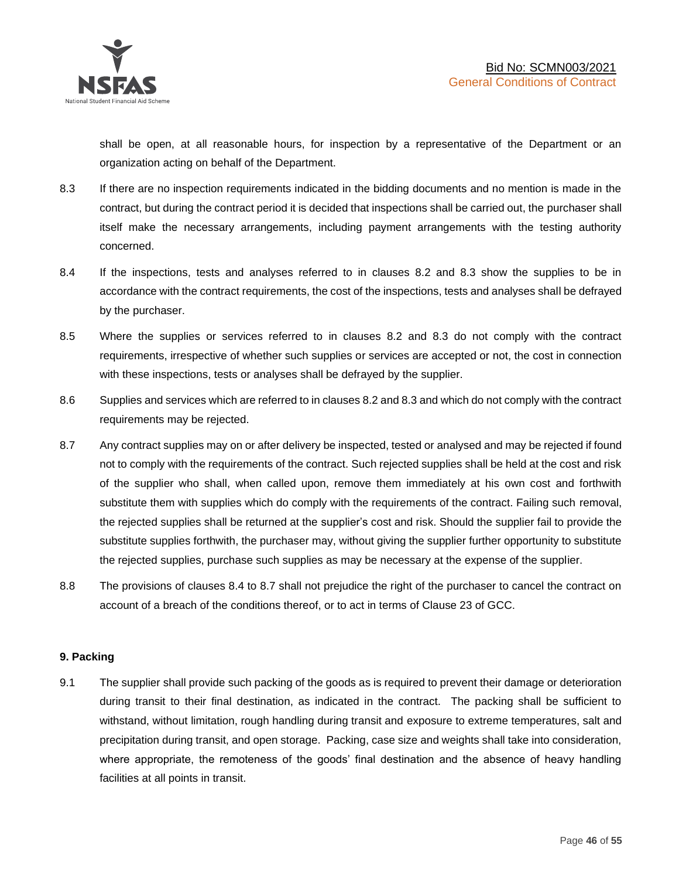shall be open, at all reasonable hours, for inspection by a representative of the Department or an organization acting on behalf of the Department.

8.3 If there are no inspection requirements indicated in the bidding documents and no mention is made in the contract, but during the contract period it is decided that inspections shall be carried out, the purchaser shall itself make the necessary arrangements, including payment arrangements with the testing authority concerned.

8.4 If the inspections, tests and analyses referred to in clauses 8.2 and 8.3 show the supplies to be in accordance with the contract requirements, the cost of the inspections, tests and analyses shall be defrayed by the purchaser.

8.5 Where the supplies or services referred to in clauses 8.2 and 8.3 do not comply with the contract requirements, irrespective of whether such supplies or services are accepted or not, the cost in connection with these inspections, tests or analyses shall be defrayed by the supplier.

8.6 Supplies and services which are referred to in clauses 8.2 and 8.3 and which do not comply with the contract requirements may be rejected.

8.7 Any contract supplies may on or after delivery be inspected, tested or analysed and may be rejected if found not to comply with the requirements of the contract. Such rejected supplies shall be held at the cost and risk of the supplier who shall, when called upon, remove them immediately at his own cost and forthwith substitute them with supplies which do comply with the requirements of the contract. Failing such removal, the rejected supplies shall be returned at the supplier's cost and risk. Should the supplier fail to provide the substitute supplies forthwith, the purchaser may, without giving the supplier further opportunity to substitute the rejected supplies, purchase such supplies as may be necessary at the expense of the supplier.

8.8 The provisions of clauses 8.4 to 8.7 shall not prejudice the right of the purchaser to cancel the contract on account of a breach of the conditions thereof, or to act in terms of Clause 23 of GCC.

**9. Packing**

9.1 The supplier shall provide such packing of the goods as is required to prevent their damage or deterioration during transit to their final destination, as indicated in the contract. The packing shall be sufficient to withstand, without limitation, rough handling during transit and exposure to extreme temperatures, salt and precipitation during transit, and open storage. Packing, case size and weights shall take into consideration, where appropriate, the remoteness of the goods' final destination and the absence of heavy handling facilities at all points in transit.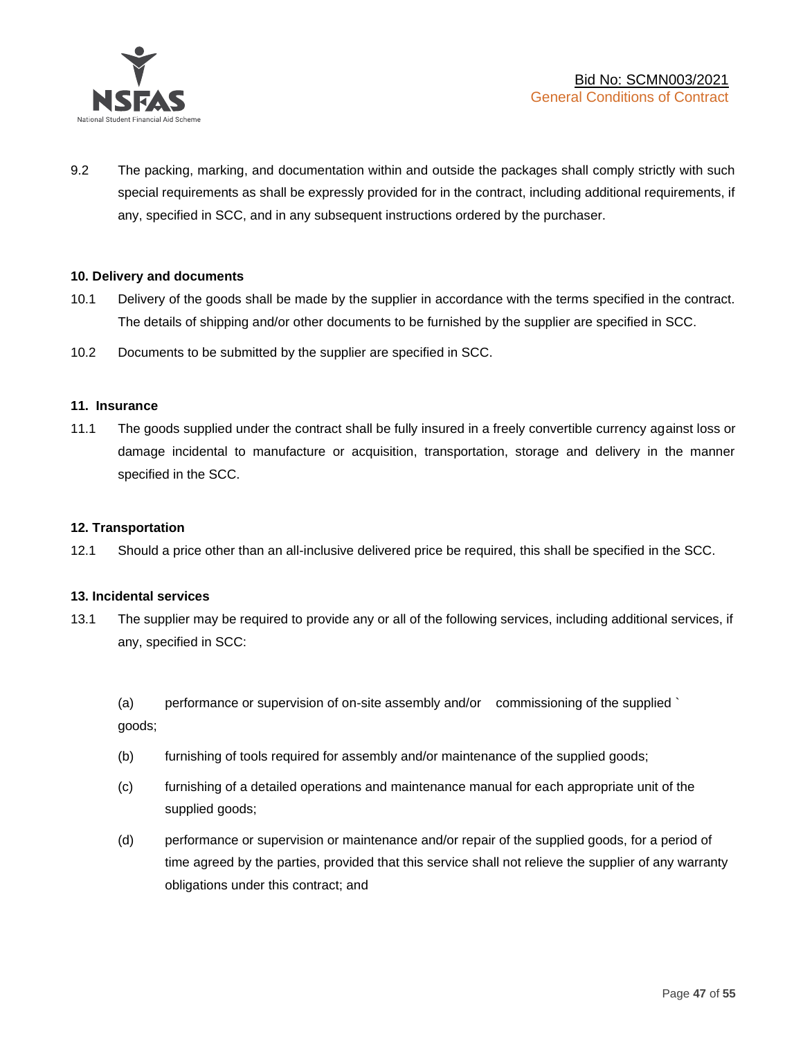9.2 The packing, marking, and documentation within and outside the packages shall comply strictly with such special requirements as shall be expressly provided for in the contract, including additional requirements, if any, specified in SCC, and in any subsequent instructions ordered by the purchaser.

**10. Delivery and documents**

10.1 Delivery of the goods shall be made by the supplier in accordance with the terms specified in the contract. The details of shipping and/or other documents to be furnished by the supplier are specified in SCC.

10.2 Documents to be submitted by the supplier are specified in SCC.

**11. Insurance**

11.1 The goods supplied under the contract shall be fully insured in a freely convertible currency against loss or damage incidental to manufacture or acquisition, transportation, storage and delivery in the manner specified in the SCC.

**12. Transportation**

12.1 Should a price other than an all-inclusive delivered price be required, this shall be specified in the SCC.

**13. Incidental services**

13.1 The supplier may be required to provide any or all of the following services, including additional services, if any, specified in SCC:

(a) performance or supervision of on-site assembly and/or commissioning of the supplied ` goods;

(b) furnishing of tools required for assembly and/or maintenance of the supplied goods;

(c) furnishing of a detailed operations and maintenance manual for each appropriate unit of the supplied goods;

(d) performance or supervision or maintenance and/or repair of the supplied goods, for a period of time agreed by the parties, provided that this service shall not relieve the supplier of any warranty obligations under this contract; and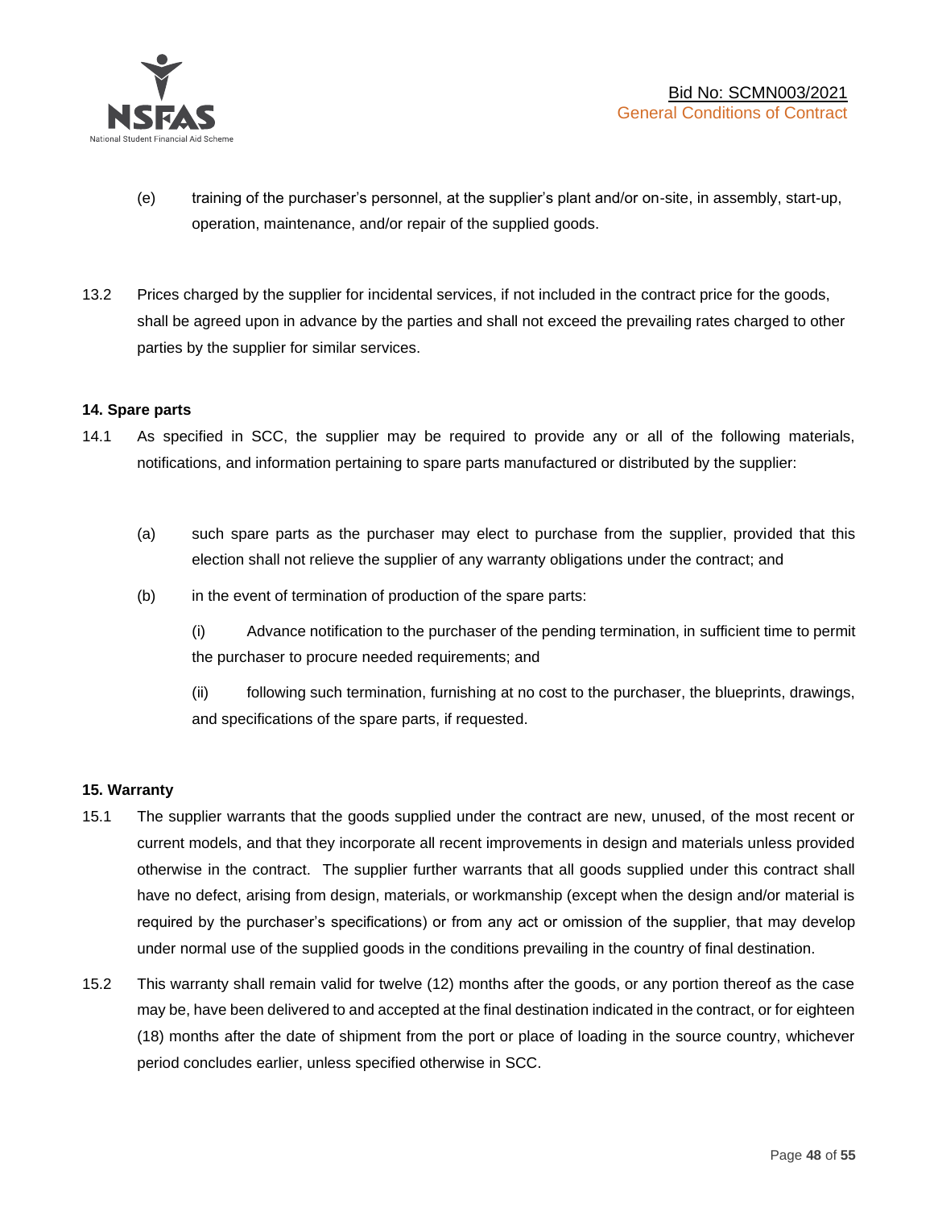(e) training of the purchaser's personnel, at the supplier's plant and/or on-site, in assembly, start-up, operation, maintenance, and/or repair of the supplied goods.

13.2 Prices charged by the supplier for incidental services, if not included in the contract price for the goods, shall be agreed upon in advance by the parties and shall not exceed the prevailing rates charged to other parties by the supplier for similar services.

**14. Spare parts**

14.1 As specified in SCC, the supplier may be required to provide any or all of the following materials, notifications, and information pertaining to spare parts manufactured or distributed by the supplier:

(a) such spare parts as the purchaser may elect to purchase from the supplier, provided that this election shall not relieve the supplier of any warranty obligations under the contract; and

(b) in the event of termination of production of the spare parts:

(i) Advance notification to the purchaser of the pending termination, in sufficient time to permit the purchaser to procure needed requirements; and

(ii) following such termination, furnishing at no cost to the purchaser, the blueprints, drawings, and specifications of the spare parts, if requested.

**15. Warranty**

15.1 The supplier warrants that the goods supplied under the contract are new, unused, of the most recent or current models, and that they incorporate all recent improvements in design and materials unless provided otherwise in the contract. The supplier further warrants that all goods supplied under this contract shall have no defect, arising from design, materials, or workmanship (except when the design and/or material is required by the purchaser's specifications) or from any act or omission of the supplier, that may develop under normal use of the supplied goods in the conditions prevailing in the country of final destination.

15.2 This warranty shall remain valid for twelve (12) months after the goods, or any portion thereof as the case may be, have been delivered to and accepted at the final destination indicated in the contract, or for eighteen (18) months after the date of shipment from the port or place of loading in the source country, whichever period concludes earlier, unless specified otherwise in SCC.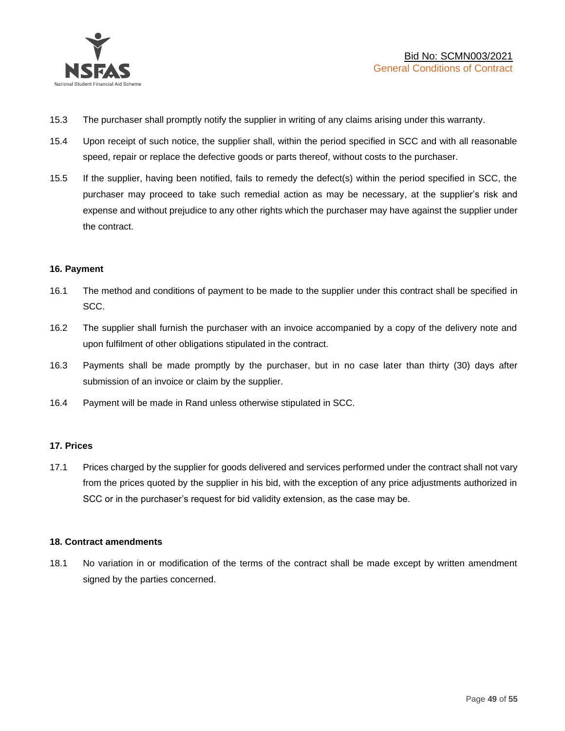15.3 The purchaser shall promptly notify the supplier in writing of any claims arising under this warranty.

15.4 Upon receipt of such notice, the supplier shall, within the period specified in SCC and with all reasonable speed, repair or replace the defective goods or parts thereof, without costs to the purchaser.

15.5 If the supplier, having been notified, fails to remedy the defect(s) within the period specified in SCC, the purchaser may proceed to take such remedial action as may be necessary, at the supplier's risk and expense and without prejudice to any other rights which the purchaser may have against the supplier under the contract.

**16. Payment**

16.1 The method and conditions of payment to be made to the supplier under this contract shall be specified in SCC.

16.2 The supplier shall furnish the purchaser with an invoice accompanied by a copy of the delivery note and upon fulfilment of other obligations stipulated in the contract.

16.3 Payments shall be made promptly by the purchaser, but in no case later than thirty (30) days after submission of an invoice or claim by the supplier.

16.4 Payment will be made in Rand unless otherwise stipulated in SCC.

**17. Prices**

17.1 Prices charged by the supplier for goods delivered and services performed under the contract shall not vary from the prices quoted by the supplier in his bid, with the exception of any price adjustments authorized in SCC or in the purchaser's request for bid validity extension, as the case may be.

**18. Contract amendments**

18.1 No variation in or modification of the terms of the contract shall be made except by written amendment signed by the parties concerned.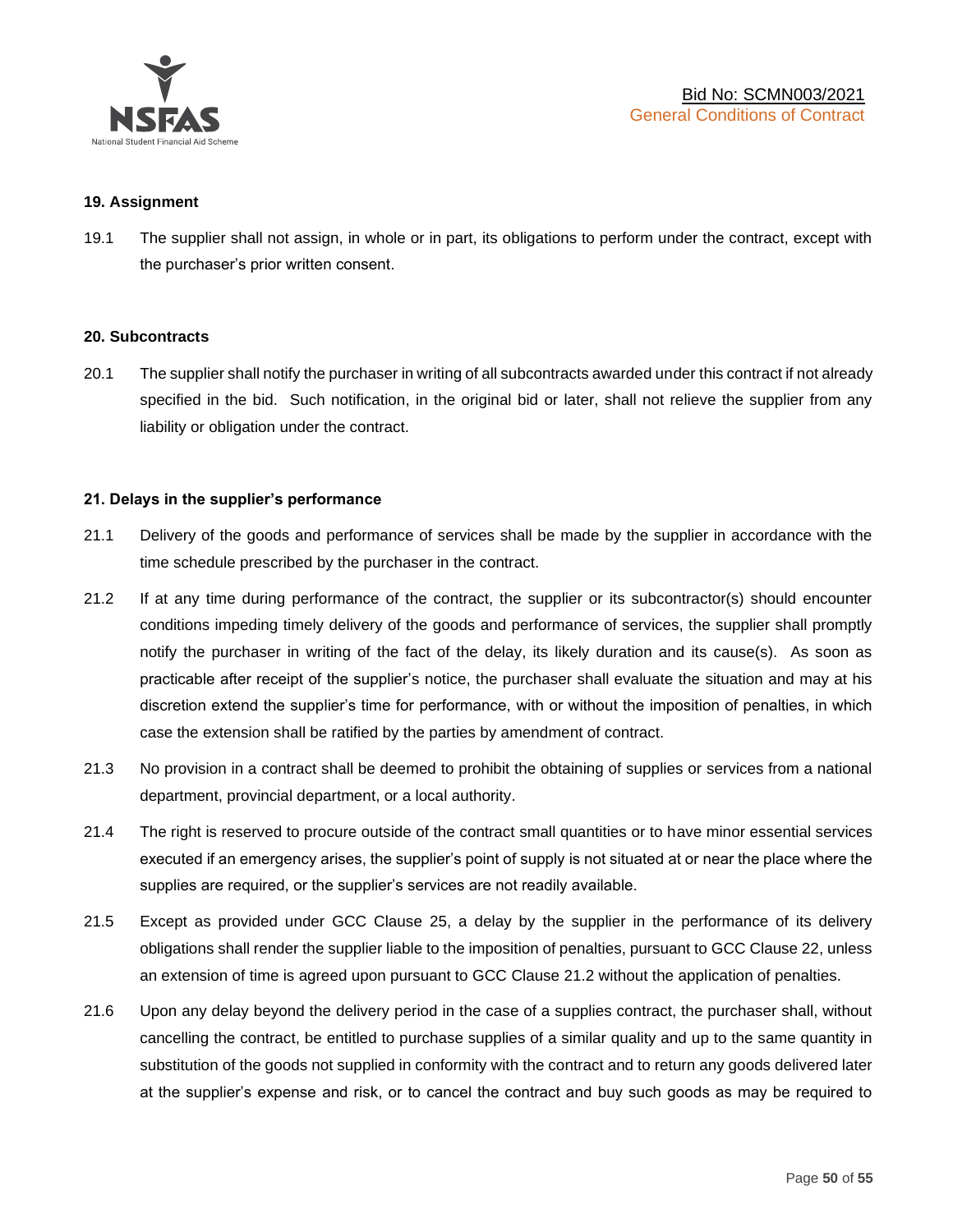**19. Assignment**

19.1 The supplier shall not assign, in whole or in part, its obligations to perform under the contract, except with the purchaser's prior written consent.

**20. Subcontracts**

20.1 The supplier shall notify the purchaser in writing of all subcontracts awarded under this contract if not already specified in the bid. Such notification, in the original bid or later, shall not relieve the supplier from any liability or obligation under the contract.

**21. Delays in the supplier's performance**

21.1 Delivery of the goods and performance of services shall be made by the supplier in accordance with the time schedule prescribed by the purchaser in the contract.

21.2 If at any time during performance of the contract, the supplier or its subcontractor(s) should encounter conditions impeding timely delivery of the goods and performance of services, the supplier shall promptly notify the purchaser in writing of the fact of the delay, its likely duration and its cause(s). As soon as practicable after receipt of the supplier's notice, the purchaser shall evaluate the situation and may at his discretion extend the supplier's time for performance, with or without the imposition of penalties, in which case the extension shall be ratified by the parties by amendment of contract.

21.3 No provision in a contract shall be deemed to prohibit the obtaining of supplies or services from a national department, provincial department, or a local authority.

21.4 The right is reserved to procure outside of the contract small quantities or to have minor essential services executed if an emergency arises, the supplier's point of supply is not situated at or near the place where the supplies are required, or the supplier's services are not readily available.

21.5 Except as provided under GCC Clause 25, a delay by the supplier in the performance of its delivery obligations shall render the supplier liable to the imposition of penalties, pursuant to GCC Clause 22, unless an extension of time is agreed upon pursuant to GCC Clause 21.2 without the application of penalties.

21.6 Upon any delay beyond the delivery period in the case of a supplies contract, the purchaser shall, without cancelling the contract, be entitled to purchase supplies of a similar quality and up to the same quantity in substitution of the goods not supplied in conformity with the contract and to return any goods delivered later at the supplier's expense and risk, or to cancel the contract and buy such goods as may be required to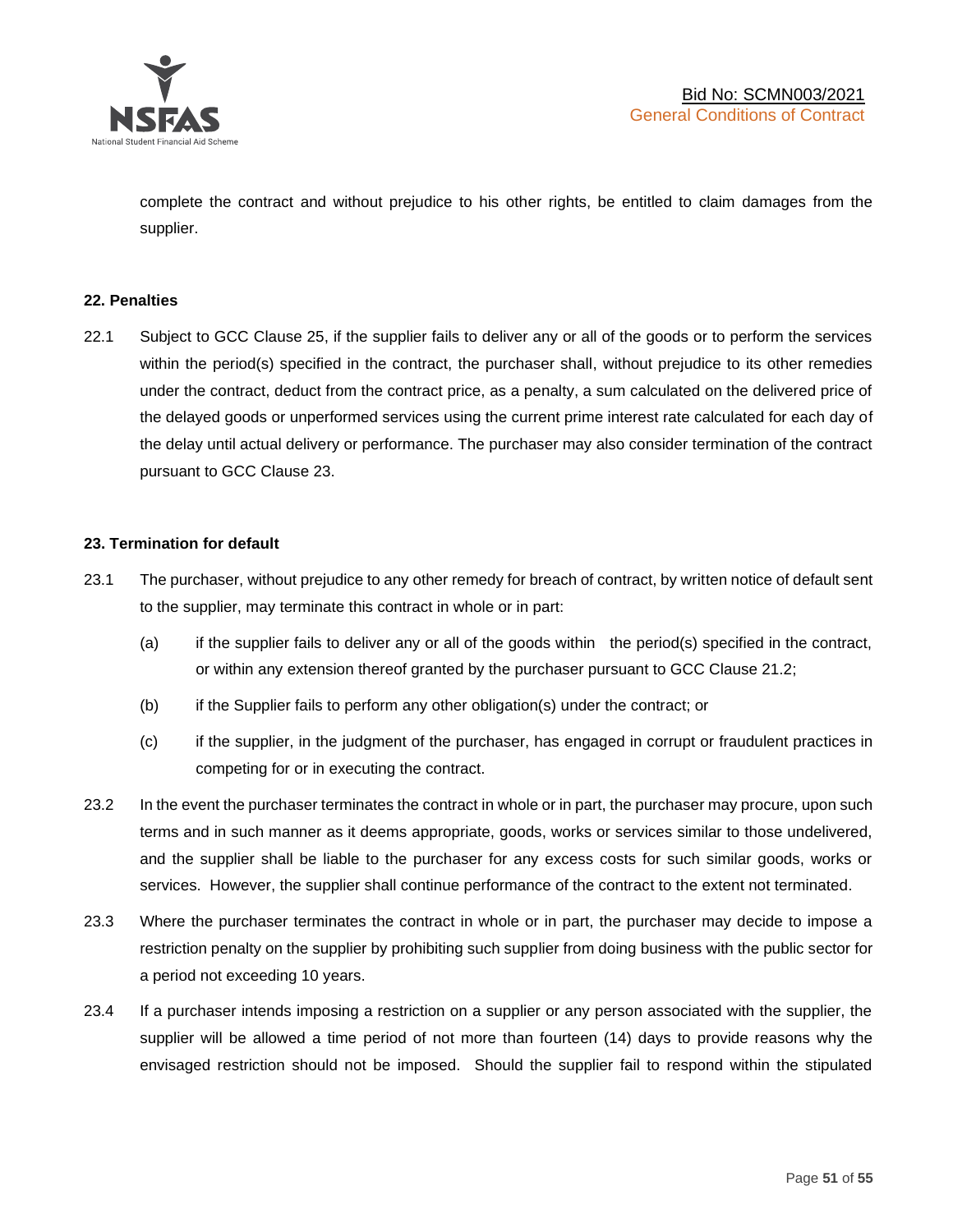complete the contract and without prejudice to his other rights, be entitled to claim damages from the supplier.

**22. Penalties**

22.1 Subject to GCC Clause 25, if the supplier fails to deliver any or all of the goods or to perform the services within the period(s) specified in the contract, the purchaser shall, without prejudice to its other remedies under the contract, deduct from the contract price, as a penalty, a sum calculated on the delivered price of the delayed goods or unperformed services using the current prime interest rate calculated for each day of the delay until actual delivery or performance. The purchaser may also consider termination of the contract pursuant to GCC Clause 23.

**23. Termination for default**

23.1 The purchaser, without prejudice to any other remedy for breach of contract, by written notice of default sent to the supplier, may terminate this contract in whole or in part:

(a) if the supplier fails to deliver any or all of the goods within the period(s) specified in the contract, or within any extension thereof granted by the purchaser pursuant to GCC Clause 21.2;

(b) if the Supplier fails to perform any other obligation(s) under the contract; or

(c) if the supplier, in the judgment of the purchaser, has engaged in corrupt or fraudulent practices in competing for or in executing the contract.

23.2 In the event the purchaser terminates the contract in whole or in part, the purchaser may procure, upon such terms and in such manner as it deems appropriate, goods, works or services similar to those undelivered, and the supplier shall be liable to the purchaser for any excess costs for such similar goods, works or services. However, the supplier shall continue performance of the contract to the extent not terminated.

23.3 Where the purchaser terminates the contract in whole or in part, the purchaser may decide to impose a restriction penalty on the supplier by prohibiting such supplier from doing business with the public sector for a period not exceeding 10 years.

23.4 If a purchaser intends imposing a restriction on a supplier or any person associated with the supplier, the supplier will be allowed a time period of not more than fourteen (14) days to provide reasons why the envisaged restriction should not be imposed. Should the supplier fail to respond within the stipulated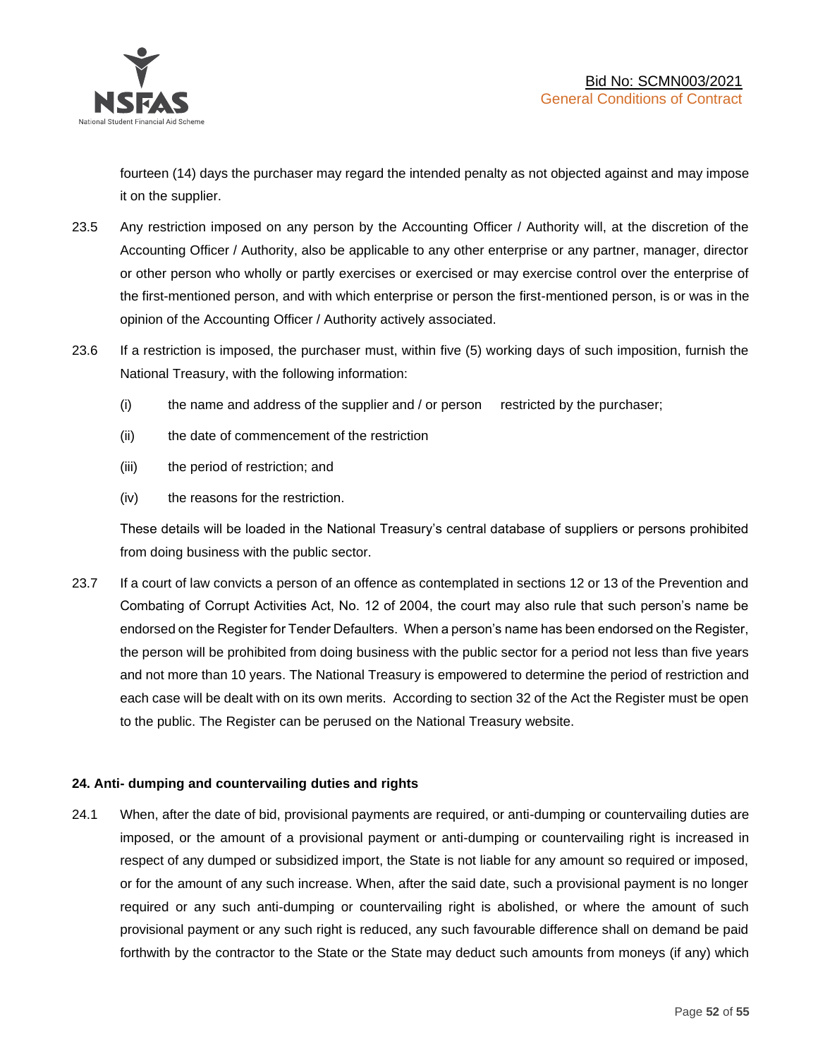fourteen (14) days the purchaser may regard the intended penalty as not objected against and may impose it on the supplier.

23.5 Any restriction imposed on any person by the Accounting Officer / Authority will, at the discretion of the Accounting Officer / Authority, also be applicable to any other enterprise or any partner, manager, director or other person who wholly or partly exercises or exercised or may exercise control over the enterprise of the first-mentioned person, and with which enterprise or person the first-mentioned person, is or was in the opinion of the Accounting Officer / Authority actively associated.

23.6 If a restriction is imposed, the purchaser must, within five (5) working days of such imposition, furnish the National Treasury, with the following information:

(i) the name and address of the supplier and / or person restricted by the purchaser;

(ii) the date of commencement of the restriction

(iii) the period of restriction; and

(iv) the reasons for the restriction.

These details will be loaded in the National Treasury's central database of suppliers or persons prohibited from doing business with the public sector.

23.7 If a court of law convicts a person of an offence as contemplated in sections 12 or 13 of the Prevention and Combating of Corrupt Activities Act, No. 12 of 2004, the court may also rule that such person's name be endorsed on the Register for Tender Defaulters. When a person's name has been endorsed on the Register, the person will be prohibited from doing business with the public sector for a period not less than five years and not more than 10 years. The National Treasury is empowered to determine the period of restriction and each case will be dealt with on its own merits. According to section 32 of the Act the Register must be open to the public. The Register can be perused on the National Treasury website.

**24. Anti- dumping and countervailing duties and rights**

24.1 When, after the date of bid, provisional payments are required, or anti-dumping or countervailing duties are imposed, or the amount of a provisional payment or anti-dumping or countervailing right is increased in respect of any dumped or subsidized import, the State is not liable for any amount so required or imposed, or for the amount of any such increase. When, after the said date, such a provisional payment is no longer required or any such anti-dumping or countervailing right is abolished, or where the amount of such provisional payment or any such right is reduced, any such favourable difference shall on demand be paid forthwith by the contractor to the State or the State may deduct such amounts from moneys (if any) which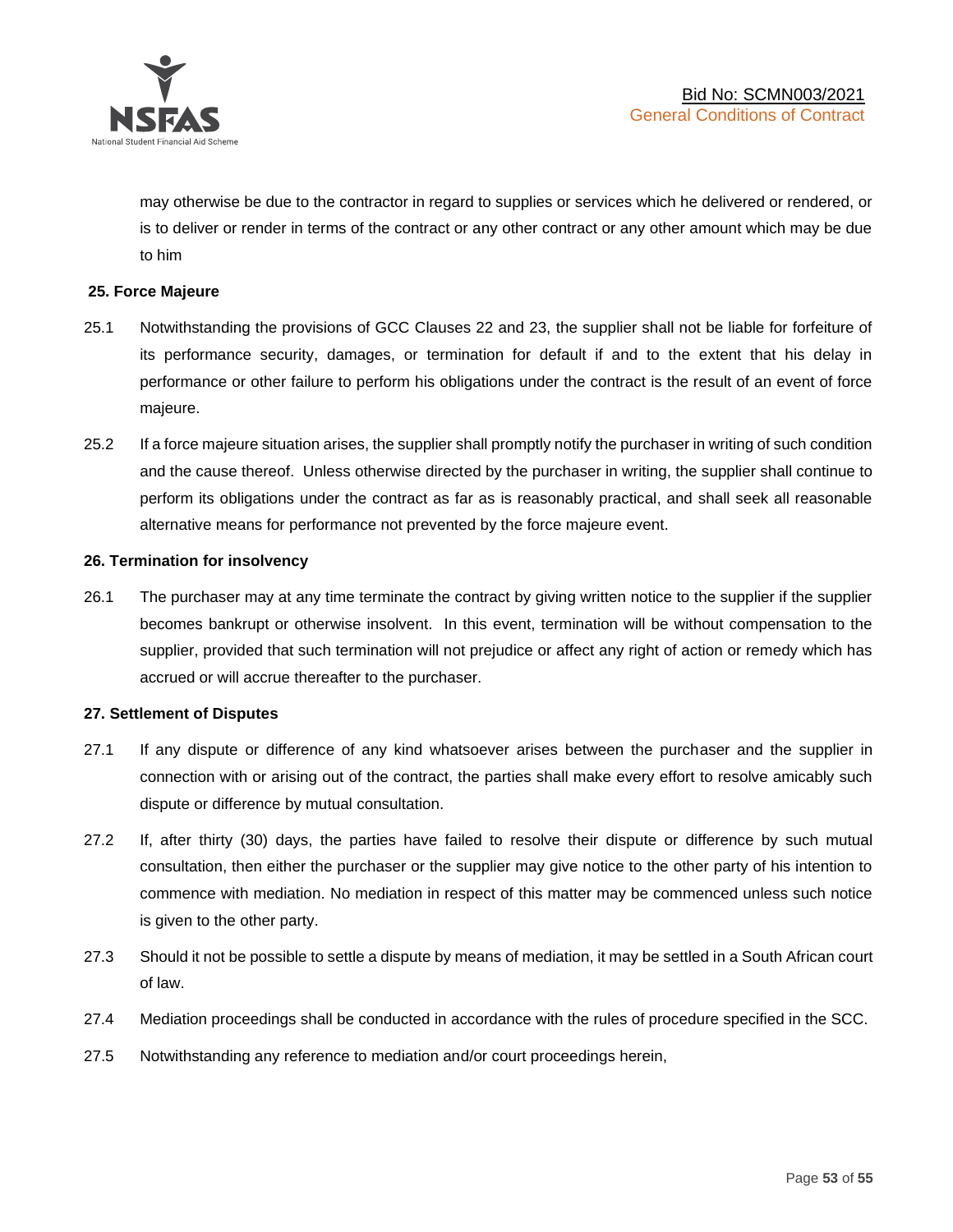may otherwise be due to the contractor in regard to supplies or services which he delivered or rendered, or is to deliver or render in terms of the contract or any other contract or any other amount which may be due to him

**25. Force Majeure**

25.1 Notwithstanding the provisions of GCC Clauses 22 and 23, the supplier shall not be liable for forfeiture of its performance security, damages, or termination for default if and to the extent that his delay in performance or other failure to perform his obligations under the contract is the result of an event of force majeure.

25.2 If a force majeure situation arises, the supplier shall promptly notify the purchaser in writing of such condition and the cause thereof. Unless otherwise directed by the purchaser in writing, the supplier shall continue to perform its obligations under the contract as far as is reasonably practical, and shall seek all reasonable alternative means for performance not prevented by the force majeure event.

**26. Termination for insolvency**

26.1 The purchaser may at any time terminate the contract by giving written notice to the supplier if the supplier becomes bankrupt or otherwise insolvent. In this event, termination will be without compensation to the supplier, provided that such termination will not prejudice or affect any right of action or remedy which has accrued or will accrue thereafter to the purchaser.

**27. Settlement of Disputes**

27.1 If any dispute or difference of any kind whatsoever arises between the purchaser and the supplier in connection with or arising out of the contract, the parties shall make every effort to resolve amicably such dispute or difference by mutual consultation.

27.2 If, after thirty (30) days, the parties have failed to resolve their dispute or difference by such mutual consultation, then either the purchaser or the supplier may give notice to the other party of his intention to commence with mediation. No mediation in respect of this matter may be commenced unless such notice is given to the other party.

27.3 Should it not be possible to settle a dispute by means of mediation, it may be settled in a South African court of law.

27.4 Mediation proceedings shall be conducted in accordance with the rules of procedure specified in the SCC.

27.5 Notwithstanding any reference to mediation and/or court proceedings herein,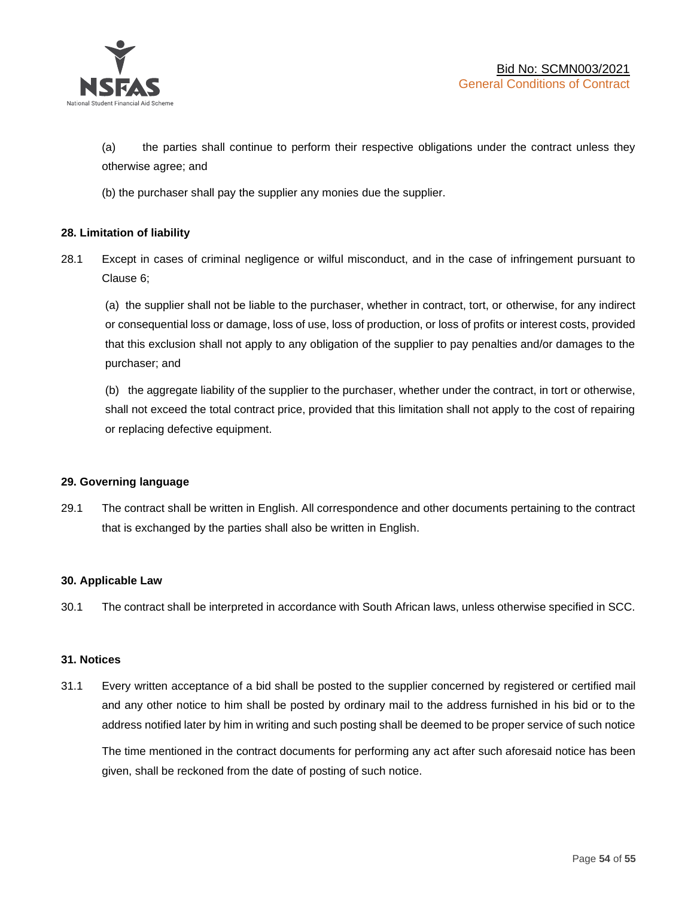(a) the parties shall continue to perform their respective obligations under the contract unless they otherwise agree; and

(b) the purchaser shall pay the supplier any monies due the supplier.

**28. Limitation of liability**

28.1 Except in cases of criminal negligence or wilful misconduct, and in the case of infringement pursuant to Clause 6;

(a) the supplier shall not be liable to the purchaser, whether in contract, tort, or otherwise, for any indirect or consequential loss or damage, loss of use, loss of production, or loss of profits or interest costs, provided that this exclusion shall not apply to any obligation of the supplier to pay penalties and/or damages to the purchaser; and

(b) the aggregate liability of the supplier to the purchaser, whether under the contract, in tort or otherwise, shall not exceed the total contract price, provided that this limitation shall not apply to the cost of repairing or replacing defective equipment.

**29. Governing language**

29.1 The contract shall be written in English. All correspondence and other documents pertaining to the contract that is exchanged by the parties shall also be written in English.

**30. Applicable Law**

30.1 The contract shall be interpreted in accordance with South African laws, unless otherwise specified in SCC.

**31. Notices**

31.1 Every written acceptance of a bid shall be posted to the supplier concerned by registered or certified mail and any other notice to him shall be posted by ordinary mail to the address furnished in his bid or to the address notified later by him in writing and such posting shall be deemed to be proper service of such notice

The time mentioned in the contract documents for performing any act after such aforesaid notice has been given, shall be reckoned from the date of posting of such notice.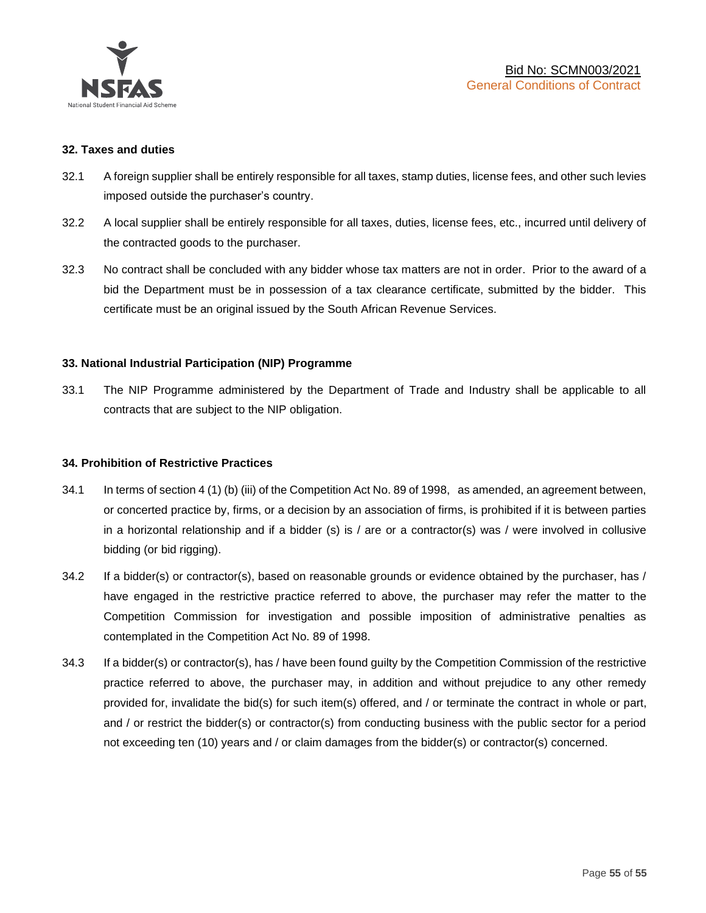### 32. Taxes and duties

32.1 A foreign supplier shall be entirely responsible for all taxes, stamp duties, license fees, and other such levies imposed outside the purchaser's country.

32.2 A local supplier shall be entirely responsible for all taxes, duties, license fees, etc., incurred until delivery of the contracted goods to the purchaser.

32.3 No contract shall be concluded with any bidder whose tax matters are not in order. Prior to the award of a bid the Department must be in possession of a tax clearance certificate, submitted by the bidder. This certificate must be an original issued by the South African Revenue Services.

### 33. National Industrial Participation (NIP) Programme

33.1 The NIP Programme administered by the Department of Trade and Industry shall be applicable to all contracts that are subject to the NIP obligation.

### 34. Prohibition of Restrictive Practices

34.1 In terms of section 4 (1) (b) (iii) of the Competition Act No. 89 of 1998, as amended, an agreement between, or concerted practice by, firms, or a decision by an association of firms, is prohibited if it is between parties in a horizontal relationship and if a bidder (s) is / are or a contractor(s) was / were involved in collusive bidding (or bid rigging).

34.2 If a bidder(s) or contractor(s), based on reasonable grounds or evidence obtained by the purchaser, has / have engaged in the restrictive practice referred to above, the purchaser may refer the matter to the Competition Commission for investigation and possible imposition of administrative penalties as contemplated in the Competition Act No. 89 of 1998.

34.3 If a bidder(s) or contractor(s), has / have been found guilty by the Competition Commission of the restrictive practice referred to above, the purchaser may, in addition and without prejudice to any other remedy provided for, invalidate the bid(s) for such item(s) offered, and / or terminate the contract in whole or part, and / or restrict the bidder(s) or contractor(s) from conducting business with the public sector for a period not exceeding ten (10) years and / or claim damages from the bidder(s) or contractor(s) concerned.